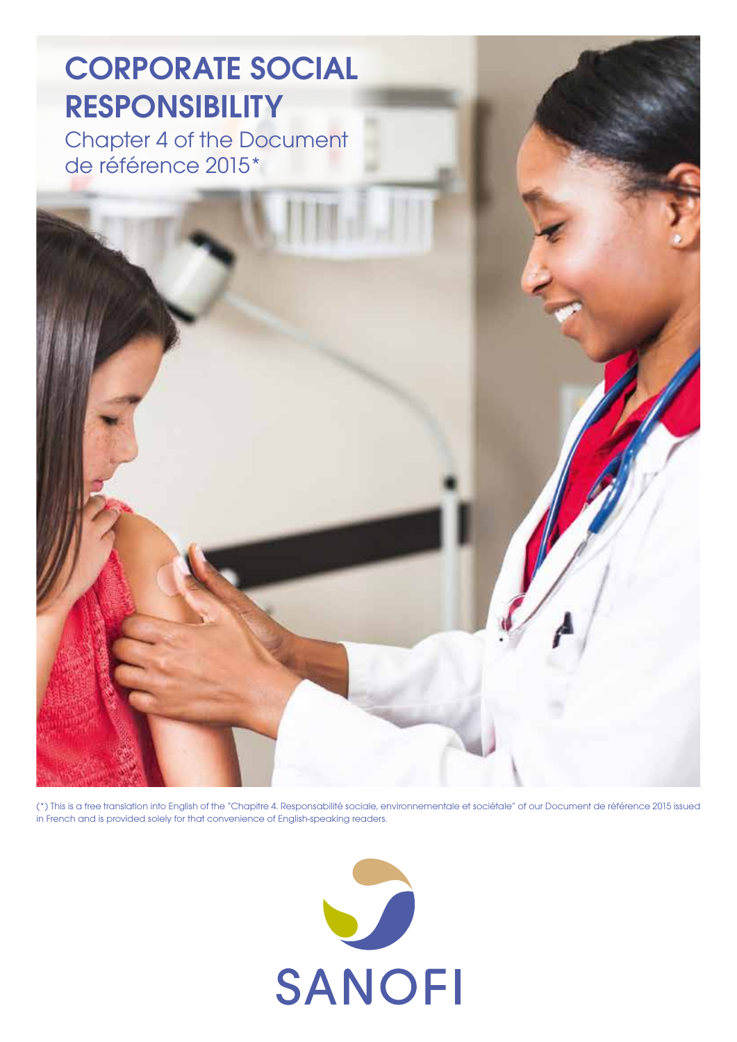# CORPORATE SOCIAL RESPONSIBILITY

Chapter 4 of the Document de référence 2015*

(*) This is a free translation into English of the "Chapitre 4. Responsabilité sociale, environnementale et sociétale" of our Document de référence 2015 issued in French and is provided solely for that convenience of English-speaking readers.

SANOFI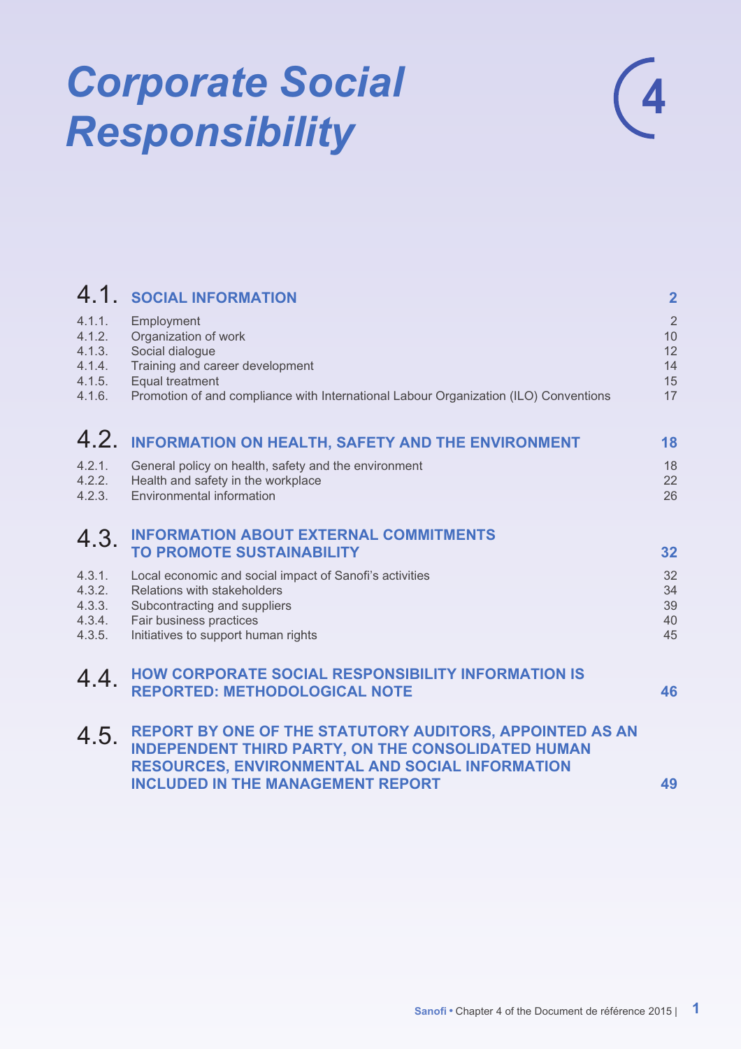# Corporate Social Responsibility

4

| | | |
|---|---|---|
| **4.1.** | **SOCIAL INFORMATION** | **2** |
| 4.1.1. | Employment | 2 |
| 4.1.2. | Organization of work | 10 |
| 4.1.3. | Social dialogue | 12 |
| 4.1.4. | Training and career development | 14 |
| 4.1.5. | Equal treatment | 15 |
| 4.1.6. | Promotion of and compliance with International Labour Organization (ILO) Conventions | 17 |
| **4.2.** | **INFORMATION ON HEALTH, SAFETY AND THE ENVIRONMENT** | **18** |
| 4.2.1. | General policy on health, safety and the environment | 18 |
| 4.2.2. | Health and safety in the workplace | 22 |
| 4.2.3. | Environmental information | 26 |
| **4.3.** | **INFORMATION ABOUT EXTERNAL COMMITMENTS TO PROMOTE SUSTAINABILITY** | **32** |
| 4.3.1. | Local economic and social impact of Sanofi's activities | 32 |
| 4.3.2. | Relations with stakeholders | 34 |
| 4.3.3. | Subcontracting and suppliers | 39 |
| 4.3.4. | Fair business practices | 40 |
| 4.3.5. | Initiatives to support human rights | 45 |
| **4.4.** | **HOW CORPORATE SOCIAL RESPONSIBILITY INFORMATION IS REPORTED: METHODOLOGICAL NOTE** | **46** |
| **4.5.** | **REPORT BY ONE OF THE STATUTORY AUDITORS, APPOINTED AS AN INDEPENDENT THIRD PARTY, ON THE CONSOLIDATED HUMAN RESOURCES, ENVIRONMENTAL AND SOCIAL INFORMATION INCLUDED IN THE MANAGEMENT REPORT** | **49** |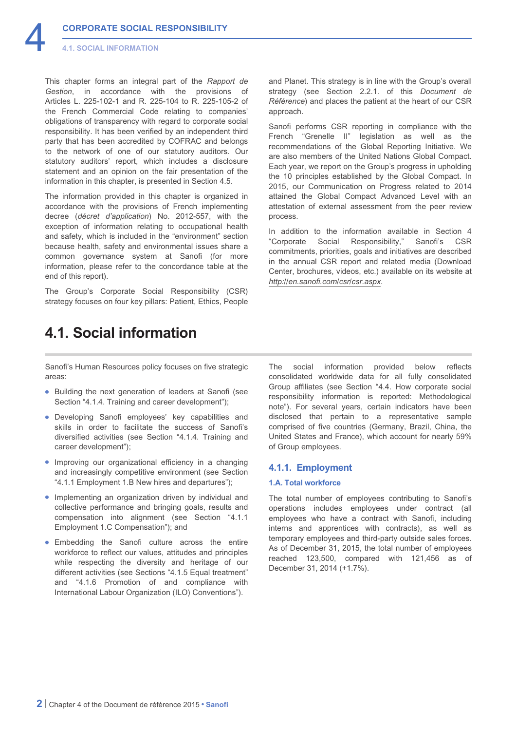This chapter forms an integral part of the *Rapport de Gestion*, in accordance with the provisions of Articles L. 225-102-1 and R. 225-104 to R. 225-105-2 of the French Commercial Code relating to companies' obligations of transparency with regard to corporate social responsibility. It has been verified by an independent third party that has been accredited by COFRAC and belongs to the network of one of our statutory auditors. Our statutory auditors' report, which includes a disclosure statement and an opinion on the fair presentation of the information in this chapter, is presented in Section 4.5.

The information provided in this chapter is organized in accordance with the provisions of French implementing decree (*décret d'application*) No. 2012-557, with the exception of information relating to occupational health and safety, which is included in the "environment" section because health, safety and environmental issues share a common governance system at Sanofi (for more information, please refer to the concordance table at the end of this report).

The Group's Corporate Social Responsibility (CSR) strategy focuses on four key pillars: Patient, Ethics, People and Planet. This strategy is in line with the Group's overall strategy (see Section 2.2.1. of this *Document de Référence*) and places the patient at the heart of our CSR approach.

Sanofi performs CSR reporting in compliance with the French "Grenelle II" legislation as well as the recommendations of the Global Reporting Initiative. We are also members of the United Nations Global Compact. Each year, we report on the Group's progress in upholding the 10 principles established by the Global Compact. In 2015, our Communication on Progress related to 2014 attained the Global Compact Advanced Level with an attestation of external assessment from the peer review process.

In addition to the information available in Section 4 "Corporate Social Responsibility," Sanofi's CSR commitments, priorities, goals and initiatives are described in the annual CSR report and related media (Download Center, brochures, videos, etc.) available on its website at *http://en.sanofi.com/csr/csr.aspx*.

# 4.1. Social information

Sanofi's Human Resources policy focuses on five strategic areas:

- Building the next generation of leaders at Sanofi (see Section "4.1.4. Training and career development");
- Developing Sanofi employees' key capabilities and skills in order to facilitate the success of Sanofi's diversified activities (see Section "4.1.4. Training and career development");
- Improving our organizational efficiency in a changing and increasingly competitive environment (see Section "4.1.1 Employment 1.B New hires and departures");
- Implementing an organization driven by individual and collective performance and bringing goals, results and compensation into alignment (see Section "4.1.1 Employment 1.C Compensation"); and
- Embedding the Sanofi culture across the entire workforce to reflect our values, attitudes and principles while respecting the diversity and heritage of our different activities (see Sections "4.1.5 Equal treatment" and "4.1.6 Promotion of and compliance with International Labour Organization (ILO) Conventions").

The social information provided below reflects consolidated worldwide data for all fully consolidated Group affiliates (see Section "4.4. How corporate social responsibility information is reported: Methodological note"). For several years, certain indicators have been disclosed that pertain to a representative sample comprised of five countries (Germany, Brazil, China, the United States and France), which account for nearly 59% of Group employees.

## 4.1.1. Employment

### 1.A. Total workforce

The total number of employees contributing to Sanofi's operations includes employees under contract (all employees who have a contract with Sanofi, including interns and apprentices with contracts), as well as temporary employees and third-party outside sales forces. As of December 31, 2015, the total number of employees reached 123,500, compared with 121,456 as of December 31, 2014 (+1.7%).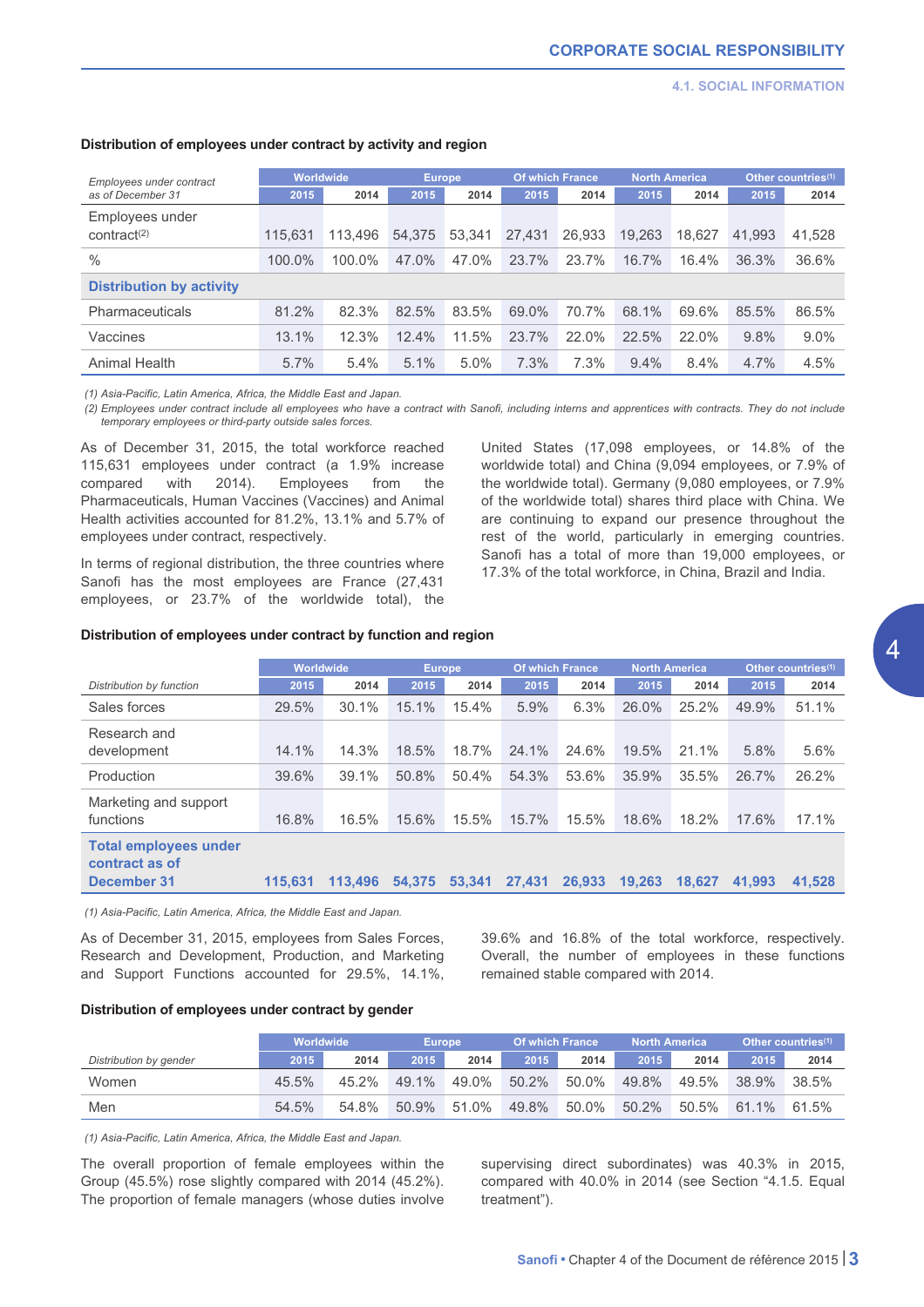### Distribution of employees under contract by activity and region

| *Employees under contract as of December 31* | Worldwide | | Europe | | Of which France | | North America | | Other countries[(1)] | |
|---|---|---|---|---|---|---|---|---|---|---|
| | 2015 | 2014 | 2015 | 2014 | 2015 | 2014 | 2015 | 2014 | 2015 | 2014 |
| Employees under contract[(2)] | 115,631 | 113,496 | 54,375 | 53,341 | 27,431 | 26,933 | 19,263 | 18,627 | 41,993 | 41,528 |
| % | 100.0% | 100.0% | 47.0% | 47.0% | 23.7% | 23.7% | 16.7% | 16.4% | 36.3% | 36.6% |
| **Distribution by activity** | | | | | | | | | | |
| Pharmaceuticals | 81.2% | 82.3% | 82.5% | 83.5% | 69.0% | 70.7% | 68.1% | 69.6% | 85.5% | 86.5% |
| Vaccines | 13.1% | 12.3% | 12.4% | 11.5% | 23.7% | 22.0% | 22.5% | 22.0% | 9.8% | 9.0% |
| Animal Health | 5.7% | 5.4% | 5.1% | 5.0% | 7.3% | 7.3% | 9.4% | 8.4% | 4.7% | 4.5% |

*(1) Asia-Pacific, Latin America, Africa, the Middle East and Japan.*
*(2) Employees under contract include all employees who have a contract with Sanofi, including interns and apprentices with contracts. They do not include temporary employees or third-party outside sales forces.*

As of December 31, 2015, the total workforce reached 115,631 employees under contract (a 1.9% increase compared with 2014). Employees from the Pharmaceuticals, Human Vaccines (Vaccines) and Animal Health activities accounted for 81.2%, 13.1% and 5.7% of employees under contract, respectively.

In terms of regional distribution, the three countries where Sanofi has the most employees are France (27,431 employees, or 23.7% of the worldwide total), the United States (17,098 employees, or 14.8% of the worldwide total) and China (9,094 employees, or 7.9% of the worldwide total). Germany (9,080 employees, or 7.9% of the worldwide total) shares third place with China. We are continuing to expand our presence throughout the rest of the world, particularly in emerging countries. Sanofi has a total of more than 19,000 employees, or 17.3% of the total workforce, in China, Brazil and India.

### Distribution of employees under contract by function and region

| *Distribution by function* | Worldwide | | Europe | | Of which France | | North America | | Other countries[(1)] | |
|---|---|---|---|---|---|---|---|---|---|---|
| | 2015 | 2014 | 2015 | 2014 | 2015 | 2014 | 2015 | 2014 | 2015 | 2014 |
| Sales forces | 29.5% | 30.1% | 15.1% | 15.4% | 5.9% | 6.3% | 26.0% | 25.2% | 49.9% | 51.1% |
| Research and development | 14.1% | 14.3% | 18.5% | 18.7% | 24.1% | 24.6% | 19.5% | 21.1% | 5.8% | 5.6% |
| Production | 39.6% | 39.1% | 50.8% | 50.4% | 54.3% | 53.6% | 35.9% | 35.5% | 26.7% | 26.2% |
| Marketing and support functions | 16.8% | 16.5% | 15.6% | 15.5% | 15.7% | 15.5% | 18.6% | 18.2% | 17.6% | 17.1% |
| **Total employees under contract as of December 31** | **115,631** | **113,496** | **54,375** | **53,341** | **27,431** | **26,933** | **19,263** | **18,627** | **41,993** | **41,528** |

*(1) Asia-Pacific, Latin America, Africa, the Middle East and Japan.*

As of December 31, 2015, employees from Sales Forces, Research and Development, Production, and Marketing and Support Functions accounted for 29.5%, 14.1%, 39.6% and 16.8% of the total workforce, respectively. Overall, the number of employees in these functions remained stable compared with 2014.

### Distribution of employees under contract by gender

| *Distribution by gender* | Worldwide | | Europe | | Of which France | | North America | | Other countries[(1)] | |
|---|---|---|---|---|---|---|---|---|---|---|
| | 2015 | 2014 | 2015 | 2014 | 2015 | 2014 | 2015 | 2014 | 2015 | 2014 |
| Women | 45.5% | 45.2% | 49.1% | 49.0% | 50.2% | 50.0% | 49.8% | 49.5% | 38.9% | 38.5% |
| Men | 54.5% | 54.8% | 50.9% | 51.0% | 49.8% | 50.0% | 50.2% | 50.5% | 61.1% | 61.5% |

*(1) Asia-Pacific, Latin America, Africa, the Middle East and Japan.*

The overall proportion of female employees within the Group (45.5%) rose slightly compared with 2014 (45.2%). The proportion of female managers (whose duties involve supervising direct subordinates) was 40.3% in 2015, compared with 40.0% in 2014 (see Section "4.1.5. Equal treatment").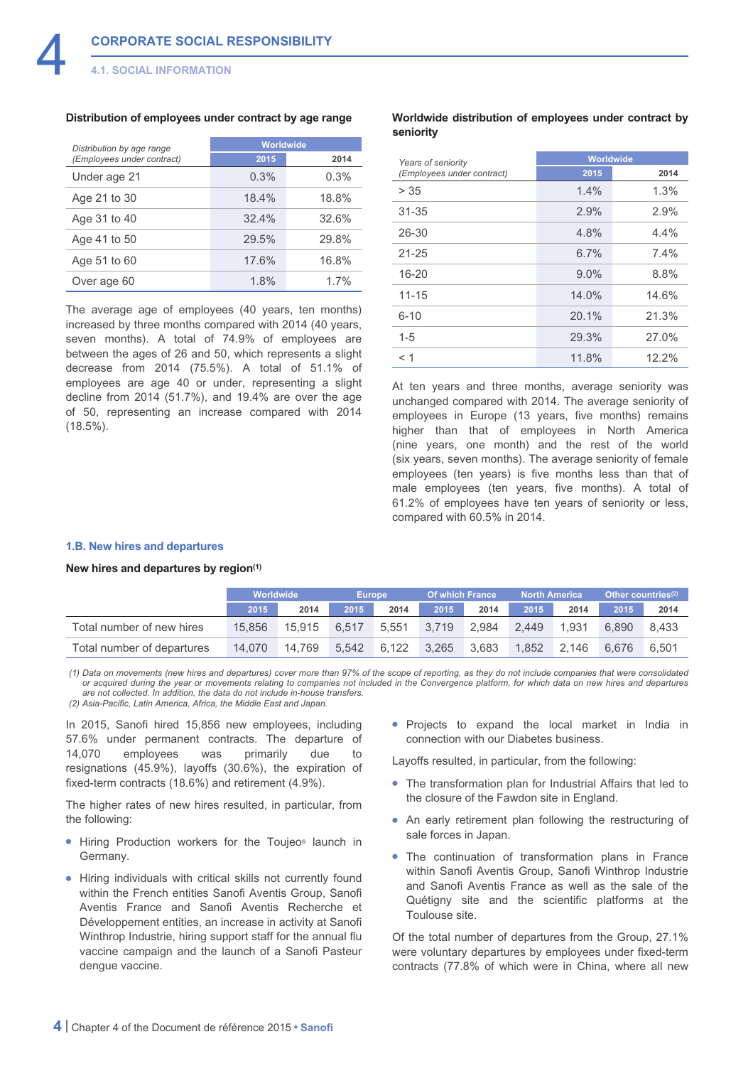#### Distribution of employees under contract by age range

| *Distribution by age range (Employees under contract)* | Worldwide | |
|---|---|---|
| | 2015 | 2014 |
| Under age 21 | 0.3% | 0.3% |
| Age 21 to 30 | 18.4% | 18.8% |
| Age 31 to 40 | 32.4% | 32.6% |
| Age 41 to 50 | 29.5% | 29.8% |
| Age 51 to 60 | 17.6% | 16.8% |
| Over age 60 | 1.8% | 1.7% |

The average age of employees (40 years, ten months) increased by three months compared with 2014 (40 years, seven months). A total of 74.9% of employees are between the ages of 26 and 50, which represents a slight decrease from 2014 (75.5%). A total of 51.1% of employees are age 40 or under, representing a slight decline from 2014 (51.7%), and 19.4% are over the age of 50, representing an increase compared with 2014 (18.5%).

#### Worldwide distribution of employees under contract by seniority

| *Years of seniority (Employees under contract)* | Worldwide | |
|---|---|---|
| | 2015 | 2014 |
| > 35 | 1.4% | 1.3% |
| 31-35 | 2.9% | 2.9% |
| 26-30 | 4.8% | 4.4% |
| 21-25 | 6.7% | 7.4% |
| 16-20 | 9.0% | 8.8% |
| 11-15 | 14.0% | 14.6% |
| 6-10 | 20.1% | 21.3% |
| 1-5 | 29.3% | 27.0% |
| < 1 | 11.8% | 12.2% |

At ten years and three months, average seniority was unchanged compared with 2014. The average seniority of employees in Europe (13 years, five months) remains higher than that of employees in North America (nine years, one month) and the rest of the world (six years, seven months). The average seniority of female employees (ten years) is five months less than that of male employees (ten years, five months). A total of 61.2% of employees have ten years of seniority or less, compared with 60.5% in 2014.

### 1.B. New hires and departures

#### New hires and departures by region[1]

| | Worldwide | | Europe | | Of which France | | North America | | Other countries[2] | |
|---|---|---|---|---|---|---|---|---|---|---|
| | 2015 | 2014 | 2015 | 2014 | 2015 | 2014 | 2015 | 2014 | 2015 | 2014 |
| Total number of new hires | 15,856 | 15,915 | 6,517 | 5,551 | 3,719 | 2,984 | 2,449 | 1,931 | 6,890 | 8,433 |
| Total number of departures | 14,070 | 14,769 | 5,542 | 6,122 | 3,265 | 3,683 | 1,852 | 2,146 | 6,676 | 6,501 |

*(1) Data on movements (new hires and departures) cover more than 97% of the scope of reporting, as they do not include companies that were consolidated or acquired during the year or movements relating to companies not included in the Convergence platform, for which data on new hires and departures are not collected. In addition, the data do not include in-house transfers.*
*(2) Asia-Pacific, Latin America, Africa, the Middle East and Japan.*

In 2015, Sanofi hired 15,856 new employees, including 57.6% under permanent contracts. The departure of 14,070 employees was primarily due to resignations (45.9%), layoffs (30.6%), the expiration of fixed-term contracts (18.6%) and retirement (4.9%).

The higher rates of new hires resulted, in particular, from the following:

- Hiring Production workers for the Toujeo® launch in Germany.
- Hiring individuals with critical skills not currently found within the French entities Sanofi Aventis Group, Sanofi Aventis France and Sanofi Aventis Recherche et Développement entities, an increase in activity at Sanofi Winthrop Industrie, hiring support staff for the annual flu vaccine campaign and the launch of a Sanofi Pasteur dengue vaccine.
- Projects to expand the local market in India in connection with our Diabetes business.

Layoffs resulted, in particular, from the following:

- The transformation plan for Industrial Affairs that led to the closure of the Fawdon site in England.
- An early retirement plan following the restructuring of sale forces in Japan.
- The continuation of transformation plans in France within Sanofi Aventis Group, Sanofi Winthrop Industrie and Sanofi Aventis France as well as the sale of the Quétigny site and the scientific platforms at the Toulouse site.

Of the total number of departures from the Group, 27.1% were voluntary departures by employees under fixed-term contracts (77.8% of which were in China, where all new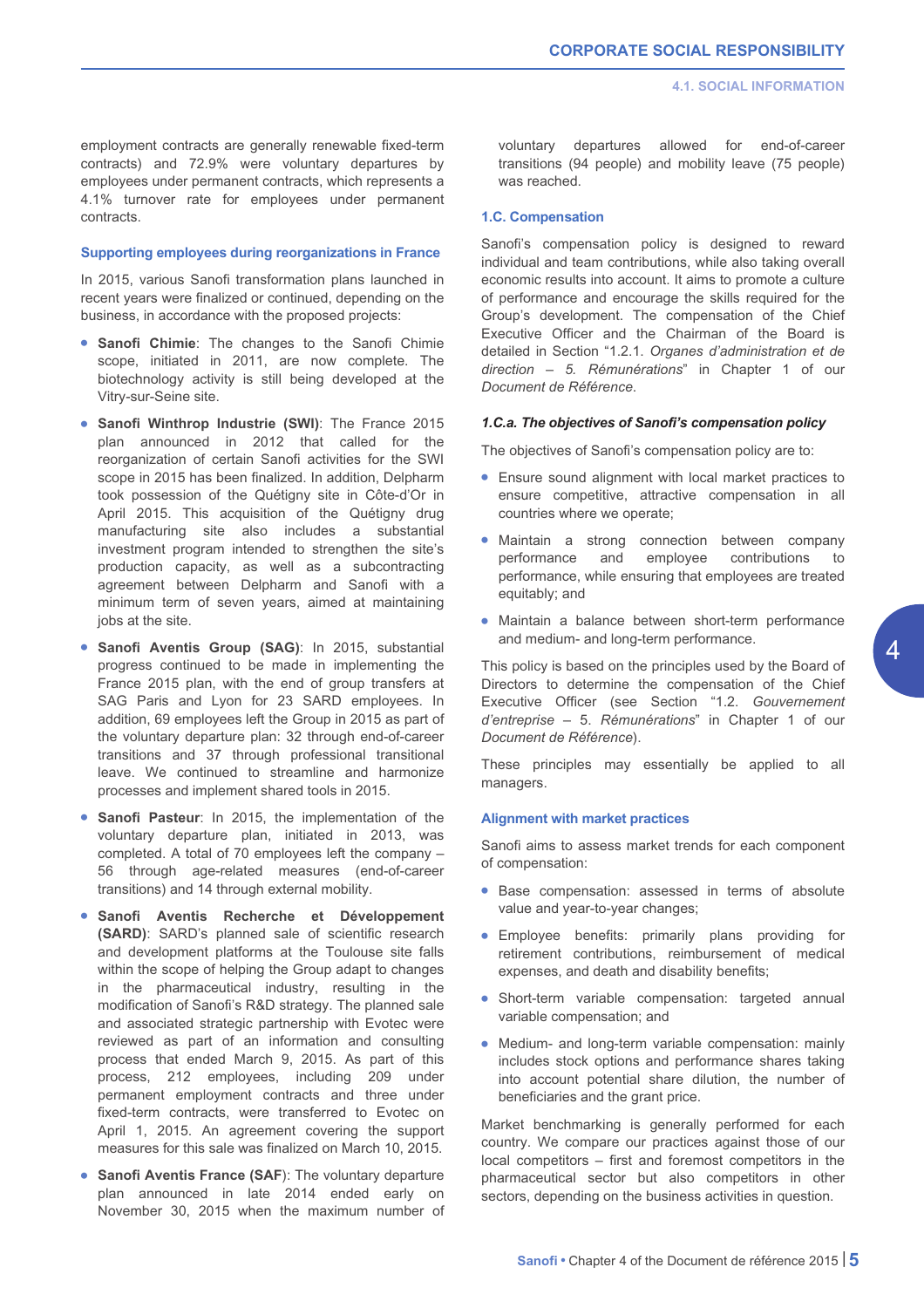employment contracts are generally renewable fixed-term contracts) and 72.9% were voluntary departures by employees under permanent contracts, which represents a 4.1% turnover rate for employees under permanent contracts.

### Supporting employees during reorganizations in France

In 2015, various Sanofi transformation plans launched in recent years were finalized or continued, depending on the business, in accordance with the proposed projects:

- **Sanofi Chimie**: The changes to the Sanofi Chimie scope, initiated in 2011, are now complete. The biotechnology activity is still being developed at the Vitry-sur-Seine site.
- **Sanofi Winthrop Industrie (SWI)**: The France 2015 plan announced in 2012 that called for the reorganization of certain Sanofi activities for the SWI scope in 2015 has been finalized. In addition, Delpharm took possession of the Quétigny site in Côte-d'Or in April 2015. This acquisition of the Quétigny drug manufacturing site also includes a substantial investment program intended to strengthen the site's production capacity, as well as a subcontracting agreement between Delpharm and Sanofi with a minimum term of seven years, aimed at maintaining jobs at the site.
- **Sanofi Aventis Group (SAG)**: In 2015, substantial progress continued to be made in implementing the France 2015 plan, with the end of group transfers at SAG Paris and Lyon for 23 SARD employees. In addition, 69 employees left the Group in 2015 as part of the voluntary departure plan: 32 through end-of-career transitions and 37 through professional transitional leave. We continued to streamline and harmonize processes and implement shared tools in 2015.
- **Sanofi Pasteur**: In 2015, the implementation of the voluntary departure plan, initiated in 2013, was completed. A total of 70 employees left the company – 56 through age-related measures (end-of-career transitions) and 14 through external mobility.
- **Sanofi Aventis Recherche et Développement (SARD)**: SARD's planned sale of scientific research and development platforms at the Toulouse site falls within the scope of helping the Group adapt to changes in the pharmaceutical industry, resulting in the modification of Sanofi's R&D strategy. The planned sale and associated strategic partnership with Evotec were reviewed as part of an information and consulting process that ended March 9, 2015. As part of this process, 212 employees, including 209 under permanent employment contracts and three under fixed-term contracts, were transferred to Evotec on April 1, 2015. An agreement covering the support measures for this sale was finalized on March 10, 2015.
- **Sanofi Aventis France (SAF)**: The voluntary departure plan announced in late 2014 ended early on November 30, 2015 when the maximum number of voluntary departures allowed for end-of-career transitions (94 people) and mobility leave (75 people) was reached.

### 1.C. Compensation

Sanofi's compensation policy is designed to reward individual and team contributions, while also taking overall economic results into account. It aims to promote a culture of performance and encourage the skills required for the Group's development. The compensation of the Chief Executive Officer and the Chairman of the Board is detailed in Section "1.2.1. *Organes d'administration et de direction – 5. Rémunérations*" in Chapter 1 of our *Document de Référence*.

#### *1.C.a. The objectives of Sanofi's compensation policy*

The objectives of Sanofi's compensation policy are to:

- Ensure sound alignment with local market practices to ensure competitive, attractive compensation in all countries where we operate;
- Maintain a strong connection between company performance and employee contributions to performance, while ensuring that employees are treated equitably; and
- Maintain a balance between short-term performance and medium- and long-term performance.

This policy is based on the principles used by the Board of Directors to determine the compensation of the Chief Executive Officer (see Section "1.2. *Gouvernement d'entreprise – 5. Rémunérations*" in Chapter 1 of our *Document de Référence*).

These principles may essentially be applied to all managers.

#### Alignment with market practices

Sanofi aims to assess market trends for each component of compensation:

- Base compensation: assessed in terms of absolute value and year-to-year changes;
- Employee benefits: primarily plans providing for retirement contributions, reimbursement of medical expenses, and death and disability benefits;
- Short-term variable compensation: targeted annual variable compensation; and
- Medium- and long-term variable compensation: mainly includes stock options and performance shares taking into account potential share dilution, the number of beneficiaries and the grant price.

Market benchmarking is generally performed for each country. We compare our practices against those of our local competitors – first and foremost competitors in the pharmaceutical sector but also competitors in other sectors, depending on the business activities in question.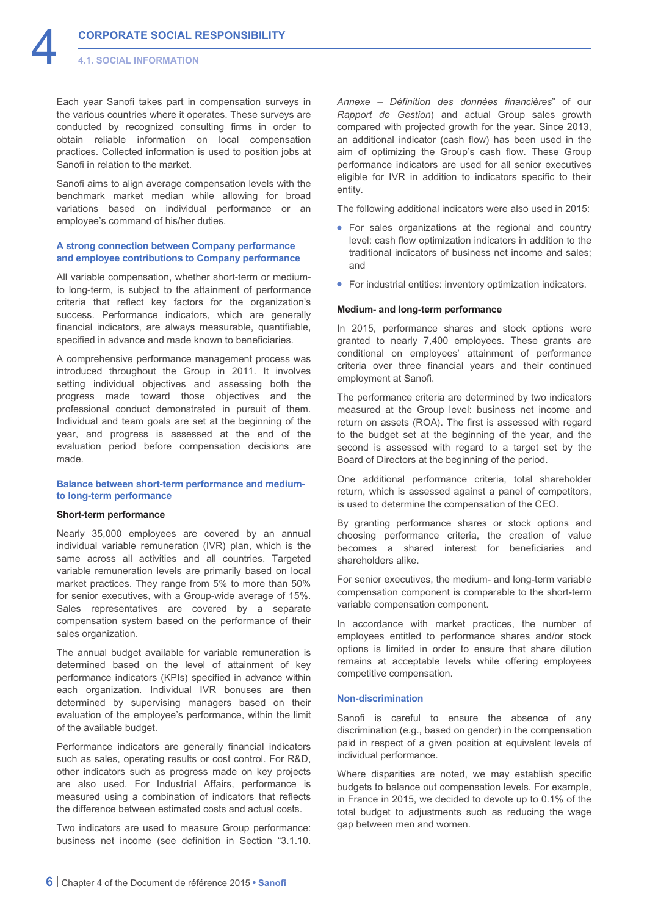Each year Sanofi takes part in compensation surveys in the various countries where it operates. These surveys are conducted by recognized consulting firms in order to obtain reliable information on local compensation practices. Collected information is used to position jobs at Sanofi in relation to the market.

Sanofi aims to align average compensation levels with the benchmark market median while allowing for broad variations based on individual performance or an employee's command of his/her duties.

### A strong connection between Company performance and employee contributions to Company performance

All variable compensation, whether short-term or medium- to long-term, is subject to the attainment of performance criteria that reflect key factors for the organization's success. Performance indicators, which are generally financial indicators, are always measurable, quantifiable, specified in advance and made known to beneficiaries.

A comprehensive performance management process was introduced throughout the Group in 2011. It involves setting individual objectives and assessing both the progress made toward those objectives and the professional conduct demonstrated in pursuit of them. Individual and team goals are set at the beginning of the year, and progress is assessed at the end of the evaluation period before compensation decisions are made.

### Balance between short-term performance and medium- to long-term performance

#### Short-term performance

Nearly 35,000 employees are covered by an annual individual variable remuneration (IVR) plan, which is the same across all activities and all countries. Targeted variable remuneration levels are primarily based on local market practices. They range from 5% to more than 50% for senior executives, with a Group-wide average of 15%. Sales representatives are covered by a separate compensation system based on the performance of their sales organization.

The annual budget available for variable remuneration is determined based on the level of attainment of key performance indicators (KPIs) specified in advance within each organization. Individual IVR bonuses are then determined by supervising managers based on their evaluation of the employee's performance, within the limit of the available budget.

Performance indicators are generally financial indicators such as sales, operating results or cost control. For R&D, other indicators such as progress made on key projects are also used. For Industrial Affairs, performance is measured using a combination of indicators that reflects the difference between estimated costs and actual costs.

Two indicators are used to measure Group performance: business net income (see definition in Section "3.1.10. *Annexe – Définition des données financières*" of our *Rapport de Gestion*) and actual Group sales growth compared with projected growth for the year. Since 2013, an additional indicator (cash flow) has been used in the aim of optimizing the Group's cash flow. These Group performance indicators are used for all senior executives eligible for IVR in addition to indicators specific to their entity.

The following additional indicators were also used in 2015:

- For sales organizations at the regional and country level: cash flow optimization indicators in addition to the traditional indicators of business net income and sales; and
- For industrial entities: inventory optimization indicators.

#### Medium- and long-term performance

In 2015, performance shares and stock options were granted to nearly 7,400 employees. These grants are conditional on employees' attainment of performance criteria over three financial years and their continued employment at Sanofi.

The performance criteria are determined by two indicators measured at the Group level: business net income and return on assets (ROA). The first is assessed with regard to the budget set at the beginning of the year, and the second is assessed with regard to a target set by the Board of Directors at the beginning of the period.

One additional performance criteria, total shareholder return, which is assessed against a panel of competitors, is used to determine the compensation of the CEO.

By granting performance shares or stock options and choosing performance criteria, the creation of value becomes a shared interest for beneficiaries and shareholders alike.

For senior executives, the medium- and long-term variable compensation component is comparable to the short-term variable compensation component.

In accordance with market practices, the number of employees entitled to performance shares and/or stock options is limited in order to ensure that share dilution remains at acceptable levels while offering employees competitive compensation.

### Non-discrimination

Sanofi is careful to ensure the absence of any discrimination (e.g., based on gender) in the compensation paid in respect of a given position at equivalent levels of individual performance.

Where disparities are noted, we may establish specific budgets to balance out compensation levels. For example, in France in 2015, we decided to devote up to 0.1% of the total budget to adjustments such as reducing the wage gap between men and women.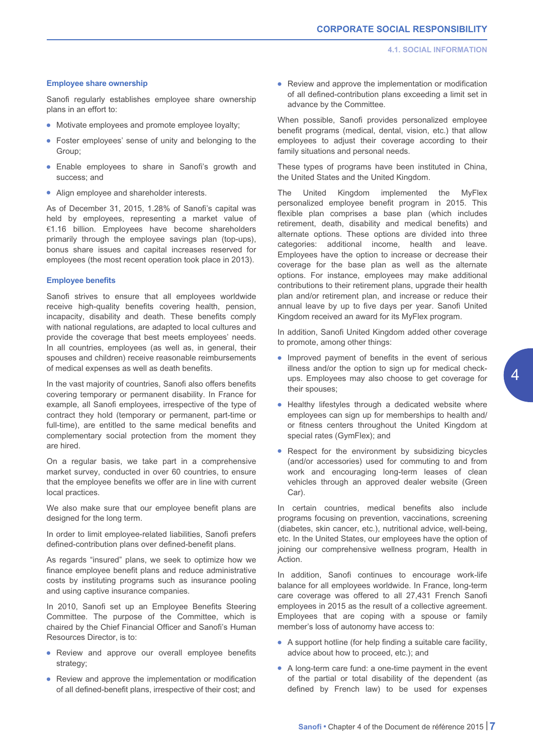### Employee share ownership

Sanofi regularly establishes employee share ownership plans in an effort to:

- Motivate employees and promote employee loyalty;
- Foster employees' sense of unity and belonging to the Group;
- Enable employees to share in Sanofi's growth and success; and
- Align employee and shareholder interests.

As of December 31, 2015, 1.28% of Sanofi's capital was held by employees, representing a market value of €1.16 billion. Employees have become shareholders primarily through the employee savings plan (top-ups), bonus share issues and capital increases reserved for employees (the most recent operation took place in 2013).

### Employee benefits

Sanofi strives to ensure that all employees worldwide receive high-quality benefits covering health, pension, incapacity, disability and death. These benefits comply with national regulations, are adapted to local cultures and provide the coverage that best meets employees' needs. In all countries, employees (as well as, in general, their spouses and children) receive reasonable reimbursements of medical expenses as well as death benefits.

In the vast majority of countries, Sanofi also offers benefits covering temporary or permanent disability. In France for example, all Sanofi employees, irrespective of the type of contract they hold (temporary or permanent, part-time or full-time), are entitled to the same medical benefits and complementary social protection from the moment they are hired.

On a regular basis, we take part in a comprehensive market survey, conducted in over 60 countries, to ensure that the employee benefits we offer are in line with current local practices.

We also make sure that our employee benefit plans are designed for the long term.

In order to limit employee-related liabilities, Sanofi prefers defined-contribution plans over defined-benefit plans.

As regards "insured" plans, we seek to optimize how we finance employee benefit plans and reduce administrative costs by instituting programs such as insurance pooling and using captive insurance companies.

In 2010, Sanofi set up an Employee Benefits Steering Committee. The purpose of the Committee, which is chaired by the Chief Financial Officer and Sanofi's Human Resources Director, is to:

- Review and approve our overall employee benefits strategy;
- Review and approve the implementation or modification of all defined-benefit plans, irrespective of their cost; and
- Review and approve the implementation or modification of all defined-contribution plans exceeding a limit set in advance by the Committee.

When possible, Sanofi provides personalized employee benefit programs (medical, dental, vision, etc.) that allow employees to adjust their coverage according to their family situations and personal needs.

These types of programs have been instituted in China, the United States and the United Kingdom.

The United Kingdom implemented the MyFlex personalized employee benefit program in 2015. This flexible plan comprises a base plan (which includes retirement, death, disability and medical benefits) and alternate options. These options are divided into three categories: additional income, health and leave. Employees have the option to increase or decrease their coverage for the base plan as well as the alternate options. For instance, employees may make additional contributions to their retirement plans, upgrade their health plan and/or retirement plan, and increase or reduce their annual leave by up to five days per year. Sanofi United Kingdom received an award for its MyFlex program.

In addition, Sanofi United Kingdom added other coverage to promote, among other things:

- Improved payment of benefits in the event of serious illness and/or the option to sign up for medical check-ups. Employees may also choose to get coverage for their spouses;
- Healthy lifestyles through a dedicated website where employees can sign up for memberships to health and/or fitness centers throughout the United Kingdom at special rates (GymFlex); and
- Respect for the environment by subsidizing bicycles (and/or accessories) used for commuting to and from work and encouraging long-term leases of clean vehicles through an approved dealer website (Green Car).

In certain countries, medical benefits also include programs focusing on prevention, vaccinations, screening (diabetes, skin cancer, etc.), nutritional advice, well-being, etc. In the United States, our employees have the option of joining our comprehensive wellness program, Health in Action.

In addition, Sanofi continues to encourage work-life balance for all employees worldwide. In France, long-term care coverage was offered to all 27,431 French Sanofi employees in 2015 as the result of a collective agreement. Employees that are coping with a spouse or family member's loss of autonomy have access to:

- A support hotline (for help finding a suitable care facility, advice about how to proceed, etc.); and
- A long-term care fund: a one-time payment in the event of the partial or total disability of the dependent (as defined by French law) to be used for expenses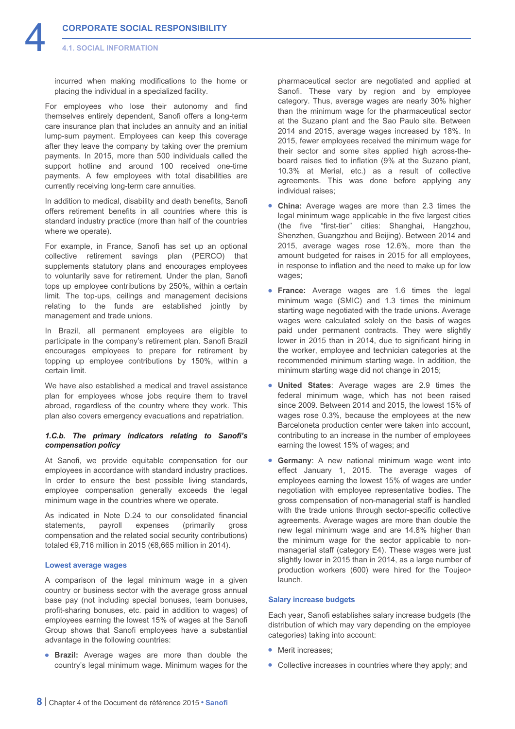incurred when making modifications to the home or placing the individual in a specialized facility.

For employees who lose their autonomy and find themselves entirely dependent, Sanofi offers a long-term care insurance plan that includes an annuity and an initial lump-sum payment. Employees can keep this coverage after they leave the company by taking over the premium payments. In 2015, more than 500 individuals called the support hotline and around 100 received one-time payments. A few employees with total disabilities are currently receiving long-term care annuities.

In addition to medical, disability and death benefits, Sanofi offers retirement benefits in all countries where this is standard industry practice (more than half of the countries where we operate).

For example, in France, Sanofi has set up an optional collective retirement savings plan (PERCO) that supplements statutory plans and encourages employees to voluntarily save for retirement. Under the plan, Sanofi tops up employee contributions by 250%, within a certain limit. The top-ups, ceilings and management decisions relating to the funds are established jointly by management and trade unions.

In Brazil, all permanent employees are eligible to participate in the company's retirement plan. Sanofi Brazil encourages employees to prepare for retirement by topping up employee contributions by 150%, within a certain limit.

We have also established a medical and travel assistance plan for employees whose jobs require them to travel abroad, regardless of the country where they work. This plan also covers emergency evacuations and repatriation.

#### *1.C.b. The primary indicators relating to Sanofi's compensation policy*

At Sanofi, we provide equitable compensation for our employees in accordance with standard industry practices. In order to ensure the best possible living standards, employee compensation generally exceeds the legal minimum wage in the countries where we operate.

As indicated in Note D.24 to our consolidated financial statements, payroll expenses (primarily gross compensation and the related social security contributions) totaled €9,716 million in 2015 (€8,665 million in 2014).

##### Lowest average wages

A comparison of the legal minimum wage in a given country or business sector with the average gross annual base pay (not including special bonuses, team bonuses, profit-sharing bonuses, etc. paid in addition to wages) of employees earning the lowest 15% of wages at the Sanofi Group shows that Sanofi employees have a substantial advantage in the following countries:

- **Brazil:** Average wages are more than double the country's legal minimum wage. Minimum wages for the pharmaceutical sector are negotiated and applied at Sanofi. These vary by region and by employee category. Thus, average wages are nearly 30% higher than the minimum wage for the pharmaceutical sector at the Suzano plant and the Sao Paulo site. Between 2014 and 2015, average wages increased by 18%. In 2015, fewer employees received the minimum wage for their sector and some sites applied high across-the-board raises tied to inflation (9% at the Suzano plant, 10.3% at Merial, etc.) as a result of collective agreements. This was done before applying any individual raises;
- **China:** Average wages are more than 2.3 times the legal minimum wage applicable in the five largest cities (the five "first-tier" cities: Shanghai, Hangzhou, Shenzhen, Guangzhou and Beijing). Between 2014 and 2015, average wages rose 12.6%, more than the amount budgeted for raises in 2015 for all employees, in response to inflation and the need to make up for low wages;
- **France:** Average wages are 1.6 times the legal minimum wage (SMIC) and 1.3 times the minimum starting wage negotiated with the trade unions. Average wages were calculated solely on the basis of wages paid under permanent contracts. They were slightly lower in 2015 than in 2014, due to significant hiring in the worker, employee and technician categories at the recommended minimum starting wage. In addition, the minimum starting wage did not change in 2015;
- **United States**: Average wages are 2.9 times the federal minimum wage, which has not been raised since 2009. Between 2014 and 2015, the lowest 15% of wages rose 0.3%, because the employees at the new Barceloneta production center were taken into account, contributing to an increase in the number of employees earning the lowest 15% of wages; and
- **Germany**: A new national minimum wage went into effect January 1, 2015. The average wages of employees earning the lowest 15% of wages are under negotiation with employee representative bodies. The gross compensation of non-managerial staff is handled with the trade unions through sector-specific collective agreements. Average wages are more than double the new legal minimum wage and are 14.8% higher than the minimum wage for the sector applicable to non-managerial staff (category E4). These wages were just slightly lower in 2015 than in 2014, as a large number of production workers (600) were hired for the Toujeo® launch.

##### Salary increase budgets

Each year, Sanofi establishes salary increase budgets (the distribution of which may vary depending on the employee categories) taking into account:

- Merit increases;
- Collective increases in countries where they apply; and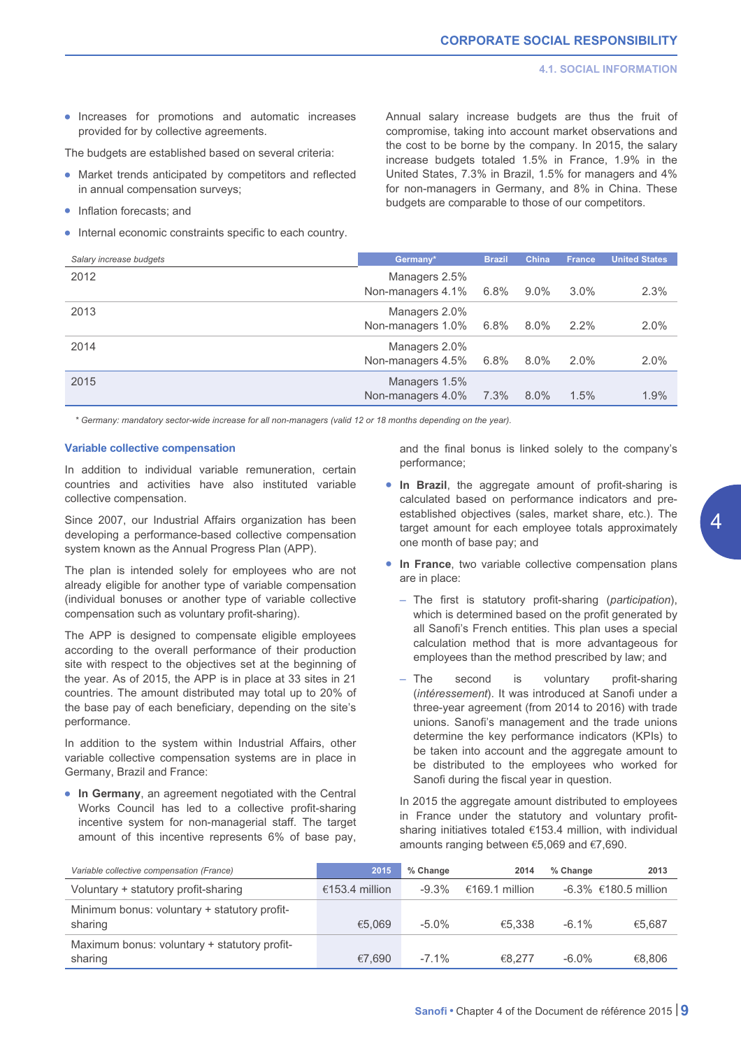- Increases for promotions and automatic increases provided for by collective agreements.

The budgets are established based on several criteria:

- Market trends anticipated by competitors and reflected in annual compensation surveys;
- Inflation forecasts; and
- Internal economic constraints specific to each country.

Annual salary increase budgets are thus the fruit of compromise, taking into account market observations and the cost to be borne by the company. In 2015, the salary increase budgets totaled 1.5% in France, 1.9% in the United States, 7.3% in Brazil, 1.5% for managers and 4% for non-managers in Germany, and 8% in China. These budgets are comparable to those of our competitors.

| *Salary increase budgets* | Germany* | Brazil | China | France | United States |
|---|---|---|---|---|---|
| 2012 | Managers 2.5%<br>Non-managers 4.1% | 6.8% | 9.0% | 3.0% | 2.3% |
| 2013 | Managers 2.0%<br>Non-managers 1.0% | 6.8% | 8.0% | 2.2% | 2.0% |
| 2014 | Managers 2.0%<br>Non-managers 4.5% | 6.8% | 8.0% | 2.0% | 2.0% |
| 2015 | Managers 1.5%<br>Non-managers 4.0% | 7.3% | 8.0% | 1.5% | 1.9% |

*\* Germany: mandatory sector-wide increase for all non-managers (valid 12 or 18 months depending on the year).*

### Variable collective compensation

In addition to individual variable remuneration, certain countries and activities have also instituted variable collective compensation.

Since 2007, our Industrial Affairs organization has been developing a performance-based collective compensation system known as the Annual Progress Plan (APP).

The plan is intended solely for employees who are not already eligible for another type of variable compensation (individual bonuses or another type of variable collective compensation such as voluntary profit-sharing).

The APP is designed to compensate eligible employees according to the overall performance of their production site with respect to the objectives set at the beginning of the year. As of 2015, the APP is in place at 33 sites in 21 countries. The amount distributed may total up to 20% of the base pay of each beneficiary, depending on the site's performance.

In addition to the system within Industrial Affairs, other variable collective compensation systems are in place in Germany, Brazil and France:

- **In Germany**, an agreement negotiated with the Central Works Council has led to a collective profit-sharing incentive system for non-managerial staff. The target amount of this incentive represents 6% of base pay, and the final bonus is linked solely to the company's performance;
- **In Brazil**, the aggregate amount of profit-sharing is calculated based on performance indicators and pre-established objectives (sales, market share, etc.). The target amount for each employee totals approximately one month of base pay; and
- **In France**, two variable collective compensation plans are in place:
  - The first is statutory profit-sharing (*participation*), which is determined based on the profit generated by all Sanofi's French entities. This plan uses a special calculation method that is more advantageous for employees than the method prescribed by law; and
  - The second is voluntary profit-sharing (*intéressement*). It was introduced at Sanofi under a three-year agreement (from 2014 to 2016) with trade unions. Sanofi's management and the trade unions determine the key performance indicators (KPIs) to be taken into account and the aggregate amount to be distributed to the employees who worked for Sanofi during the fiscal year in question.

In 2015 the aggregate amount distributed to employees in France under the statutory and voluntary profit-sharing initiatives totaled €153.4 million, with individual amounts ranging between €5,069 and €7,690.

| *Variable collective compensation (France)* | 2015 | % Change | 2014 | % Change | 2013 |
|---|---|---|---|---|---|
| Voluntary + statutory profit-sharing | €153.4 million | -9.3% | €169.1 million | -6.3% | €180.5 million |
| Minimum bonus: voluntary + statutory profit-sharing | €5,069 | -5.0% | €5,338 | -6.1% | €5,687 |
| Maximum bonus: voluntary + statutory profit-sharing | €7,690 | -7.1% | €8,277 | -6.0% | €8,806 |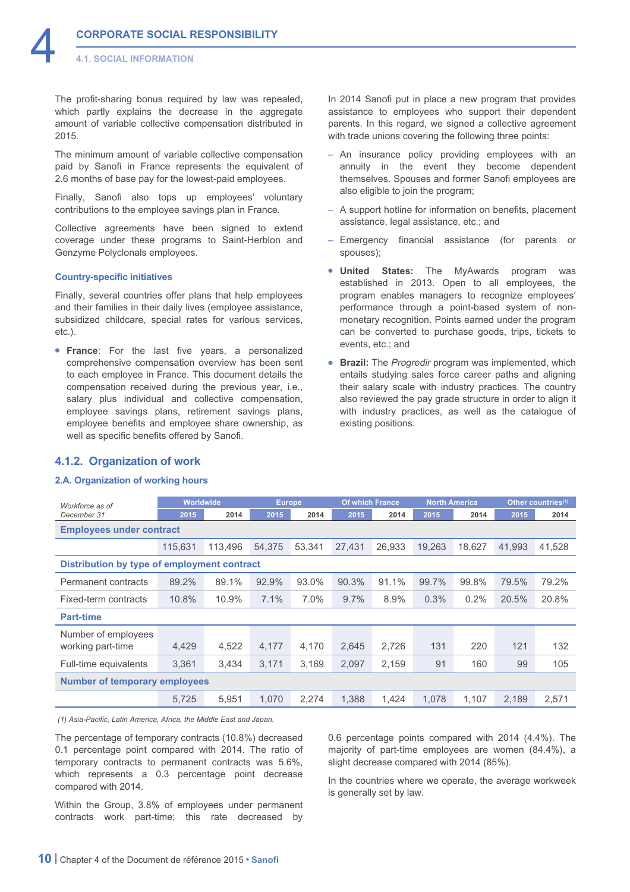The profit-sharing bonus required by law was repealed, which partly explains the decrease in the aggregate amount of variable collective compensation distributed in 2015.

The minimum amount of variable collective compensation paid by Sanofi in France represents the equivalent of 2.6 months of base pay for the lowest-paid employees.

Finally, Sanofi also tops up employees' voluntary contributions to the employee savings plan in France.

Collective agreements have been signed to extend coverage under these programs to Saint-Herblon and Genzyme Polyclonals employees.

### Country-specific initiatives

Finally, several countries offer plans that help employees and their families in their daily lives (employee assistance, subsidized childcare, special rates for various services, etc.).

- **France**: For the last five years, a personalized comprehensive compensation overview has been sent to each employee in France. This document details the compensation received during the previous year, i.e., salary plus individual and collective compensation, employee savings plans, retirement savings plans, employee benefits and employee share ownership, as well as specific benefits offered by Sanofi.

  In 2014 Sanofi put in place a new program that provides assistance to employees who support their dependent parents. In this regard, we signed a collective agreement with trade unions covering the following three points:

  – An insurance policy providing employees with an annuity in the event they become dependent themselves. Spouses and former Sanofi employees are also eligible to join the program;

  – A support hotline for information on benefits, placement assistance, legal assistance, etc.; and

  – Emergency financial assistance (for parents or spouses);

- **United States:** The MyAwards program was established in 2013. Open to all employees, the program enables managers to recognize employees' performance through a point-based system of non-monetary recognition. Points earned under the program can be converted to purchase goods, trips, tickets to events, etc.; and
- **Brazil:** The *Progredir* program was implemented, which entails studying sales force career paths and aligning their salary scale with industry practices. The country also reviewed the pay grade structure in order to align it with industry practices, as well as the catalogue of existing positions.

## 4.1.2. Organization of work

### 2.A. Organization of working hours

| Workforce as of December 31 | Worldwide | | Europe | | Of which France | | North America | | Other countries[1] | |
|---|---|---|---|---|---|---|---|---|---|---|
| | 2015 | 2014 | 2015 | 2014 | 2015 | 2014 | 2015 | 2014 | 2015 | 2014 |
| **Employees under contract** | | | | | | | | | | |
| | 115,631 | 113,496 | 54,375 | 53,341 | 27,431 | 26,933 | 19,263 | 18,627 | 41,993 | 41,528 |
| **Distribution by type of employment contract** | | | | | | | | | | |
| Permanent contracts | 89.2% | 89.1% | 92.9% | 93.0% | 90.3% | 91.1% | 99.7% | 99.8% | 79.5% | 79.2% |
| Fixed-term contracts | 10.8% | 10.9% | 7.1% | 7.0% | 9.7% | 8.9% | 0.3% | 0.2% | 20.5% | 20.8% |
| **Part-time** | | | | | | | | | | |
| Number of employees working part-time | 4,429 | 4,522 | 4,177 | 4,170 | 2,645 | 2,726 | 131 | 220 | 121 | 132 |
| Full-time equivalents | 3,361 | 3,434 | 3,171 | 3,169 | 2,097 | 2,159 | 91 | 160 | 99 | 105 |
| **Number of temporary employees** | | | | | | | | | | |
| | 5,725 | 5,951 | 1,070 | 2,274 | 1,388 | 1,424 | 1,078 | 1,107 | 2,189 | 2,571 |

*(1) Asia-Pacific, Latin America, Africa, the Middle East and Japan.*

The percentage of temporary contracts (10.8%) decreased 0.1 percentage point compared with 2014. The ratio of temporary contracts to permanent contracts was 5.6%, which represents a 0.3 percentage point decrease compared with 2014.

Within the Group, 3.8% of employees under permanent contracts work part-time; this rate decreased by 0.6 percentage points compared with 2014 (4.4%). The majority of part-time employees are women (84.4%), a slight decrease compared with 2014 (85%).

In the countries where we operate, the average workweek is generally set by law.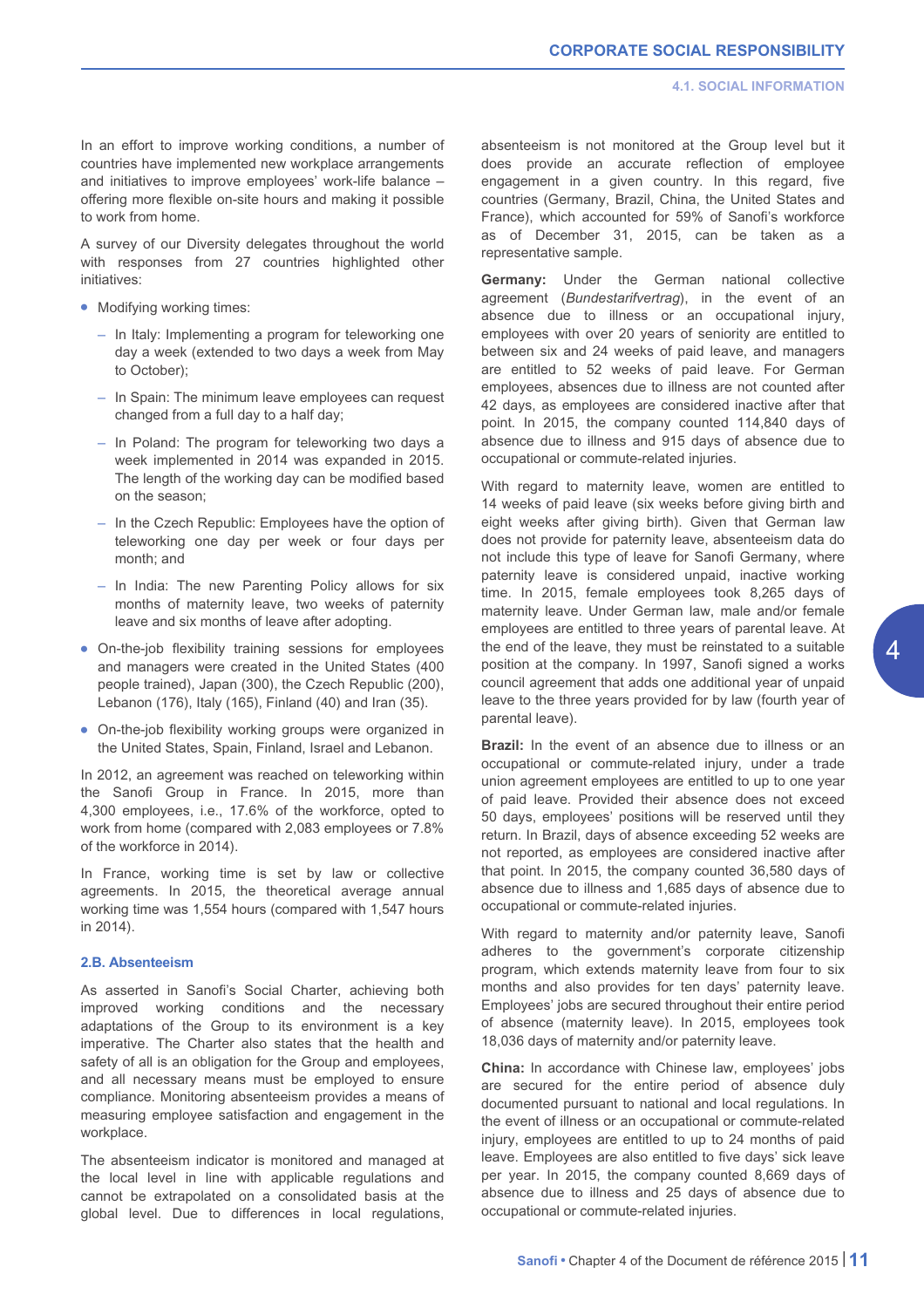In an effort to improve working conditions, a number of countries have implemented new workplace arrangements and initiatives to improve employees' work-life balance – offering more flexible on-site hours and making it possible to work from home.

A survey of our Diversity delegates throughout the world with responses from 27 countries highlighted other initiatives:

- Modifying working times:
  - In Italy: Implementing a program for teleworking one day a week (extended to two days a week from May to October);
  - In Spain: The minimum leave employees can request changed from a full day to a half day;
  - In Poland: The program for teleworking two days a week implemented in 2014 was expanded in 2015. The length of the working day can be modified based on the season;
  - In the Czech Republic: Employees have the option of teleworking one day per week or four days per month; and
  - In India: The new Parenting Policy allows for six months of maternity leave, two weeks of paternity leave and six months of leave after adopting.
- On-the-job flexibility training sessions for employees and managers were created in the United States (400 people trained), Japan (300), the Czech Republic (200), Lebanon (176), Italy (165), Finland (40) and Iran (35).
- On-the-job flexibility working groups were organized in the United States, Spain, Finland, Israel and Lebanon.

In 2012, an agreement was reached on teleworking within the Sanofi Group in France. In 2015, more than 4,300 employees, i.e., 17.6% of the workforce, opted to work from home (compared with 2,083 employees or 7.8% of the workforce in 2014).

In France, working time is set by law or collective agreements. In 2015, the theoretical average annual working time was 1,554 hours (compared with 1,547 hours in 2014).

### 2.B. Absenteeism

As asserted in Sanofi's Social Charter, achieving both improved working conditions and the necessary adaptations of the Group to its environment is a key imperative. The Charter also states that the health and safety of all is an obligation for the Group and employees, and all necessary means must be employed to ensure compliance. Monitoring absenteeism provides a means of measuring employee satisfaction and engagement in the workplace.

The absenteeism indicator is monitored and managed at the local level in line with applicable regulations and cannot be extrapolated on a consolidated basis at the global level. Due to differences in local regulations, absenteeism is not monitored at the Group level but it does provide an accurate reflection of employee engagement in a given country. In this regard, five countries (Germany, Brazil, China, the United States and France), which accounted for 59% of Sanofi's workforce as of December 31, 2015, can be taken as a representative sample.

**Germany:** Under the German national collective agreement (*Bundestarifvertrag*), in the event of an absence due to illness or an occupational injury, employees with over 20 years of seniority are entitled to between six and 24 weeks of paid leave, and managers are entitled to 52 weeks of paid leave. For German employees, absences due to illness are not counted after 42 days, as employees are considered inactive after that point. In 2015, the company counted 114,840 days of absence due to illness and 915 days of absence due to occupational or commute-related injuries.

With regard to maternity leave, women are entitled to 14 weeks of paid leave (six weeks before giving birth and eight weeks after giving birth). Given that German law does not provide for paternity leave, absenteeism data do not include this type of leave for Sanofi Germany, where paternity leave is considered unpaid, inactive working time. In 2015, female employees took 8,265 days of maternity leave. Under German law, male and/or female employees are entitled to three years of parental leave. At the end of the leave, they must be reinstated to a suitable position at the company. In 1997, Sanofi signed a works council agreement that adds one additional year of unpaid leave to the three years provided for by law (fourth year of parental leave).

**Brazil:** In the event of an absence due to illness or an occupational or commute-related injury, under a trade union agreement employees are entitled to up to one year of paid leave. Provided their absence does not exceed 50 days, employees' positions will be reserved until they return. In Brazil, days of absence exceeding 52 weeks are not reported, as employees are considered inactive after that point. In 2015, the company counted 36,580 days of absence due to illness and 1,685 days of absence due to occupational or commute-related injuries.

With regard to maternity and/or paternity leave, Sanofi adheres to the government's corporate citizenship program, which extends maternity leave from four to six months and also provides for ten days' paternity leave. Employees' jobs are secured throughout their entire period of absence (maternity leave). In 2015, employees took 18,036 days of maternity and/or paternity leave.

**China:** In accordance with Chinese law, employees' jobs are secured for the entire period of absence duly documented pursuant to national and local regulations. In the event of illness or an occupational or commute-related injury, employees are entitled to up to 24 months of paid leave. Employees are also entitled to five days' sick leave per year. In 2015, the company counted 8,669 days of absence due to illness and 25 days of absence due to occupational or commute-related injuries.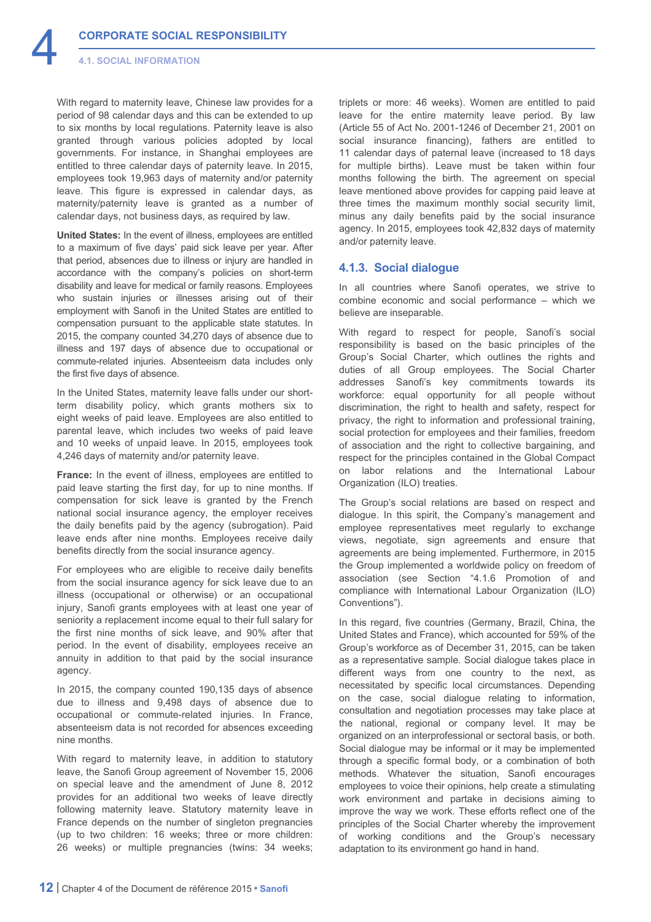With regard to maternity leave, Chinese law provides for a period of 98 calendar days and this can be extended to up to six months by local regulations. Paternity leave is also granted through various policies adopted by local governments. For instance, in Shanghai employees are entitled to three calendar days of paternity leave. In 2015, employees took 19,963 days of maternity and/or paternity leave. This figure is expressed in calendar days, as maternity/paternity leave is granted as a number of calendar days, not business days, as required by law.

**United States:** In the event of illness, employees are entitled to a maximum of five days' paid sick leave per year. After that period, absences due to illness or injury are handled in accordance with the company's policies on short-term disability and leave for medical or family reasons. Employees who sustain injuries or illnesses arising out of their employment with Sanofi in the United States are entitled to compensation pursuant to the applicable state statutes. In 2015, the company counted 34,270 days of absence due to illness and 197 days of absence due to occupational or commute-related injuries. Absenteeism data includes only the first five days of absence.

In the United States, maternity leave falls under our short-term disability policy, which grants mothers six to eight weeks of paid leave. Employees are also entitled to parental leave, which includes two weeks of paid leave and 10 weeks of unpaid leave. In 2015, employees took 4,246 days of maternity and/or paternity leave.

**France:** In the event of illness, employees are entitled to paid leave starting the first day, for up to nine months. If compensation for sick leave is granted by the French national social insurance agency, the employer receives the daily benefits paid by the agency (subrogation). Paid leave ends after nine months. Employees receive daily benefits directly from the social insurance agency.

For employees who are eligible to receive daily benefits from the social insurance agency for sick leave due to an illness (occupational or otherwise) or an occupational injury, Sanofi grants employees with at least one year of seniority a replacement income equal to their full salary for the first nine months of sick leave, and 90% after that period. In the event of disability, employees receive an annuity in addition to that paid by the social insurance agency.

In 2015, the company counted 190,135 days of absence due to illness and 9,498 days of absence due to occupational or commute-related injuries. In France, absenteeism data is not recorded for absences exceeding nine months.

With regard to maternity leave, in addition to statutory leave, the Sanofi Group agreement of November 15, 2006 on special leave and the amendment of June 8, 2012 provides for an additional two weeks of leave directly following maternity leave. Statutory maternity leave in France depends on the number of singleton pregnancies (up to two children: 16 weeks; three or more children: 26 weeks) or multiple pregnancies (twins: 34 weeks; triplets or more: 46 weeks). Women are entitled to paid leave for the entire maternity leave period. By law (Article 55 of Act No. 2001-1246 of December 21, 2001 on social insurance financing), fathers are entitled to 11 calendar days of paternal leave (increased to 18 days for multiple births). Leave must be taken within four months following the birth. The agreement on special leave mentioned above provides for capping paid leave at three times the maximum monthly social security limit, minus any daily benefits paid by the social insurance agency. In 2015, employees took 42,832 days of maternity and/or paternity leave.

### 4.1.3. Social dialogue

In all countries where Sanofi operates, we strive to combine economic and social performance – which we believe are inseparable.

With regard to respect for people, Sanofi's social responsibility is based on the basic principles of the Group's Social Charter, which outlines the rights and duties of all Group employees. The Social Charter addresses Sanofi's key commitments towards its workforce: equal opportunity for all people without discrimination, the right to health and safety, respect for privacy, the right to information and professional training, social protection for employees and their families, freedom of association and the right to collective bargaining, and respect for the principles contained in the Global Compact on labor relations and the International Labour Organization (ILO) treaties.

The Group's social relations are based on respect and dialogue. In this spirit, the Company's management and employee representatives meet regularly to exchange views, negotiate, sign agreements and ensure that agreements are being implemented. Furthermore, in 2015 the Group implemented a worldwide policy on freedom of association (see Section "4.1.6 Promotion of and compliance with International Labour Organization (ILO) Conventions").

In this regard, five countries (Germany, Brazil, China, the United States and France), which accounted for 59% of the Group's workforce as of December 31, 2015, can be taken as a representative sample. Social dialogue takes place in different ways from one country to the next, as necessitated by specific local circumstances. Depending on the case, social dialogue relating to information, consultation and negotiation processes may take place at the national, regional or company level. It may be organized on an interprofessional or sectoral basis, or both. Social dialogue may be informal or it may be implemented through a specific formal body, or a combination of both methods. Whatever the situation, Sanofi encourages employees to voice their opinions, help create a stimulating work environment and partake in decisions aiming to improve the way we work. These efforts reflect one of the principles of the Social Charter whereby the improvement of working conditions and the Group's necessary adaptation to its environment go hand in hand.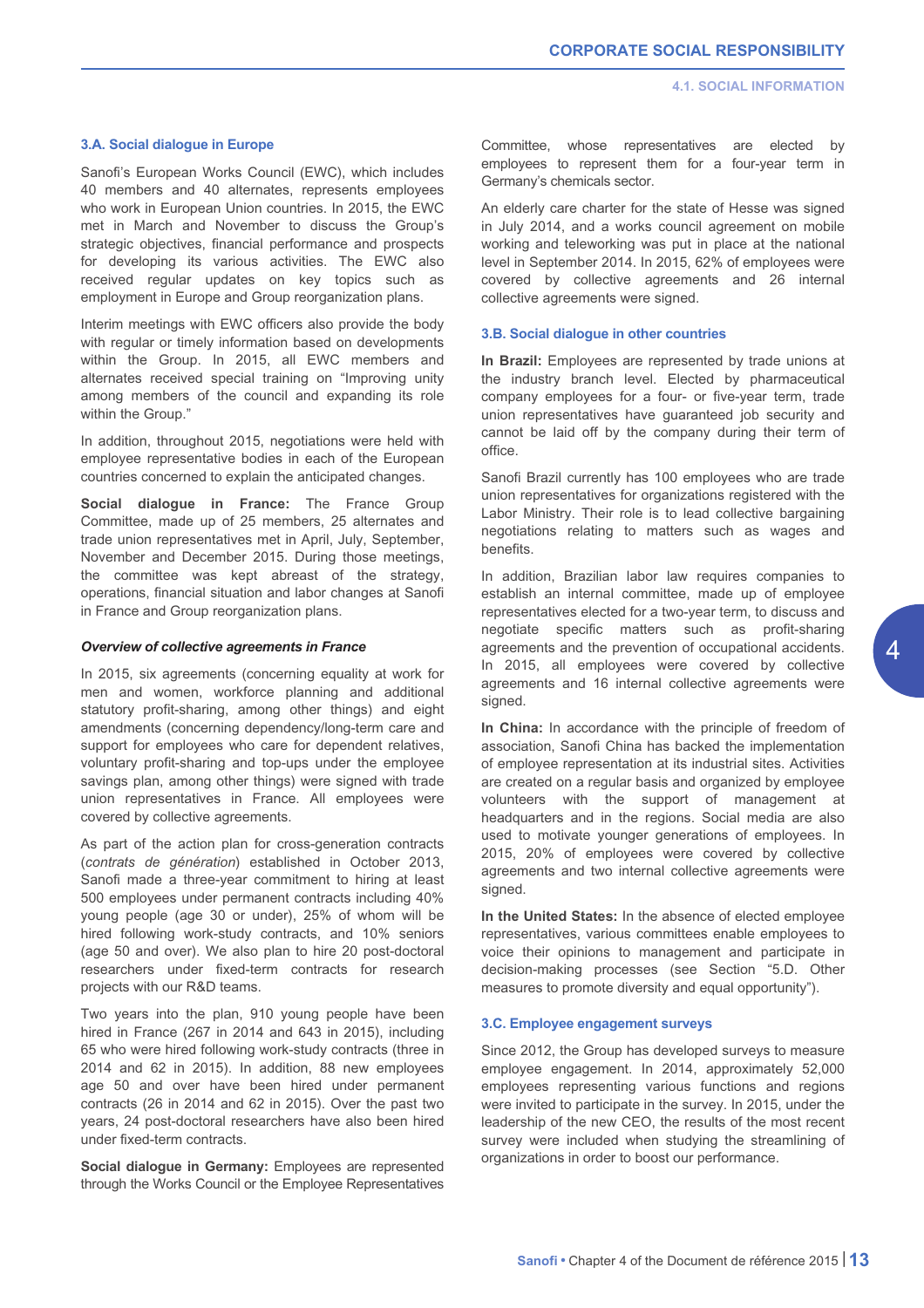### 3.A. Social dialogue in Europe

Sanofi's European Works Council (EWC), which includes 40 members and 40 alternates, represents employees who work in European Union countries. In 2015, the EWC met in March and November to discuss the Group's strategic objectives, financial performance and prospects for developing its various activities. The EWC also received regular updates on key topics such as employment in Europe and Group reorganization plans.

Interim meetings with EWC officers also provide the body with regular or timely information based on developments within the Group. In 2015, all EWC members and alternates received special training on "Improving unity among members of the council and expanding its role within the Group."

In addition, throughout 2015, negotiations were held with employee representative bodies in each of the European countries concerned to explain the anticipated changes.

**Social dialogue in France:** The France Group Committee, made up of 25 members, 25 alternates and trade union representatives met in April, July, September, November and December 2015. During those meetings, the committee was kept abreast of the strategy, operations, financial situation and labor changes at Sanofi in France and Group reorganization plans.

***Overview of collective agreements in France***

In 2015, six agreements (concerning equality at work for men and women, workforce planning and additional statutory profit-sharing, among other things) and eight amendments (concerning dependency/long-term care and support for employees who care for dependent relatives, voluntary profit-sharing and top-ups under the employee savings plan, among other things) were signed with trade union representatives in France. All employees were covered by collective agreements.

As part of the action plan for cross-generation contracts (*contrats de génération*) established in October 2013, Sanofi made a three-year commitment to hiring at least 500 employees under permanent contracts including 40% young people (age 30 or under), 25% of whom will be hired following work-study contracts, and 10% seniors (age 50 and over). We also plan to hire 20 post-doctoral researchers under fixed-term contracts for research projects with our R&D teams.

Two years into the plan, 910 young people have been hired in France (267 in 2014 and 643 in 2015), including 65 who were hired following work-study contracts (three in 2014 and 62 in 2015). In addition, 88 new employees age 50 and over have been hired under permanent contracts (26 in 2014 and 62 in 2015). Over the past two years, 24 post-doctoral researchers have also been hired under fixed-term contracts.

**Social dialogue in Germany:** Employees are represented through the Works Council or the Employee Representatives Committee, whose representatives are elected by employees to represent them for a four-year term in Germany's chemicals sector.

An elderly care charter for the state of Hesse was signed in July 2014, and a works council agreement on mobile working and teleworking was put in place at the national level in September 2014. In 2015, 62% of employees were covered by collective agreements and 26 internal collective agreements were signed.

### 3.B. Social dialogue in other countries

**In Brazil:** Employees are represented by trade unions at the industry branch level. Elected by pharmaceutical company employees for a four- or five-year term, trade union representatives have guaranteed job security and cannot be laid off by the company during their term of office.

Sanofi Brazil currently has 100 employees who are trade union representatives for organizations registered with the Labor Ministry. Their role is to lead collective bargaining negotiations relating to matters such as wages and benefits.

In addition, Brazilian labor law requires companies to establish an internal committee, made up of employee representatives elected for a two-year term, to discuss and negotiate specific matters such as profit-sharing agreements and the prevention of occupational accidents. In 2015, all employees were covered by collective agreements and 16 internal collective agreements were signed.

**In China:** In accordance with the principle of freedom of association, Sanofi China has backed the implementation of employee representation at its industrial sites. Activities are created on a regular basis and organized by employee volunteers with the support of management at headquarters and in the regions. Social media are also used to motivate younger generations of employees. In 2015, 20% of employees were covered by collective agreements and two internal collective agreements were signed.

**In the United States:** In the absence of elected employee representatives, various committees enable employees to voice their opinions to management and participate in decision-making processes (see Section "5.D. Other measures to promote diversity and equal opportunity").

### 3.C. Employee engagement surveys

Since 2012, the Group has developed surveys to measure employee engagement. In 2014, approximately 52,000 employees representing various functions and regions were invited to participate in the survey. In 2015, under the leadership of the new CEO, the results of the most recent survey were included when studying the streamlining of organizations in order to boost our performance.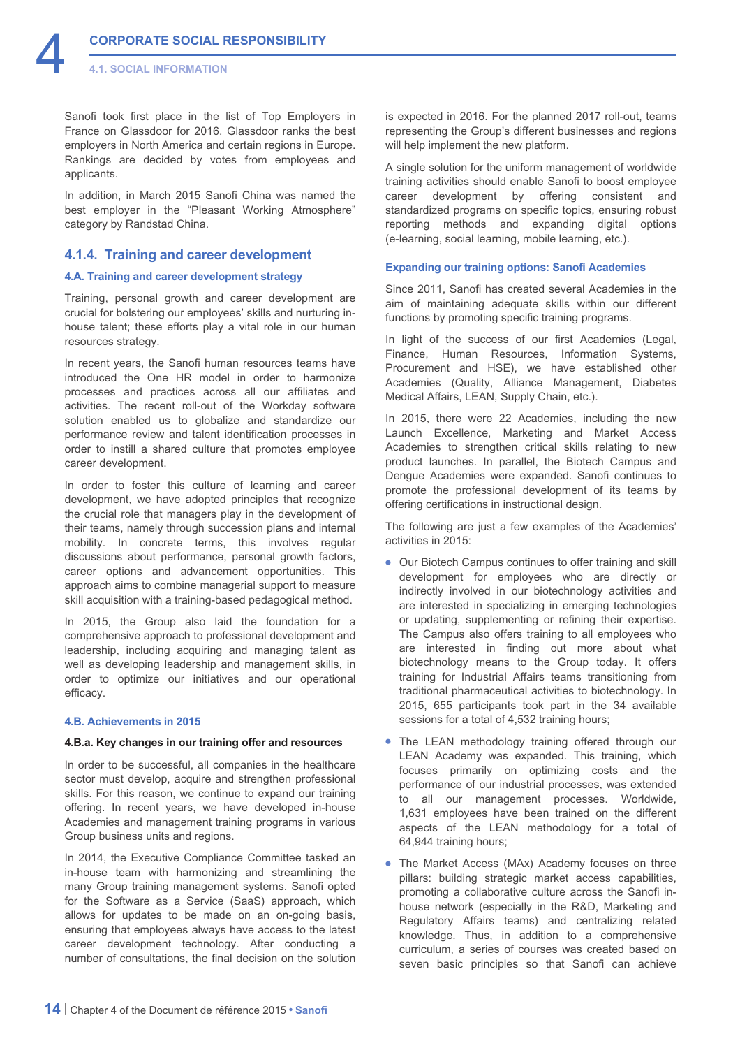Sanofi took first place in the list of Top Employers in France on Glassdoor for 2016. Glassdoor ranks the best employers in North America and certain regions in Europe. Rankings are decided by votes from employees and applicants.

In addition, in March 2015 Sanofi China was named the best employer in the "Pleasant Working Atmosphere" category by Randstad China.

### 4.1.4. Training and career development

#### 4.A. Training and career development strategy

Training, personal growth and career development are crucial for bolstering our employees' skills and nurturing in-house talent; these efforts play a vital role in our human resources strategy.

In recent years, the Sanofi human resources teams have introduced the One HR model in order to harmonize processes and practices across all our affiliates and activities. The recent roll-out of the Workday software solution enabled us to globalize and standardize our performance review and talent identification processes in order to instill a shared culture that promotes employee career development.

In order to foster this culture of learning and career development, we have adopted principles that recognize the crucial role that managers play in the development of their teams, namely through succession plans and internal mobility. In concrete terms, this involves regular discussions about performance, personal growth factors, career options and advancement opportunities. This approach aims to combine managerial support to measure skill acquisition with a training-based pedagogical method.

In 2015, the Group also laid the foundation for a comprehensive approach to professional development and leadership, including acquiring and managing talent as well as developing leadership and management skills, in order to optimize our initiatives and our operational efficacy.

#### 4.B. Achievements in 2015

**4.B.a. Key changes in our training offer and resources**

In order to be successful, all companies in the healthcare sector must develop, acquire and strengthen professional skills. For this reason, we continue to expand our training offering. In recent years, we have developed in-house Academies and management training programs in various Group business units and regions.

In 2014, the Executive Compliance Committee tasked an in-house team with harmonizing and streamlining the many Group training management systems. Sanofi opted for the Software as a Service (SaaS) approach, which allows for updates to be made on an on-going basis, ensuring that employees always have access to the latest career development technology. After conducting a number of consultations, the final decision on the solution is expected in 2016. For the planned 2017 roll-out, teams representing the Group's different businesses and regions will help implement the new platform.

A single solution for the uniform management of worldwide training activities should enable Sanofi to boost employee career development by offering consistent and standardized programs on specific topics, ensuring robust reporting methods and expanding digital options (e-learning, social learning, mobile learning, etc.).

**Expanding our training options: Sanofi Academies**

Since 2011, Sanofi has created several Academies in the aim of maintaining adequate skills within our different functions by promoting specific training programs.

In light of the success of our first Academies (Legal, Finance, Human Resources, Information Systems, Procurement and HSE), we have established other Academies (Quality, Alliance Management, Diabetes Medical Affairs, LEAN, Supply Chain, etc.).

In 2015, there were 22 Academies, including the new Launch Excellence, Marketing and Market Access Academies to strengthen critical skills relating to new product launches. In parallel, the Biotech Campus and Dengue Academies were expanded. Sanofi continues to promote the professional development of its teams by offering certifications in instructional design.

The following are just a few examples of the Academies' activities in 2015:

- Our Biotech Campus continues to offer training and skill development for employees who are directly or indirectly involved in our biotechnology activities and are interested in specializing in emerging technologies or updating, supplementing or refining their expertise. The Campus also offers training to all employees who are interested in finding out more about what biotechnology means to the Group today. It offers training for Industrial Affairs teams transitioning from traditional pharmaceutical activities to biotechnology. In 2015, 655 participants took part in the 34 available sessions for a total of 4,532 training hours;
- The LEAN methodology training offered through our LEAN Academy was expanded. This training, which focuses primarily on optimizing costs and the performance of our industrial processes, was extended to all our management processes. Worldwide, 1,631 employees have been trained on the different aspects of the LEAN methodology for a total of 64,944 training hours;
- The Market Access (MAx) Academy focuses on three pillars: building strategic market access capabilities, promoting a collaborative culture across the Sanofi in-house network (especially in the R&D, Marketing and Regulatory Affairs teams) and centralizing related knowledge. Thus, in addition to a comprehensive curriculum, a series of courses was created based on seven basic principles so that Sanofi can achieve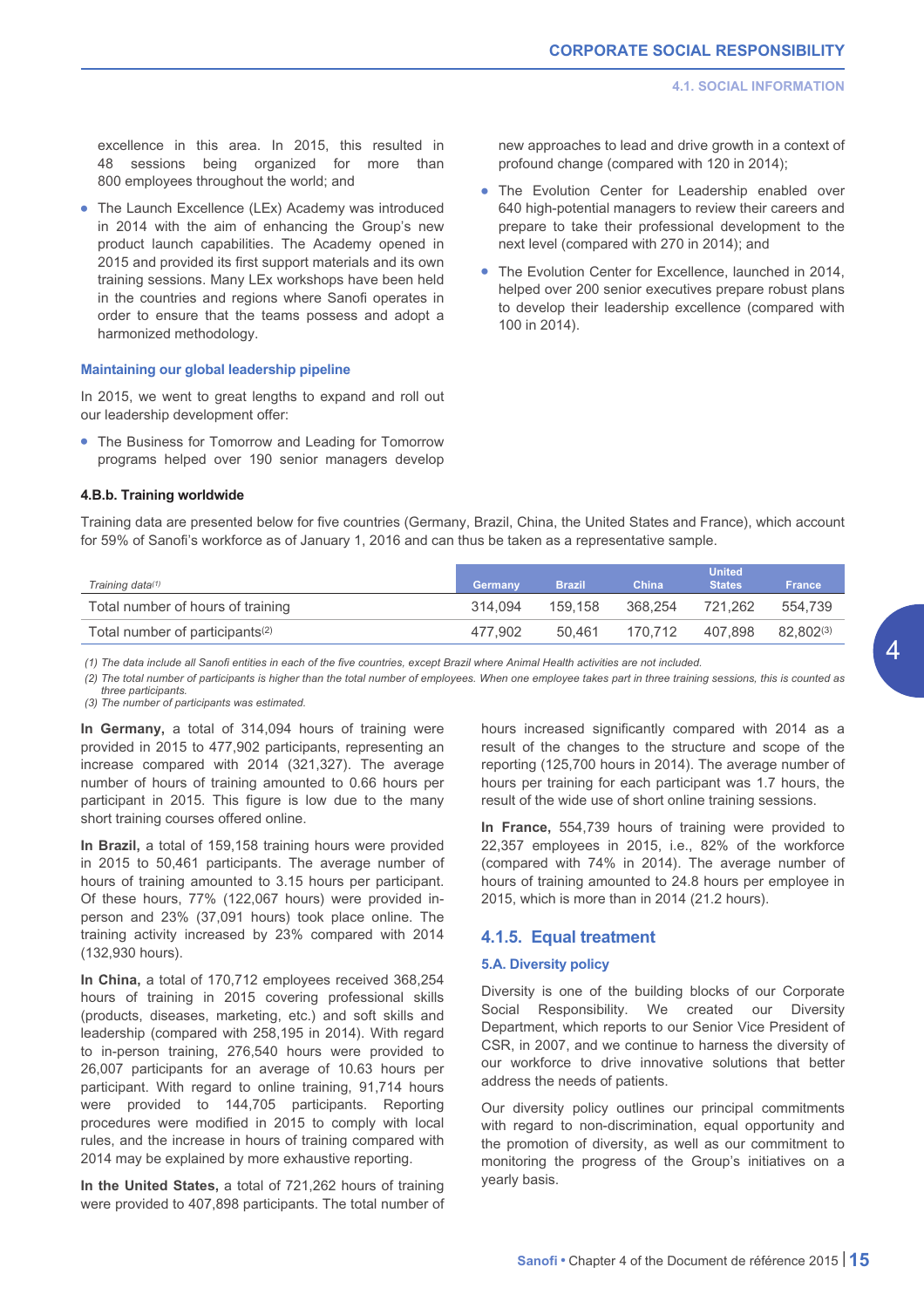excellence in this area. In 2015, this resulted in 48 sessions being organized for more than 800 employees throughout the world; and

- The Launch Excellence (LEx) Academy was introduced in 2014 with the aim of enhancing the Group's new product launch capabilities. The Academy opened in 2015 and provided its first support materials and its own training sessions. Many LEx workshops have been held in the countries and regions where Sanofi operates in order to ensure that the teams possess and adopt a harmonized methodology.

#### Maintaining our global leadership pipeline

In 2015, we went to great lengths to expand and roll out our leadership development offer:

- The Business for Tomorrow and Leading for Tomorrow programs helped over 190 senior managers develop new approaches to lead and drive growth in a context of profound change (compared with 120 in 2014);
- The Evolution Center for Leadership enabled over 640 high-potential managers to review their careers and prepare to take their professional development to the next level (compared with 270 in 2014); and
- The Evolution Center for Excellence, launched in 2014, helped over 200 senior executives prepare robust plans to develop their leadership excellence (compared with 100 in 2014).

#### 4.B.b. Training worldwide

Training data are presented below for five countries (Germany, Brazil, China, the United States and France), which account for 59% of Sanofi's workforce as of January 1, 2016 and can thus be taken as a representative sample.

| *Training data*[1] | Germany | Brazil | China | United States | France |
|---|---|---|---|---|---|
| Total number of hours of training | 314,094 | 159,158 | 368,254 | 721,262 | 554,739 |
| Total number of participants[2] | 477,902 | 50,461 | 170,712 | 407,898 | 82,802[3] |

*(1) The data include all Sanofi entities in each of the five countries, except Brazil where Animal Health activities are not included.*
*(2) The total number of participants is higher than the total number of employees. When one employee takes part in three training sessions, this is counted as three participants.*
*(3) The number of participants was estimated.*

**In Germany,** a total of 314,094 hours of training were provided in 2015 to 477,902 participants, representing an increase compared with 2014 (321,327). The average number of hours of training amounted to 0.66 hours per participant in 2015. This figure is low due to the many short training courses offered online.

**In Brazil,** a total of 159,158 training hours were provided in 2015 to 50,461 participants. The average number of hours of training amounted to 3.15 hours per participant. Of these hours, 77% (122,067 hours) were provided in-person and 23% (37,091 hours) took place online. The training activity increased by 23% compared with 2014 (132,930 hours).

**In China,** a total of 170,712 employees received 368,254 hours of training in 2015 covering professional skills (products, diseases, marketing, etc.) and soft skills and leadership (compared with 258,195 in 2014). With regard to in-person training, 276,540 hours were provided to 26,007 participants for an average of 10.63 hours per participant. With regard to online training, 91,714 hours were provided to 144,705 participants. Reporting procedures were modified in 2015 to comply with local rules, and the increase in hours of training compared with 2014 may be explained by more exhaustive reporting.

**In the United States,** a total of 721,262 hours of training were provided to 407,898 participants. The total number of hours increased significantly compared with 2014 as a result of the changes to the structure and scope of the reporting (125,700 hours in 2014). The average number of hours per training for each participant was 1.7 hours, the result of the wide use of short online training sessions.

**In France,** 554,739 hours of training were provided to 22,357 employees in 2015, i.e., 82% of the workforce (compared with 74% in 2014). The average number of hours of training amounted to 24.8 hours per employee in 2015, which is more than in 2014 (21.2 hours).

## 4.1.5. Equal treatment

### 5.A. Diversity policy

Diversity is one of the building blocks of our Corporate Social Responsibility. We created our Diversity Department, which reports to our Senior Vice President of CSR, in 2007, and we continue to harness the diversity of our workforce to drive innovative solutions that better address the needs of patients.

Our diversity policy outlines our principal commitments with regard to non-discrimination, equal opportunity and the promotion of diversity, as well as our commitment to monitoring the progress of the Group's initiatives on a yearly basis.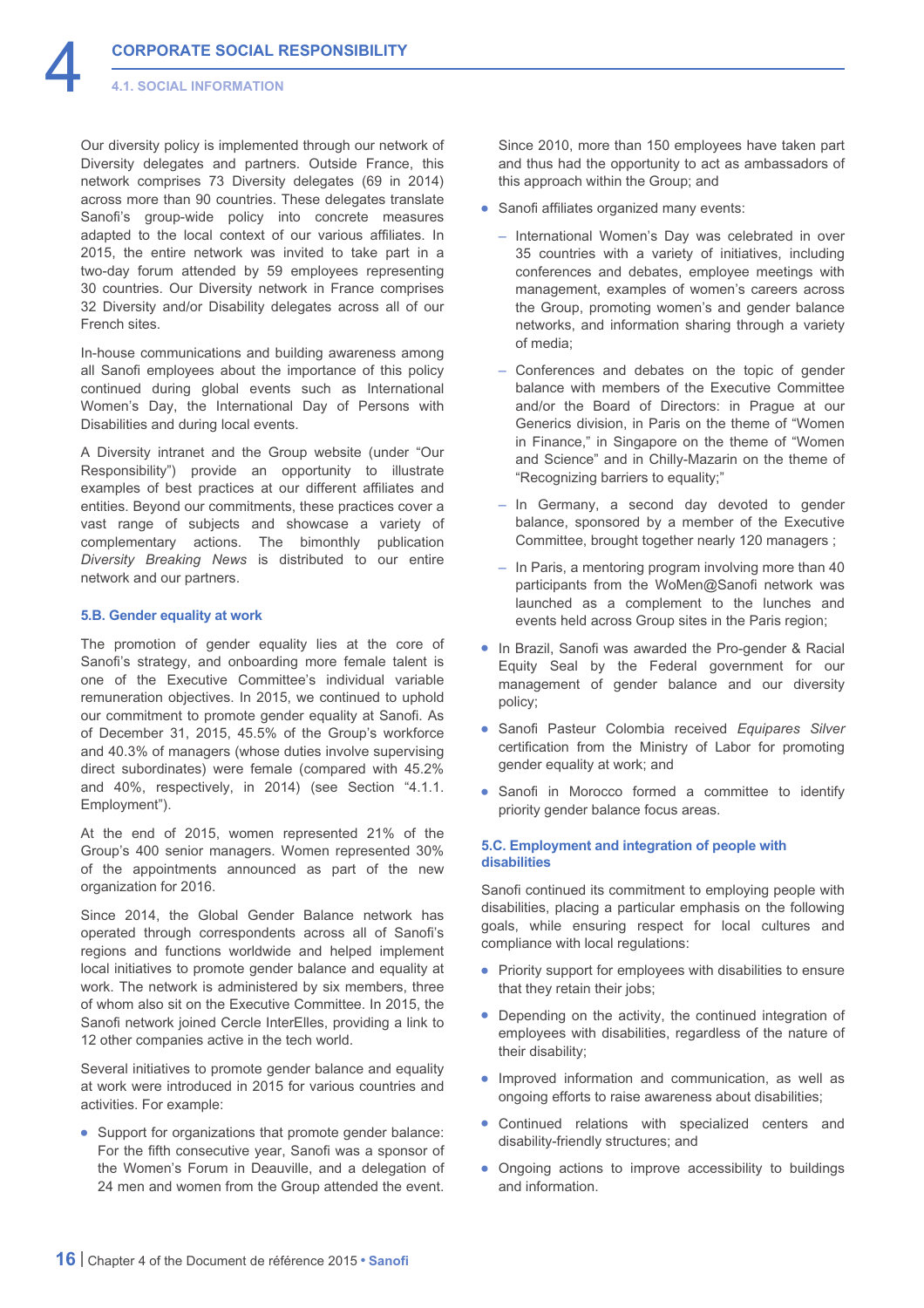Our diversity policy is implemented through our network of Diversity delegates and partners. Outside France, this network comprises 73 Diversity delegates (69 in 2014) across more than 90 countries. These delegates translate Sanofi's group-wide policy into concrete measures adapted to the local context of our various affiliates. In 2015, the entire network was invited to take part in a two-day forum attended by 59 employees representing 30 countries. Our Diversity network in France comprises 32 Diversity and/or Disability delegates across all of our French sites.

In-house communications and building awareness among all Sanofi employees about the importance of this policy continued during global events such as International Women's Day, the International Day of Persons with Disabilities and during local events.

A Diversity intranet and the Group website (under "Our Responsibility") provide an opportunity to illustrate examples of best practices at our different affiliates and entities. Beyond our commitments, these practices cover a vast range of subjects and showcase a variety of complementary actions. The bimonthly publication *Diversity Breaking News* is distributed to our entire network and our partners.

### 5.B. Gender equality at work

The promotion of gender equality lies at the core of Sanofi's strategy, and onboarding more female talent is one of the Executive Committee's individual variable remuneration objectives. In 2015, we continued to uphold our commitment to promote gender equality at Sanofi. As of December 31, 2015, 45.5% of the Group's workforce and 40.3% of managers (whose duties involve supervising direct subordinates) were female (compared with 45.2% and 40%, respectively, in 2014) (see Section "4.1.1. Employment").

At the end of 2015, women represented 21% of the Group's 400 senior managers. Women represented 30% of the appointments announced as part of the new organization for 2016.

Since 2014, the Global Gender Balance network has operated through correspondents across all of Sanofi's regions and functions worldwide and helped implement local initiatives to promote gender balance and equality at work. The network is administered by six members, three of whom also sit on the Executive Committee. In 2015, the Sanofi network joined Cercle InterElles, providing a link to 12 other companies active in the tech world.

Several initiatives to promote gender balance and equality at work were introduced in 2015 for various countries and activities. For example:

- Support for organizations that promote gender balance: For the fifth consecutive year, Sanofi was a sponsor of the Women's Forum in Deauville, and a delegation of 24 men and women from the Group attended the event. Since 2010, more than 150 employees have taken part and thus had the opportunity to act as ambassadors of this approach within the Group; and
- Sanofi affiliates organized many events:
  - International Women's Day was celebrated in over 35 countries with a variety of initiatives, including conferences and debates, employee meetings with management, examples of women's careers across the Group, promoting women's and gender balance networks, and information sharing through a variety of media;
  - Conferences and debates on the topic of gender balance with members of the Executive Committee and/or the Board of Directors: in Prague at our Generics division, in Paris on the theme of "Women in Finance," in Singapore on the theme of "Women and Science" and in Chilly-Mazarin on the theme of "Recognizing barriers to equality;"
  - In Germany, a second day devoted to gender balance, sponsored by a member of the Executive Committee, brought together nearly 120 managers ;
  - In Paris, a mentoring program involving more than 40 participants from the WoMen@Sanofi network was launched as a complement to the lunches and events held across Group sites in the Paris region;
- In Brazil, Sanofi was awarded the Pro-gender & Racial Equity Seal by the Federal government for our management of gender balance and our diversity policy;
- Sanofi Pasteur Colombia received *Equipares Silver* certification from the Ministry of Labor for promoting gender equality at work; and
- Sanofi in Morocco formed a committee to identify priority gender balance focus areas.

### 5.C. Employment and integration of people with disabilities

Sanofi continued its commitment to employing people with disabilities, placing a particular emphasis on the following goals, while ensuring respect for local cultures and compliance with local regulations:

- Priority support for employees with disabilities to ensure that they retain their jobs;
- Depending on the activity, the continued integration of employees with disabilities, regardless of the nature of their disability;
- Improved information and communication, as well as ongoing efforts to raise awareness about disabilities;
- Continued relations with specialized centers and disability-friendly structures; and
- Ongoing actions to improve accessibility to buildings and information.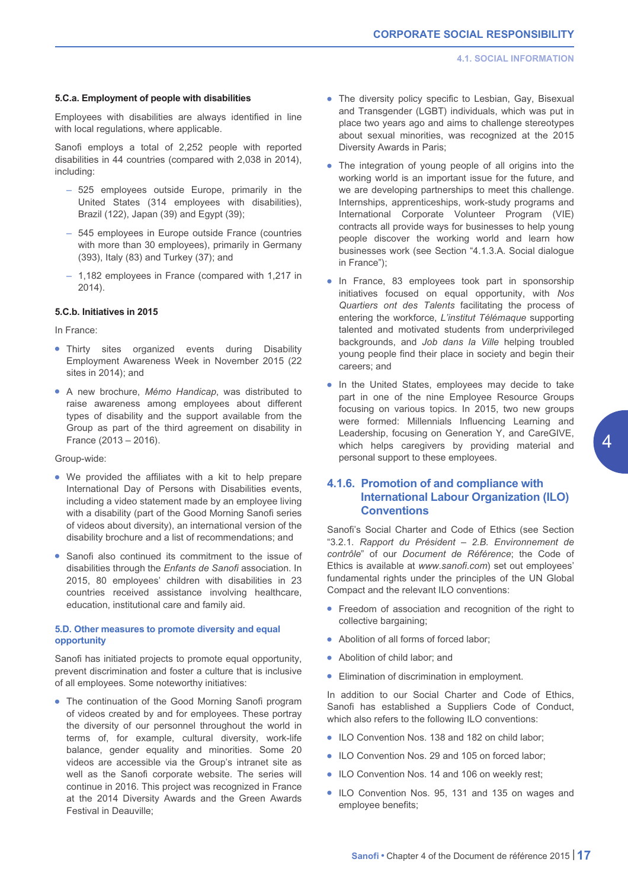#### 5.C.a. Employment of people with disabilities

Employees with disabilities are always identified in line with local regulations, where applicable.

Sanofi employs a total of 2,252 people with reported disabilities in 44 countries (compared with 2,038 in 2014), including:

- 525 employees outside Europe, primarily in the United States (314 employees with disabilities), Brazil (122), Japan (39) and Egypt (39);
- 545 employees in Europe outside France (countries with more than 30 employees), primarily in Germany (393), Italy (83) and Turkey (37); and
- 1,182 employees in France (compared with 1,217 in 2014).

#### 5.C.b. Initiatives in 2015

In France:

- Thirty sites organized events during Disability Employment Awareness Week in November 2015 (22 sites in 2014); and
- A new brochure, *Mémo Handicap*, was distributed to raise awareness among employees about different types of disability and the support available from the Group as part of the third agreement on disability in France (2013 – 2016).

Group-wide:

- We provided the affiliates with a kit to help prepare International Day of Persons with Disabilities events, including a video statement made by an employee living with a disability (part of the Good Morning Sanofi series of videos about diversity), an international version of the disability brochure and a list of recommendations; and
- Sanofi also continued its commitment to the issue of disabilities through the *Enfants de Sanofi* association. In 2015, 80 employees' children with disabilities in 23 countries received assistance involving healthcare, education, institutional care and family aid.

#### 5.D. Other measures to promote diversity and equal opportunity

Sanofi has initiated projects to promote equal opportunity, prevent discrimination and foster a culture that is inclusive of all employees. Some noteworthy initiatives:

- The continuation of the Good Morning Sanofi program of videos created by and for employees. These portray the diversity of our personnel throughout the world in terms of, for example, cultural diversity, work-life balance, gender equality and minorities. Some 20 videos are accessible via the Group's intranet site as well as the Sanofi corporate website. The series will continue in 2016. This project was recognized in France at the 2014 Diversity Awards and the Green Awards Festival in Deauville;
- The diversity policy specific to Lesbian, Gay, Bisexual and Transgender (LGBT) individuals, which was put in place two years ago and aims to challenge stereotypes about sexual minorities, was recognized at the 2015 Diversity Awards in Paris;
- The integration of young people of all origins into the working world is an important issue for the future, and we are developing partnerships to meet this challenge. Internships, apprenticeships, work-study programs and International Corporate Volunteer Program (VIE) contracts all provide ways for businesses to help young people discover the working world and learn how businesses work (see Section "4.1.3.A. Social dialogue in France");
- In France, 83 employees took part in sponsorship initiatives focused on equal opportunity, with *Nos Quartiers ont des Talents* facilitating the process of entering the workforce, *L'institut Télémaque* supporting talented and motivated students from underprivileged backgrounds, and *Job dans la Ville* helping troubled young people find their place in society and begin their careers; and
- In the United States, employees may decide to take part in one of the nine Employee Resource Groups focusing on various topics. In 2015, two new groups were formed: Millennials Influencing Learning and Leadership, focusing on Generation Y, and CareGIVE, which helps caregivers by providing material and personal support to these employees.

## 4.1.6. Promotion of and compliance with International Labour Organization (ILO) Conventions

Sanofi's Social Charter and Code of Ethics (see Section "3.2.1. *Rapport du Président – 2.B. Environnement de contrôle*" of our *Document de Référence*; the Code of Ethics is available at *www.sanofi.com*) set out employees' fundamental rights under the principles of the UN Global Compact and the relevant ILO conventions:

- Freedom of association and recognition of the right to collective bargaining;
- Abolition of all forms of forced labor;
- Abolition of child labor; and
- Elimination of discrimination in employment.

In addition to our Social Charter and Code of Ethics, Sanofi has established a Suppliers Code of Conduct, which also refers to the following ILO conventions:

- ILO Convention Nos. 138 and 182 on child labor;
- ILO Convention Nos. 29 and 105 on forced labor;
- ILO Convention Nos. 14 and 106 on weekly rest;
- ILO Convention Nos. 95, 131 and 135 on wages and employee benefits;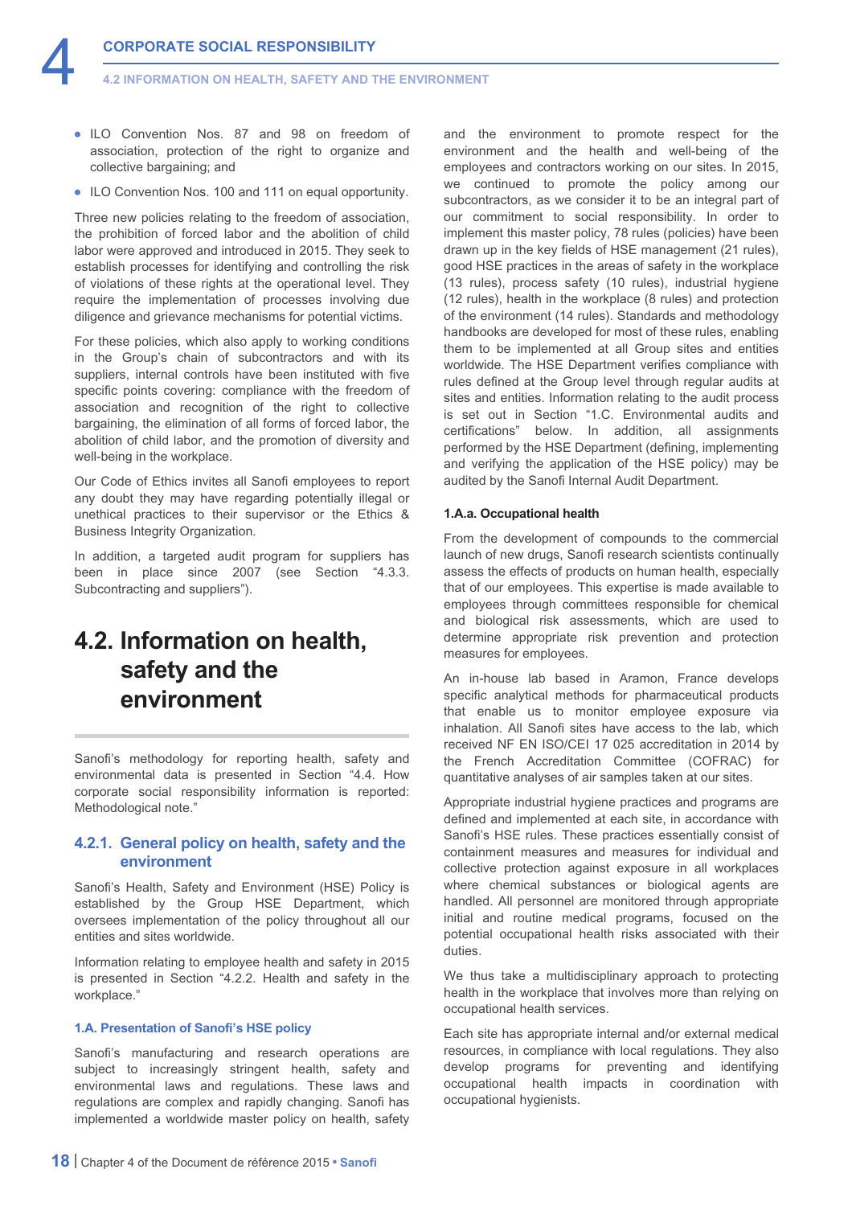- ILO Convention Nos. 87 and 98 on freedom of association, protection of the right to organize and collective bargaining; and
- ILO Convention Nos. 100 and 111 on equal opportunity.

Three new policies relating to the freedom of association, the prohibition of forced labor and the abolition of child labor were approved and introduced in 2015. They seek to establish processes for identifying and controlling the risk of violations of these rights at the operational level. They require the implementation of processes involving due diligence and grievance mechanisms for potential victims.

For these policies, which also apply to working conditions in the Group's chain of subcontractors and with its suppliers, internal controls have been instituted with five specific points covering: compliance with the freedom of association and recognition of the right to collective bargaining, the elimination of all forms of forced labor, the abolition of child labor, and the promotion of diversity and well-being in the workplace.

Our Code of Ethics invites all Sanofi employees to report any doubt they may have regarding potentially illegal or unethical practices to their supervisor or the Ethics & Business Integrity Organization.

In addition, a targeted audit program for suppliers has been in place since 2007 (see Section "4.3.3. Subcontracting and suppliers").

# 4.2. Information on health, safety and the environment

Sanofi's methodology for reporting health, safety and environmental data is presented in Section "4.4. How corporate social responsibility information is reported: Methodological note."

## 4.2.1. General policy on health, safety and the environment

Sanofi's Health, Safety and Environment (HSE) Policy is established by the Group HSE Department, which oversees implementation of the policy throughout all our entities and sites worldwide.

Information relating to employee health and safety in 2015 is presented in Section "4.2.2. Health and safety in the workplace."

### 1.A. Presentation of Sanofi's HSE policy

Sanofi's manufacturing and research operations are subject to increasingly stringent health, safety and environmental laws and regulations. These laws and regulations are complex and rapidly changing. Sanofi has implemented a worldwide master policy on health, safety and the environment to promote respect for the environment and the health and well-being of the employees and contractors working on our sites. In 2015, we continued to promote the policy among our subcontractors, as we consider it to be an integral part of our commitment to social responsibility. In order to implement this master policy, 78 rules (policies) have been drawn up in the key fields of HSE management (21 rules), good HSE practices in the areas of safety in the workplace (13 rules), process safety (10 rules), industrial hygiene (12 rules), health in the workplace (8 rules) and protection of the environment (14 rules). Standards and methodology handbooks are developed for most of these rules, enabling them to be implemented at all Group sites and entities worldwide. The HSE Department verifies compliance with rules defined at the Group level through regular audits at sites and entities. Information relating to the audit process is set out in Section "1.C. Environmental audits and certifications" below. In addition, all assignments performed by the HSE Department (defining, implementing and verifying the application of the HSE policy) may be audited by the Sanofi Internal Audit Department.

#### 1.A.a. Occupational health

From the development of compounds to the commercial launch of new drugs, Sanofi research scientists continually assess the effects of products on human health, especially that of our employees. This expertise is made available to employees through committees responsible for chemical and biological risk assessments, which are used to determine appropriate risk prevention and protection measures for employees.

An in-house lab based in Aramon, France develops specific analytical methods for pharmaceutical products that enable us to monitor employee exposure via inhalation. All Sanofi sites have access to the lab, which received NF EN ISO/CEI 17 025 accreditation in 2014 by the French Accreditation Committee (COFRAC) for quantitative analyses of air samples taken at our sites.

Appropriate industrial hygiene practices and programs are defined and implemented at each site, in accordance with Sanofi's HSE rules. These practices essentially consist of containment measures and measures for individual and collective protection against exposure in all workplaces where chemical substances or biological agents are handled. All personnel are monitored through appropriate initial and routine medical programs, focused on the potential occupational health risks associated with their duties.

We thus take a multidisciplinary approach to protecting health in the workplace that involves more than relying on occupational health services.

Each site has appropriate internal and/or external medical resources, in compliance with local regulations. They also develop programs for preventing and identifying occupational health impacts in coordination with occupational hygienists.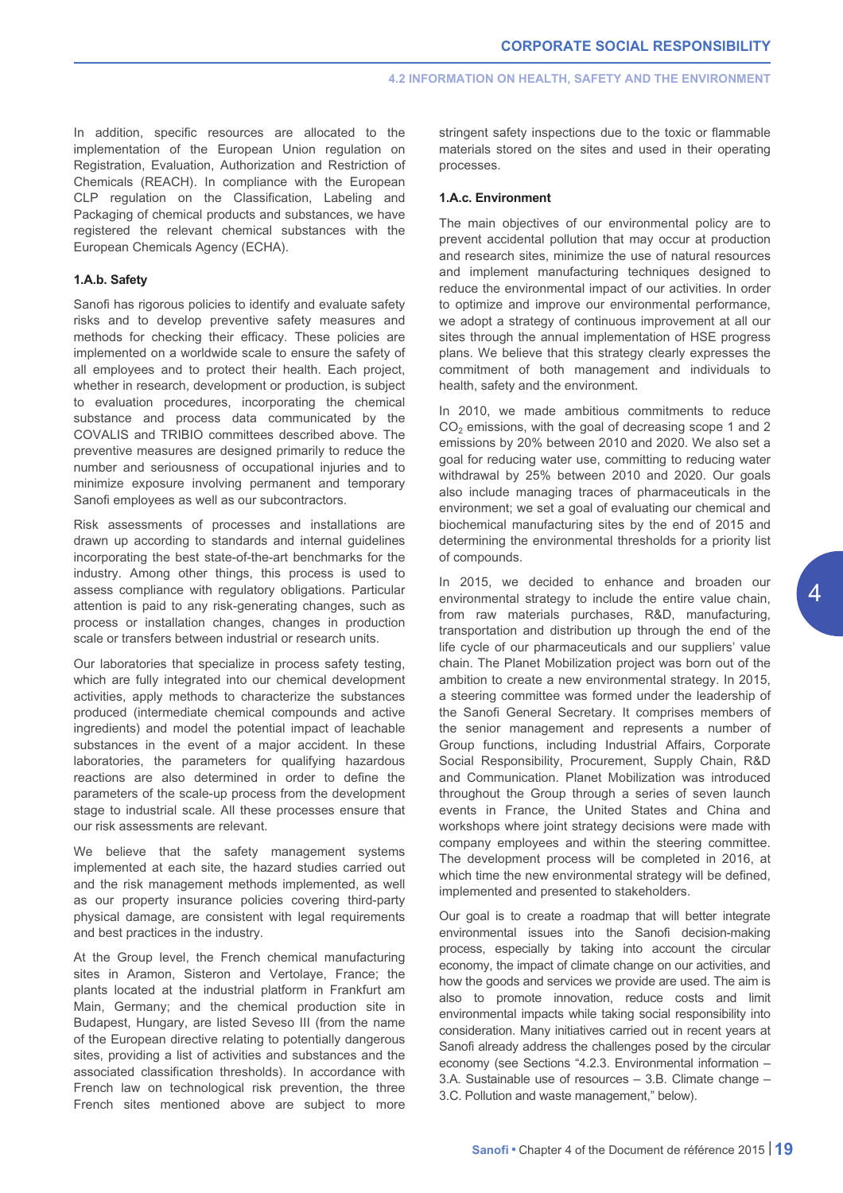In addition, specific resources are allocated to the implementation of the European Union regulation on Registration, Evaluation, Authorization and Restriction of Chemicals (REACH). In compliance with the European CLP regulation on the Classification, Labeling and Packaging of chemical products and substances, we have registered the relevant chemical substances with the European Chemicals Agency (ECHA).

#### 1.A.b. Safety

Sanofi has rigorous policies to identify and evaluate safety risks and to develop preventive safety measures and methods for checking their efficacy. These policies are implemented on a worldwide scale to ensure the safety of all employees and to protect their health. Each project, whether in research, development or production, is subject to evaluation procedures, incorporating the chemical substance and process data communicated by the COVALIS and TRIBIO committees described above. The preventive measures are designed primarily to reduce the number and seriousness of occupational injuries and to minimize exposure involving permanent and temporary Sanofi employees as well as our subcontractors.

Risk assessments of processes and installations are drawn up according to standards and internal guidelines incorporating the best state-of-the-art benchmarks for the industry. Among other things, this process is used to assess compliance with regulatory obligations. Particular attention is paid to any risk-generating changes, such as process or installation changes, changes in production scale or transfers between industrial or research units.

Our laboratories that specialize in process safety testing, which are fully integrated into our chemical development activities, apply methods to characterize the substances produced (intermediate chemical compounds and active ingredients) and model the potential impact of leachable substances in the event of a major accident. In these laboratories, the parameters for qualifying hazardous reactions are also determined in order to define the parameters of the scale-up process from the development stage to industrial scale. All these processes ensure that our risk assessments are relevant.

We believe that the safety management systems implemented at each site, the hazard studies carried out and the risk management methods implemented, as well as our property insurance policies covering third-party physical damage, are consistent with legal requirements and best practices in the industry.

At the Group level, the French chemical manufacturing sites in Aramon, Sisteron and Vertolaye, France; the plants located at the industrial platform in Frankfurt am Main, Germany; and the chemical production site in Budapest, Hungary, are listed Seveso III (from the name of the European directive relating to potentially dangerous sites, providing a list of activities and substances and the associated classification thresholds). In accordance with French law on technological risk prevention, the three French sites mentioned above are subject to more stringent safety inspections due to the toxic or flammable materials stored on the sites and used in their operating processes.

#### 1.A.c. Environment

The main objectives of our environmental policy are to prevent accidental pollution that may occur at production and research sites, minimize the use of natural resources and implement manufacturing techniques designed to reduce the environmental impact of our activities. In order to optimize and improve our environmental performance, we adopt a strategy of continuous improvement at all our sites through the annual implementation of HSE progress plans. We believe that this strategy clearly expresses the commitment of both management and individuals to health, safety and the environment.

In 2010, we made ambitious commitments to reduce $CO_2$ emissions, with the goal of decreasing scope 1 and 2 emissions by 20% between 2010 and 2020. We also set a goal for reducing water use, committing to reducing water withdrawal by 25% between 2010 and 2020. Our goals also include managing traces of pharmaceuticals in the environment; we set a goal of evaluating our chemical and biochemical manufacturing sites by the end of 2015 and determining the environmental thresholds for a priority list of compounds.

In 2015, we decided to enhance and broaden our environmental strategy to include the entire value chain, from raw materials purchases, R&D, manufacturing, transportation and distribution up through the end of the life cycle of our pharmaceuticals and our suppliers' value chain. The Planet Mobilization project was born out of the ambition to create a new environmental strategy. In 2015, a steering committee was formed under the leadership of the Sanofi General Secretary. It comprises members of the senior management and represents a number of Group functions, including Industrial Affairs, Corporate Social Responsibility, Procurement, Supply Chain, R&D and Communication. Planet Mobilization was introduced throughout the Group through a series of seven launch events in France, the United States and China and workshops where joint strategy decisions were made with company employees and within the steering committee. The development process will be completed in 2016, at which time the new environmental strategy will be defined, implemented and presented to stakeholders.

Our goal is to create a roadmap that will better integrate environmental issues into the Sanofi decision-making process, especially by taking into account the circular economy, the impact of climate change on our activities, and how the goods and services we provide are used. The aim is also to promote innovation, reduce costs and limit environmental impacts while taking social responsibility into consideration. Many initiatives carried out in recent years at Sanofi already address the challenges posed by the circular economy (see Sections "4.2.3. Environmental information – 3.A. Sustainable use of resources – 3.B. Climate change – 3.C. Pollution and waste management," below).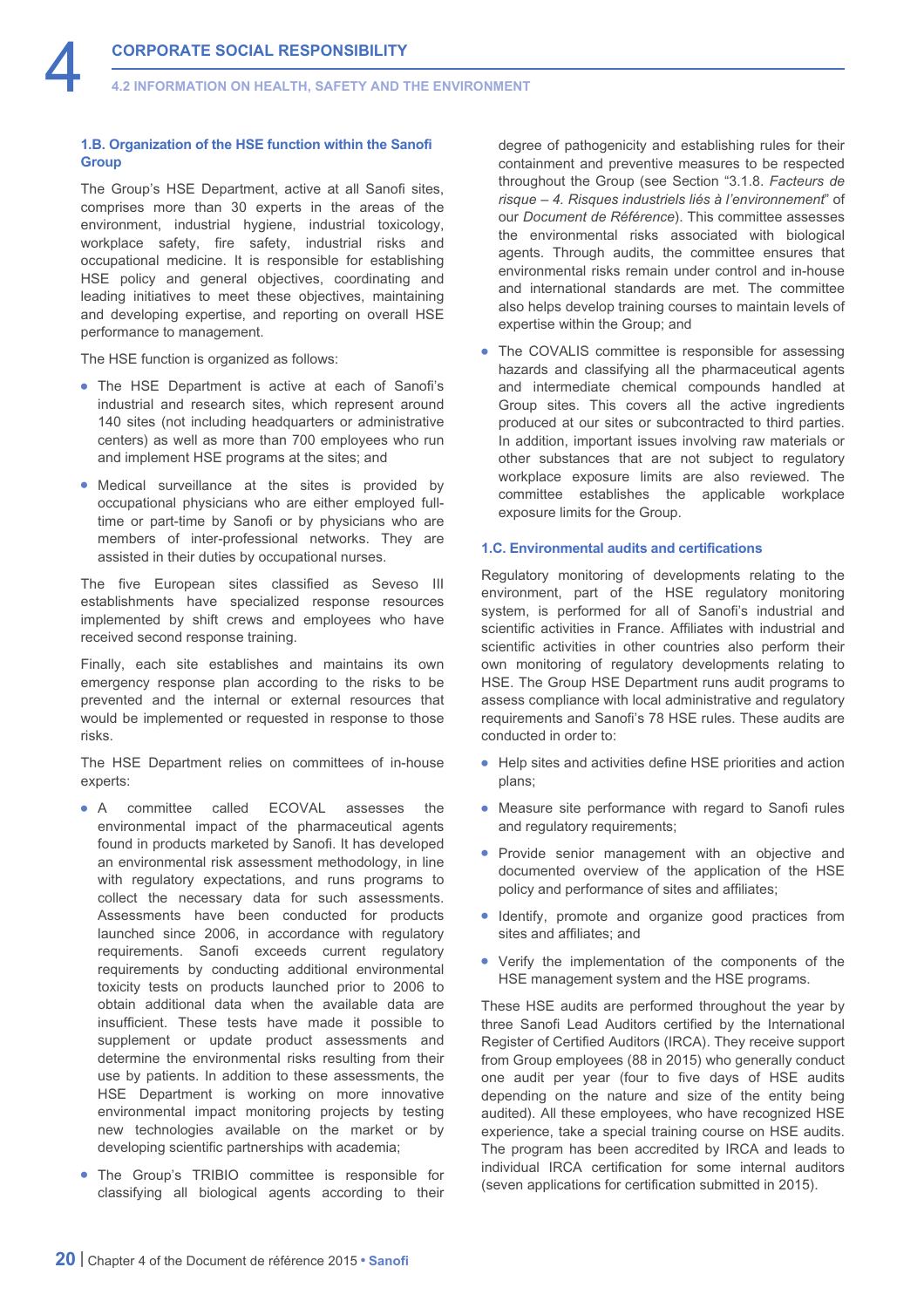### 1.B. Organization of the HSE function within the Sanofi Group

The Group's HSE Department, active at all Sanofi sites, comprises more than 30 experts in the areas of the environment, industrial hygiene, industrial toxicology, workplace safety, fire safety, industrial risks and occupational medicine. It is responsible for establishing HSE policy and general objectives, coordinating and leading initiatives to meet these objectives, maintaining and developing expertise, and reporting on overall HSE performance to management.

The HSE function is organized as follows:

- The HSE Department is active at each of Sanofi's industrial and research sites, which represent around 140 sites (not including headquarters or administrative centers) as well as more than 700 employees who run and implement HSE programs at the sites; and
- Medical surveillance at the sites is provided by occupational physicians who are either employed full-time or part-time by Sanofi or by physicians who are members of inter-professional networks. They are assisted in their duties by occupational nurses.

The five European sites classified as Seveso III establishments have specialized response resources implemented by shift crews and employees who have received second response training.

Finally, each site establishes and maintains its own emergency response plan according to the risks to be prevented and the internal or external resources that would be implemented or requested in response to those risks.

The HSE Department relies on committees of in-house experts:

- A committee called ECOVAL assesses the environmental impact of the pharmaceutical agents found in products marketed by Sanofi. It has developed an environmental risk assessment methodology, in line with regulatory expectations, and runs programs to collect the necessary data for such assessments. Assessments have been conducted for products launched since 2006, in accordance with regulatory requirements. Sanofi exceeds current regulatory requirements by conducting additional environmental toxicity tests on products launched prior to 2006 to obtain additional data when the available data are insufficient. These tests have made it possible to supplement or update product assessments and determine the environmental risks resulting from their use by patients. In addition to these assessments, the HSE Department is working on more innovative environmental impact monitoring projects by testing new technologies available on the market or by developing scientific partnerships with academia;
- The Group's TRIBIO committee is responsible for classifying all biological agents according to their degree of pathogenicity and establishing rules for their containment and preventive measures to be respected throughout the Group (see Section "3.1.8. *Facteurs de risque – 4. Risques industriels liés à l'environnement*" of our *Document de Référence*). This committee assesses the environmental risks associated with biological agents. Through audits, the committee ensures that environmental risks remain under control and in-house and international standards are met. The committee also helps develop training courses to maintain levels of expertise within the Group; and
- The COVALIS committee is responsible for assessing hazards and classifying all the pharmaceutical agents and intermediate chemical compounds handled at Group sites. This covers all the active ingredients produced at our sites or subcontracted to third parties. In addition, important issues involving raw materials or other substances that are not subject to regulatory workplace exposure limits are also reviewed. The committee establishes the applicable workplace exposure limits for the Group.

### 1.C. Environmental audits and certifications

Regulatory monitoring of developments relating to the environment, part of the HSE regulatory monitoring system, is performed for all of Sanofi's industrial and scientific activities in France. Affiliates with industrial and scientific activities in other countries also perform their own monitoring of regulatory developments relating to HSE. The Group HSE Department runs audit programs to assess compliance with local administrative and regulatory requirements and Sanofi's 78 HSE rules. These audits are conducted in order to:

- Help sites and activities define HSE priorities and action plans;
- Measure site performance with regard to Sanofi rules and regulatory requirements;
- Provide senior management with an objective and documented overview of the application of the HSE policy and performance of sites and affiliates;
- Identify, promote and organize good practices from sites and affiliates; and
- Verify the implementation of the components of the HSE management system and the HSE programs.

These HSE audits are performed throughout the year by three Sanofi Lead Auditors certified by the International Register of Certified Auditors (IRCA). They receive support from Group employees (88 in 2015) who generally conduct one audit per year (four to five days of HSE audits depending on the nature and size of the entity being audited). All these employees, who have recognized HSE experience, take a special training course on HSE audits. The program has been accredited by IRCA and leads to individual IRCA certification for some internal auditors (seven applications for certification submitted in 2015).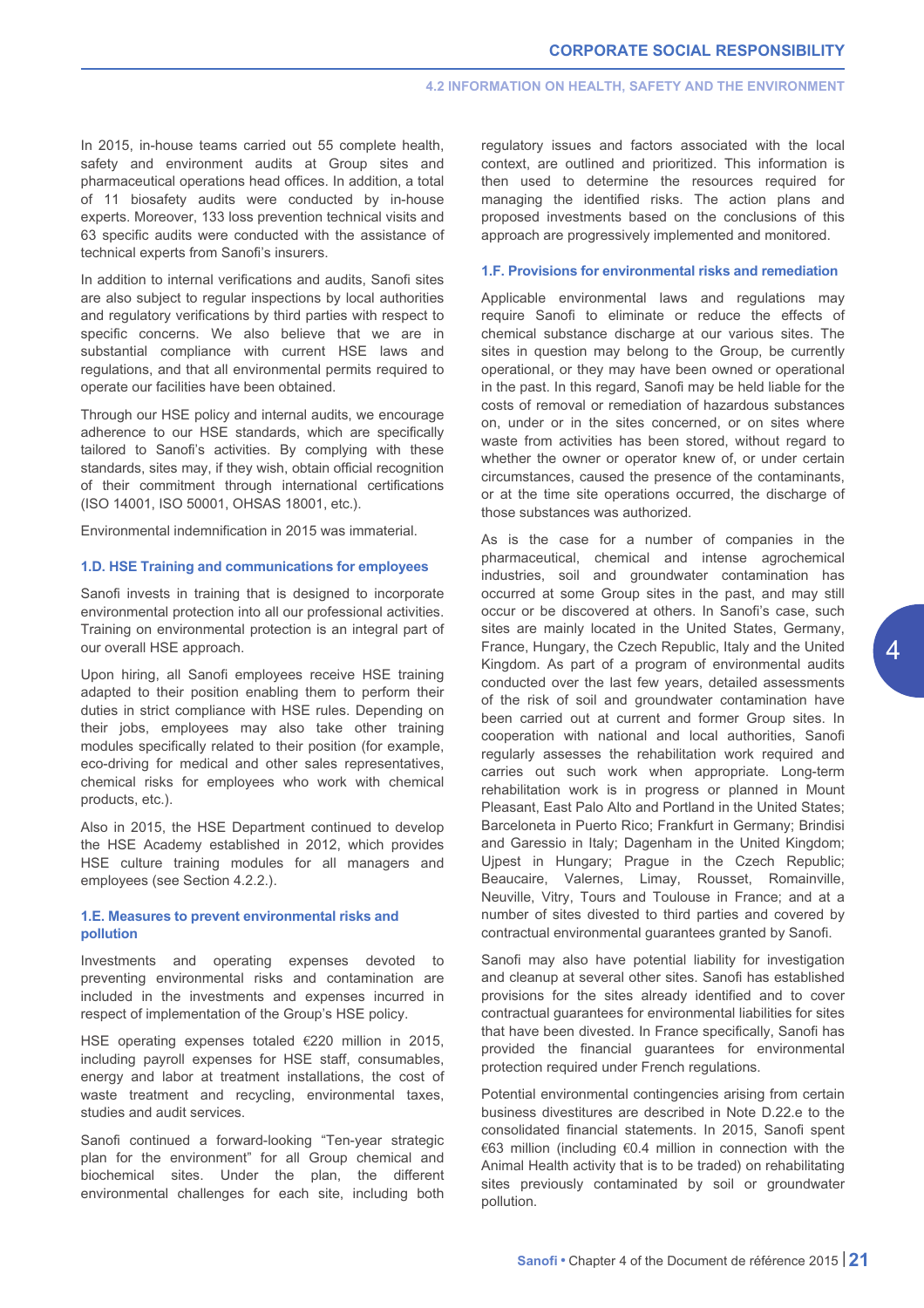In 2015, in-house teams carried out 55 complete health, safety and environment audits at Group sites and pharmaceutical operations head offices. In addition, a total of 11 biosafety audits were conducted by in-house experts. Moreover, 133 loss prevention technical visits and 63 specific audits were conducted with the assistance of technical experts from Sanofi's insurers.

In addition to internal verifications and audits, Sanofi sites are also subject to regular inspections by local authorities and regulatory verifications by third parties with respect to specific concerns. We also believe that we are in substantial compliance with current HSE laws and regulations, and that all environmental permits required to operate our facilities have been obtained.

Through our HSE policy and internal audits, we encourage adherence to our HSE standards, which are specifically tailored to Sanofi's activities. By complying with these standards, sites may, if they wish, obtain official recognition of their commitment through international certifications (ISO 14001, ISO 50001, OHSAS 18001, etc.).

Environmental indemnification in 2015 was immaterial.

#### 1.D. HSE Training and communications for employees

Sanofi invests in training that is designed to incorporate environmental protection into all our professional activities. Training on environmental protection is an integral part of our overall HSE approach.

Upon hiring, all Sanofi employees receive HSE training adapted to their position enabling them to perform their duties in strict compliance with HSE rules. Depending on their jobs, employees may also take other training modules specifically related to their position (for example, eco-driving for medical and other sales representatives, chemical risks for employees who work with chemical products, etc.).

Also in 2015, the HSE Department continued to develop the HSE Academy established in 2012, which provides HSE culture training modules for all managers and employees (see Section 4.2.2.).

#### 1.E. Measures to prevent environmental risks and pollution

Investments and operating expenses devoted to preventing environmental risks and contamination are included in the investments and expenses incurred in respect of implementation of the Group's HSE policy.

HSE operating expenses totaled €220 million in 2015, including payroll expenses for HSE staff, consumables, energy and labor at treatment installations, the cost of waste treatment and recycling, environmental taxes, studies and audit services.

Sanofi continued a forward-looking "Ten-year strategic plan for the environment" for all Group chemical and biochemical sites. Under the plan, the different environmental challenges for each site, including both regulatory issues and factors associated with the local context, are outlined and prioritized. This information is then used to determine the resources required for managing the identified risks. The action plans and proposed investments based on the conclusions of this approach are progressively implemented and monitored.

#### 1.F. Provisions for environmental risks and remediation

Applicable environmental laws and regulations may require Sanofi to eliminate or reduce the effects of chemical substance discharge at our various sites. The sites in question may belong to the Group, be currently operational, or they may have been owned or operational in the past. In this regard, Sanofi may be held liable for the costs of removal or remediation of hazardous substances on, under or in the sites concerned, or on sites where waste from activities has been stored, without regard to whether the owner or operator knew of, or under certain circumstances, caused the presence of the contaminants, or at the time site operations occurred, the discharge of those substances was authorized.

As is the case for a number of companies in the pharmaceutical, chemical and intense agrochemical industries, soil and groundwater contamination has occurred at some Group sites in the past, and may still occur or be discovered at others. In Sanofi's case, such sites are mainly located in the United States, Germany, France, Hungary, the Czech Republic, Italy and the United Kingdom. As part of a program of environmental audits conducted over the last few years, detailed assessments of the risk of soil and groundwater contamination have been carried out at current and former Group sites. In cooperation with national and local authorities, Sanofi regularly assesses the rehabilitation work required and carries out such work when appropriate. Long-term rehabilitation work is in progress or planned in Mount Pleasant, East Palo Alto and Portland in the United States; Barceloneta in Puerto Rico; Frankfurt in Germany; Brindisi and Garessio in Italy; Dagenham in the United Kingdom; Ujpest in Hungary; Prague in the Czech Republic; Beaucaire, Valernes, Limay, Rousset, Romainville, Neuville, Vitry, Tours and Toulouse in France; and at a number of sites divested to third parties and covered by contractual environmental guarantees granted by Sanofi.

Sanofi may also have potential liability for investigation and cleanup at several other sites. Sanofi has established provisions for the sites already identified and to cover contractual guarantees for environmental liabilities for sites that have been divested. In France specifically, Sanofi has provided the financial guarantees for environmental protection required under French regulations.

Potential environmental contingencies arising from certain business divestitures are described in Note D.22.e to the consolidated financial statements. In 2015, Sanofi spent €63 million (including €0.4 million in connection with the Animal Health activity that is to be traded) on rehabilitating sites previously contaminated by soil or groundwater pollution.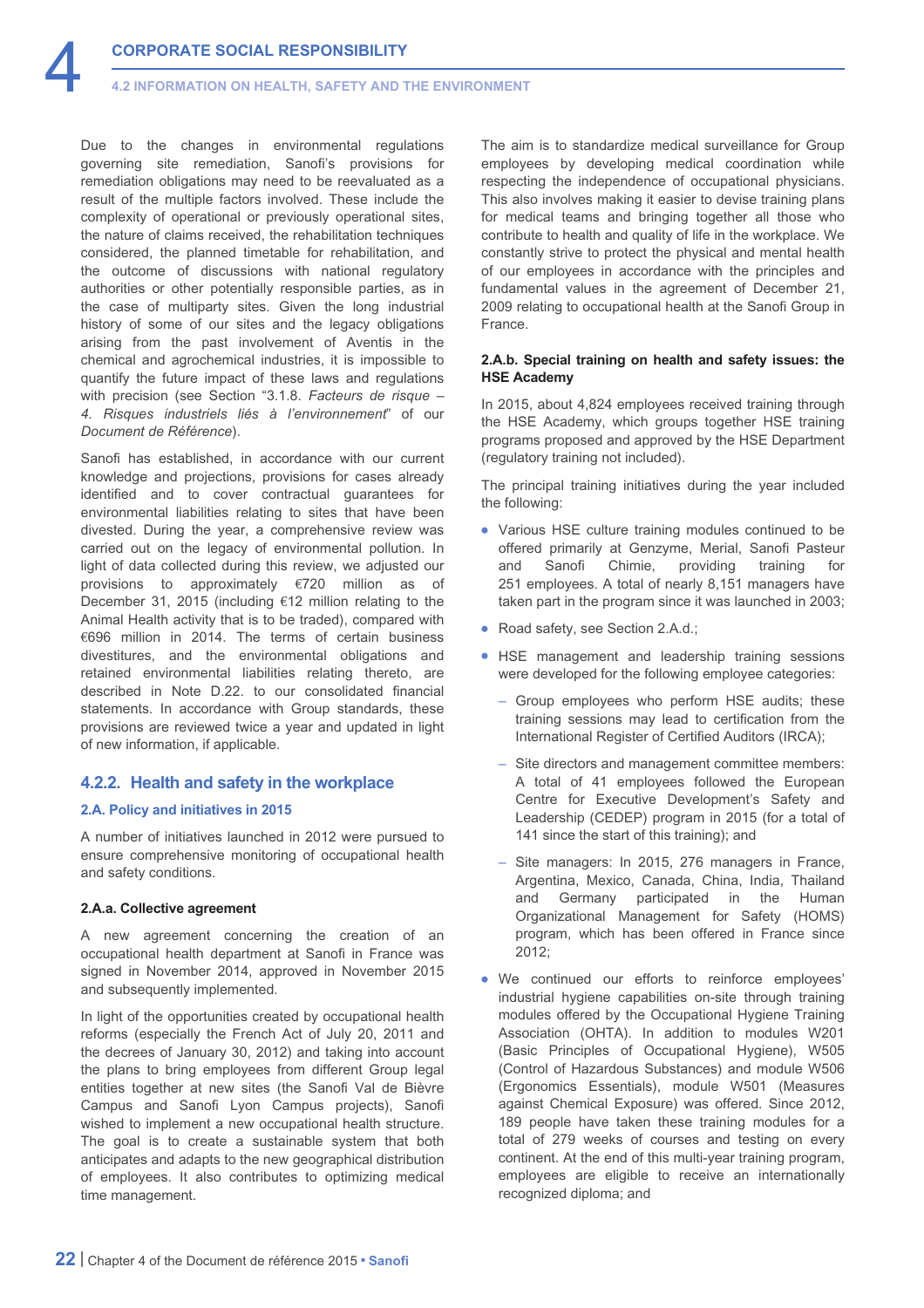Due to the changes in environmental regulations governing site remediation, Sanofi's provisions for remediation obligations may need to be reevaluated as a result of the multiple factors involved. These include the complexity of operational or previously operational sites, the nature of claims received, the rehabilitation techniques considered, the planned timetable for rehabilitation, and the outcome of discussions with national regulatory authorities or other potentially responsible parties, as in the case of multiparty sites. Given the long industrial history of some of our sites and the legacy obligations arising from the past involvement of Aventis in the chemical and agrochemical industries, it is impossible to quantify the future impact of these laws and regulations with precision (see Section "3.1.8. *Facteurs de risque – 4. Risques industriels liés à l'environnement*" of our *Document de Référence*).

Sanofi has established, in accordance with our current knowledge and projections, provisions for cases already identified and to cover contractual guarantees for environmental liabilities relating to sites that have been divested. During the year, a comprehensive review was carried out on the legacy of environmental pollution. In light of data collected during this review, we adjusted our provisions to approximately €720 million as of December 31, 2015 (including €12 million relating to the Animal Health activity that is to be traded), compared with €696 million in 2014. The terms of certain business divestitures, and the environmental obligations and retained environmental liabilities relating thereto, are described in Note D.22. to our consolidated financial statements. In accordance with Group standards, these provisions are reviewed twice a year and updated in light of new information, if applicable.

## 4.2.2. Health and safety in the workplace

### 2.A. Policy and initiatives in 2015

A number of initiatives launched in 2012 were pursued to ensure comprehensive monitoring of occupational health and safety conditions.

#### 2.A.a. Collective agreement

A new agreement concerning the creation of an occupational health department at Sanofi in France was signed in November 2014, approved in November 2015 and subsequently implemented.

In light of the opportunities created by occupational health reforms (especially the French Act of July 20, 2011 and the decrees of January 30, 2012) and taking into account the plans to bring employees from different Group legal entities together at new sites (the Sanofi Val de Bièvre Campus and Sanofi Lyon Campus projects), Sanofi wished to implement a new occupational health structure. The goal is to create a sustainable system that both anticipates and adapts to the new geographical distribution of employees. It also contributes to optimizing medical time management.

The aim is to standardize medical surveillance for Group employees by developing medical coordination while respecting the independence of occupational physicians. This also involves making it easier to devise training plans for medical teams and bringing together all those who contribute to health and quality of life in the workplace. We constantly strive to protect the physical and mental health of our employees in accordance with the principles and fundamental values in the agreement of December 21, 2009 relating to occupational health at the Sanofi Group in France.

#### 2.A.b. Special training on health and safety issues: the HSE Academy

In 2015, about 4,824 employees received training through the HSE Academy, which groups together HSE training programs proposed and approved by the HSE Department (regulatory training not included).

The principal training initiatives during the year included the following:

- Various HSE culture training modules continued to be offered primarily at Genzyme, Merial, Sanofi Pasteur and Sanofi Chimie, providing training for 251 employees. A total of nearly 8,151 managers have taken part in the program since it was launched in 2003;
- Road safety, see Section 2.A.d.;
- HSE management and leadership training sessions were developed for the following employee categories:
  - Group employees who perform HSE audits; these training sessions may lead to certification from the International Register of Certified Auditors (IRCA);
  - Site directors and management committee members: A total of 41 employees followed the European Centre for Executive Development's Safety and Leadership (CEDEP) program in 2015 (for a total of 141 since the start of this training); and
  - Site managers: In 2015, 276 managers in France, Argentina, Mexico, Canada, China, India, Thailand and Germany participated in the Human Organizational Management for Safety (HOMS) program, which has been offered in France since 2012;
- We continued our efforts to reinforce employees' industrial hygiene capabilities on-site through training modules offered by the Occupational Hygiene Training Association (OHTA). In addition to modules W201 (Basic Principles of Occupational Hygiene), W505 (Control of Hazardous Substances) and module W506 (Ergonomics Essentials), module W501 (Measures against Chemical Exposure) was offered. Since 2012, 189 people have taken these training modules for a total of 279 weeks of courses and testing on every continent. At the end of this multi-year training program, employees are eligible to receive an internationally recognized diploma; and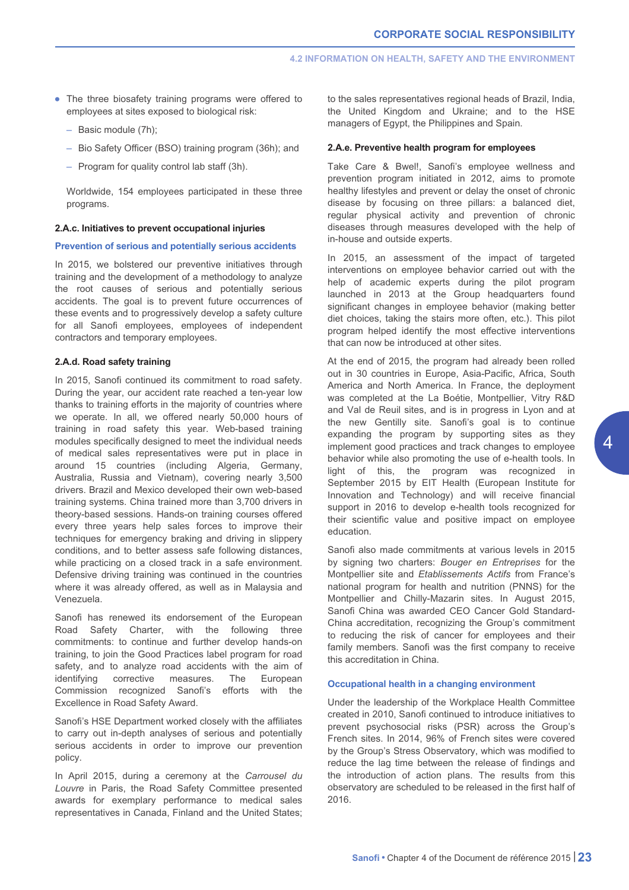- The three biosafety training programs were offered to employees at sites exposed to biological risk:
  - Basic module (7h);
  - Bio Safety Officer (BSO) training program (36h); and
  - Program for quality control lab staff (3h).

  Worldwide, 154 employees participated in these three programs.

#### 2.A.c. Initiatives to prevent occupational injuries

##### Prevention of serious and potentially serious accidents

In 2015, we bolstered our preventive initiatives through training and the development of a methodology to analyze the root causes of serious and potentially serious accidents. The goal is to prevent future occurrences of these events and to progressively develop a safety culture for all Sanofi employees, employees of independent contractors and temporary employees.

#### 2.A.d. Road safety training

In 2015, Sanofi continued its commitment to road safety. During the year, our accident rate reached a ten-year low thanks to training efforts in the majority of countries where we operate. In all, we offered nearly 50,000 hours of training in road safety this year. Web-based training modules specifically designed to meet the individual needs of medical sales representatives were put in place in around 15 countries (including Algeria, Germany, Australia, Russia and Vietnam), covering nearly 3,500 drivers. Brazil and Mexico developed their own web-based training systems. China trained more than 3,700 drivers in theory-based sessions. Hands-on training courses offered every three years help sales forces to improve their techniques for emergency braking and driving in slippery conditions, and to better assess safe following distances, while practicing on a closed track in a safe environment. Defensive driving training was continued in the countries where it was already offered, as well as in Malaysia and Venezuela.

Sanofi has renewed its endorsement of the European Road Safety Charter, with the following three commitments: to continue and further develop hands-on training, to join the Good Practices label program for road safety, and to analyze road accidents with the aim of identifying corrective measures. The European Commission recognized Sanofi's efforts with the Excellence in Road Safety Award.

Sanofi's HSE Department worked closely with the affiliates to carry out in-depth analyses of serious and potentially serious accidents in order to improve our prevention policy.

In April 2015, during a ceremony at the *Carrousel du Louvre* in Paris, the Road Safety Committee presented awards for exemplary performance to medical sales representatives in Canada, Finland and the United States; to the sales representatives regional heads of Brazil, India, the United Kingdom and Ukraine; and to the HSE managers of Egypt, the Philippines and Spain.

#### 2.A.e. Preventive health program for employees

Take Care & Bwell!, Sanofi's employee wellness and prevention program initiated in 2012, aims to promote healthy lifestyles and prevent or delay the onset of chronic disease by focusing on three pillars: a balanced diet, regular physical activity and prevention of chronic diseases through measures developed with the help of in-house and outside experts.

In 2015, an assessment of the impact of targeted interventions on employee behavior carried out with the help of academic experts during the pilot program launched in 2013 at the Group headquarters found significant changes in employee behavior (making better diet choices, taking the stairs more often, etc.). This pilot program helped identify the most effective interventions that can now be introduced at other sites.

At the end of 2015, the program had already been rolled out in 30 countries in Europe, Asia-Pacific, Africa, South America and North America. In France, the deployment was completed at the La Boétie, Montpellier, Vitry R&D and Val de Reuil sites, and is in progress in Lyon and at the new Gentilly site. Sanofi's goal is to continue expanding the program by supporting sites as they implement good practices and track changes to employee behavior while also promoting the use of e-health tools. In light of this, the program was recognized in September 2015 by EIT Health (European Institute for Innovation and Technology) and will receive financial support in 2016 to develop e-health tools recognized for their scientific value and positive impact on employee education.

Sanofi also made commitments at various levels in 2015 by signing two charters: *Bouger en Entreprises* for the Montpellier site and *Etablissements Actifs* from France's national program for health and nutrition (PNNS) for the Montpellier and Chilly-Mazarin sites. In August 2015, Sanofi China was awarded CEO Cancer Gold Standard-China accreditation, recognizing the Group's commitment to reducing the risk of cancer for employees and their family members. Sanofi was the first company to receive this accreditation in China.

##### Occupational health in a changing environment

Under the leadership of the Workplace Health Committee created in 2010, Sanofi continued to introduce initiatives to prevent psychosocial risks (PSR) across the Group's French sites. In 2014, 96% of French sites were covered by the Group's Stress Observatory, which was modified to reduce the lag time between the release of findings and the introduction of action plans. The results from this observatory are scheduled to be released in the first half of 2016.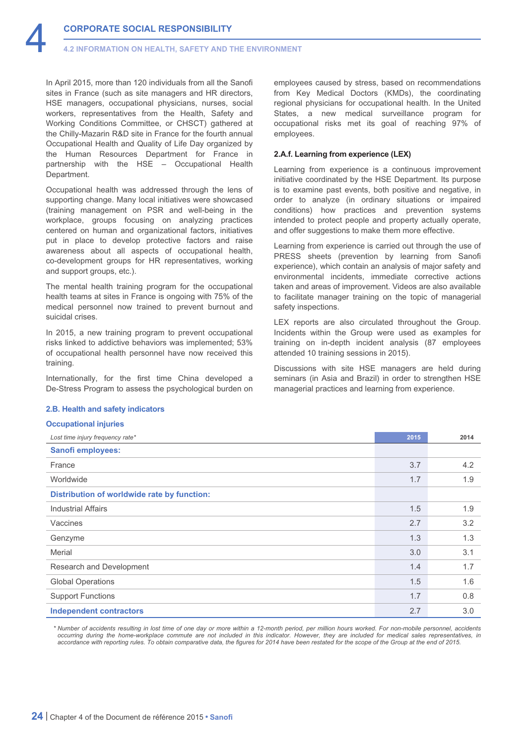In April 2015, more than 120 individuals from all the Sanofi sites in France (such as site managers and HR directors, HSE managers, occupational physicians, nurses, social workers, representatives from the Health, Safety and Working Conditions Committee, or CHSCT) gathered at the Chilly-Mazarin R&D site in France for the fourth annual Occupational Health and Quality of Life Day organized by the Human Resources Department for France in partnership with the HSE – Occupational Health Department.

Occupational health was addressed through the lens of supporting change. Many local initiatives were showcased (training management on PSR and well-being in the workplace, groups focusing on analyzing practices centered on human and organizational factors, initiatives put in place to develop protective factors and raise awareness about all aspects of occupational health, co-development groups for HR representatives, working and support groups, etc.).

The mental health training program for the occupational health teams at sites in France is ongoing with 75% of the medical personnel now trained to prevent burnout and suicidal crises.

In 2015, a new training program to prevent occupational risks linked to addictive behaviors was implemented; 53% of occupational health personnel have now received this training.

Internationally, for the first time China developed a De-Stress Program to assess the psychological burden on employees caused by stress, based on recommendations from Key Medical Doctors (KMDs), the coordinating regional physicians for occupational health. In the United States, a new medical surveillance program for occupational risks met its goal of reaching 97% of employees.

### 2.A.f. Learning from experience (LEX)

Learning from experience is a continuous improvement initiative coordinated by the HSE Department. Its purpose is to examine past events, both positive and negative, in order to analyze (in ordinary situations or impaired conditions) how practices and prevention systems intended to protect people and property actually operate, and offer suggestions to make them more effective.

Learning from experience is carried out through the use of PRESS sheets (prevention by learning from Sanofi experience), which contain an analysis of major safety and environmental incidents, immediate corrective actions taken and areas of improvement. Videos are also available to facilitate manager training on the topic of managerial safety inspections.

LEX reports are also circulated throughout the Group. Incidents within the Group were used as examples for training on in-depth incident analysis (87 employees attended 10 training sessions in 2015).

Discussions with site HSE managers are held during seminars (in Asia and Brazil) in order to strengthen HSE managerial practices and learning from experience.

## 2.B. Health and safety indicators

### Occupational injuries

| *Lost time injury frequency rate** | 2015 | 2014 |
|---|---|---|
| **Sanofi employees:** | | |
| France | 3.7 | 4.2 |
| Worldwide | 1.7 | 1.9 |
| **Distribution of worldwide rate by function:** | | |
| Industrial Affairs | 1.5 | 1.9 |
| Vaccines | 2.7 | 3.2 |
| Genzyme | 1.3 | 1.3 |
| Merial | 3.0 | 3.1 |
| Research and Development | 1.4 | 1.7 |
| Global Operations | 1.5 | 1.6 |
| Support Functions | 1.7 | 0.8 |
| **Independent contractors** | 2.7 | 3.0 |

*\* Number of accidents resulting in lost time of one day or more within a 12-month period, per million hours worked. For non-mobile personnel, accidents occurring during the home-workplace commute are not included in this indicator. However, they are included for medical sales representatives, in accordance with reporting rules. To obtain comparative data, the figures for 2014 have been restated for the scope of the Group at the end of 2015.*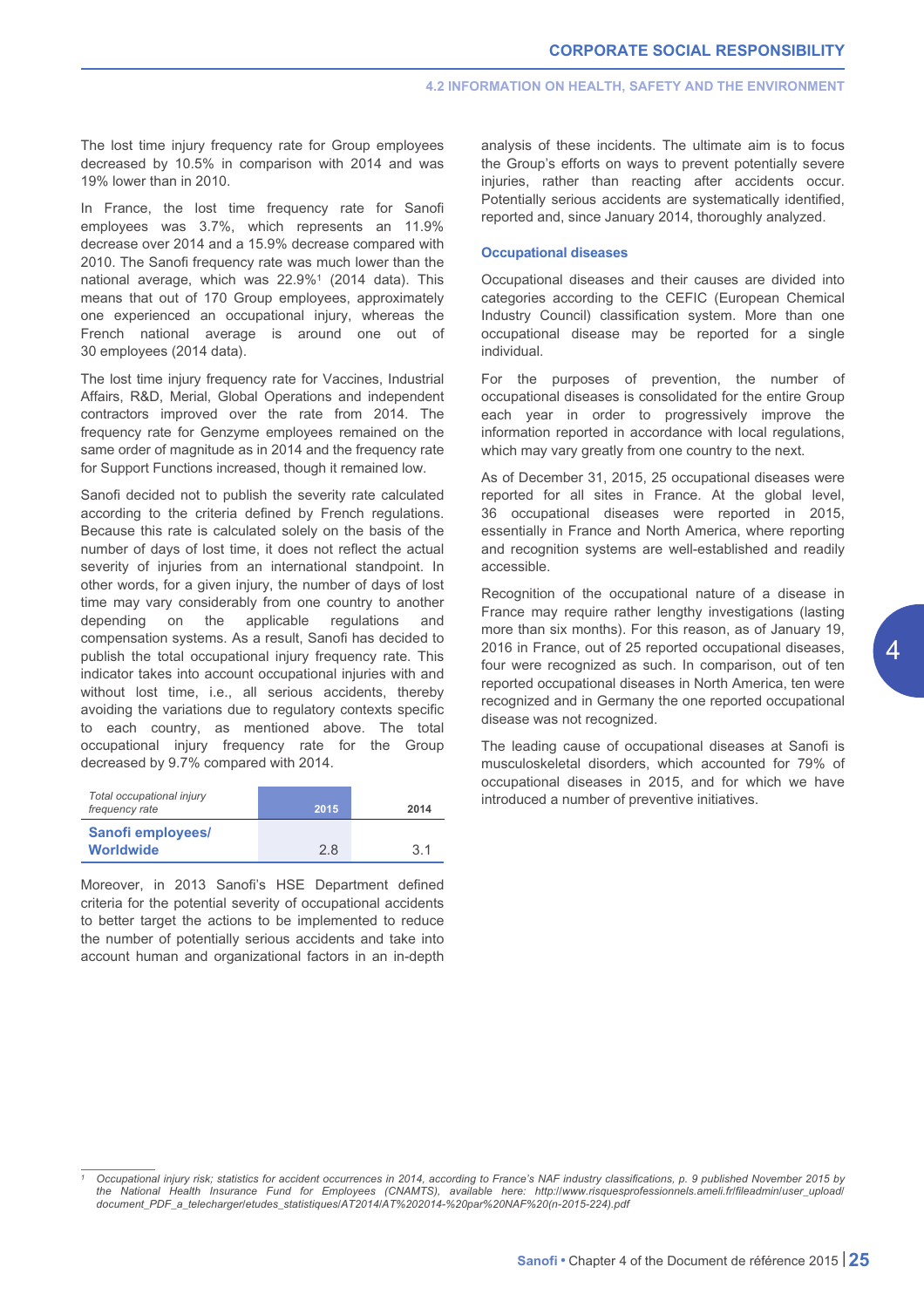The lost time injury frequency rate for Group employees decreased by 10.5% in comparison with 2014 and was 19% lower than in 2010.

In France, the lost time frequency rate for Sanofi employees was 3.7%, which represents an 11.9% decrease over 2014 and a 15.9% decrease compared with 2010. The Sanofi frequency rate was much lower than the national average, which was 22.9%[1] (2014 data). This means that out of 170 Group employees, approximately one experienced an occupational injury, whereas the French national average is around one out of 30 employees (2014 data).

The lost time injury frequency rate for Vaccines, Industrial Affairs, R&D, Merial, Global Operations and independent contractors improved over the rate from 2014. The frequency rate for Genzyme employees remained on the same order of magnitude as in 2014 and the frequency rate for Support Functions increased, though it remained low.

Sanofi decided not to publish the severity rate calculated according to the criteria defined by French regulations. Because this rate is calculated solely on the basis of the number of days of lost time, it does not reflect the actual severity of injuries from an international standpoint. In other words, for a given injury, the number of days of lost time may vary considerably from one country to another depending on the applicable regulations and compensation systems. As a result, Sanofi has decided to publish the total occupational injury frequency rate. This indicator takes into account occupational injuries with and without lost time, i.e., all serious accidents, thereby avoiding the variations due to regulatory contexts specific to each country, as mentioned above. The total occupational injury frequency rate for the Group decreased by 9.7% compared with 2014.

| *Total occupational injury frequency rate* | 2015 | 2014 |
|---|---|---|
| **Sanofi employees/ Worldwide** | 2.8 | 3.1 |

Moreover, in 2013 Sanofi's HSE Department defined criteria for the potential severity of occupational accidents to better target the actions to be implemented to reduce the number of potentially serious accidents and take into account human and organizational factors in an in-depth analysis of these incidents. The ultimate aim is to focus the Group's efforts on ways to prevent potentially severe injuries, rather than reacting after accidents occur. Potentially serious accidents are systematically identified, reported and, since January 2014, thoroughly analyzed.

### Occupational diseases

Occupational diseases and their causes are divided into categories according to the CEFIC (European Chemical Industry Council) classification system. More than one occupational disease may be reported for a single individual.

For the purposes of prevention, the number of occupational diseases is consolidated for the entire Group each year in order to progressively improve the information reported in accordance with local regulations, which may vary greatly from one country to the next.

As of December 31, 2015, 25 occupational diseases were reported for all sites in France. At the global level, 36 occupational diseases were reported in 2015, essentially in France and North America, where reporting and recognition systems are well-established and readily accessible.

Recognition of the occupational nature of a disease in France may require rather lengthy investigations (lasting more than six months). For this reason, as of January 19, 2016 in France, out of 25 reported occupational diseases, four were recognized as such. In comparison, out of ten reported occupational diseases in North America, ten were recognized and in Germany the one reported occupational disease was not recognized.

The leading cause of occupational diseases at Sanofi is musculoskeletal disorders, which accounted for 79% of occupational diseases in 2015, and for which we have introduced a number of preventive initiatives.

---

[1] *Occupational injury risk; statistics for accident occurrences in 2014, according to France's NAF industry classifications, p. 9 published November 2015 by the National Health Insurance Fund for Employees (CNAMTS), available here: http://www.risquesprofessionnels.ameli.fr/fileadmin/user_upload/document_PDF_a_telecharger/etudes_statistiques/AT2014/AT%202014-%20par%20NAF%20(n-2015-224).pdf*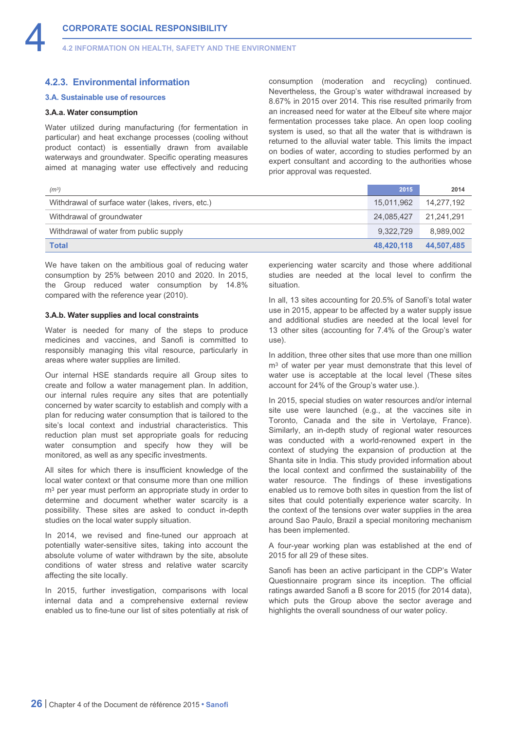## 4.2.3. Environmental information

### 3.A. Sustainable use of resources

#### 3.A.a. Water consumption

Water utilized during manufacturing (for fermentation in particular) and heat exchange processes (cooling without product contact) is essentially drawn from available waterways and groundwater. Specific operating measures aimed at managing water use effectively and reducing consumption (moderation and recycling) continued. Nevertheless, the Group's water withdrawal increased by 8.67% in 2015 over 2014. This rise resulted primarily from an increased need for water at the Elbeuf site where major fermentation processes take place. An open loop cooling system is used, so that all the water that is withdrawn is returned to the alluvial water table. This limits the impact on bodies of water, according to studies performed by an expert consultant and according to the authorities whose prior approval was requested.

| *($m^3$)* | 2015 | 2014 |
|---|---|---|
| Withdrawal of surface water (lakes, rivers, etc.) | 15,011,962 | 14,277,192 |
| Withdrawal of groundwater | 24,085,427 | 21,241,291 |
| Withdrawal of water from public supply | 9,322,729 | 8,989,002 |
| **Total** | **48,420,118** | **44,507,485** |

We have taken on the ambitious goal of reducing water consumption by 25% between 2010 and 2020. In 2015, the Group reduced water consumption by 14.8% compared with the reference year (2010).

#### 3.A.b. Water supplies and local constraints

Water is needed for many of the steps to produce medicines and vaccines, and Sanofi is committed to responsibly managing this vital resource, particularly in areas where water supplies are limited.

Our internal HSE standards require all Group sites to create and follow a water management plan. In addition, our internal rules require any sites that are potentially concerned by water scarcity to establish and comply with a plan for reducing water consumption that is tailored to the site's local context and industrial characteristics. This reduction plan must set appropriate goals for reducing water consumption and specify how they will be monitored, as well as any specific investments.

All sites for which there is insufficient knowledge of the local water context or that consume more than one million $m^3$ per year must perform an appropriate study in order to determine and document whether water scarcity is a possibility. These sites are asked to conduct in-depth studies on the local water supply situation.

In 2014, we revised and fine-tuned our approach at potentially water-sensitive sites, taking into account the absolute volume of water withdrawn by the site, absolute conditions of water stress and relative water scarcity affecting the site locally.

In 2015, further investigation, comparisons with local internal data and a comprehensive external review enabled us to fine-tune our list of sites potentially at risk of experiencing water scarcity and those where additional studies are needed at the local level to confirm the situation.

In all, 13 sites accounting for 20.5% of Sanofi's total water use in 2015, appear to be affected by a water supply issue and additional studies are needed at the local level for 13 other sites (accounting for 7.4% of the Group's water use).

In addition, three other sites that use more than one million $m^3$ of water per year must demonstrate that this level of water use is acceptable at the local level (These sites account for 24% of the Group's water use.).

In 2015, special studies on water resources and/or internal site use were launched (e.g., at the vaccines site in Toronto, Canada and the site in Vertolaye, France). Similarly, an in-depth study of regional water resources was conducted with a world-renowned expert in the context of studying the expansion of production at the Shanta site in India. This study provided information about the local context and confirmed the sustainability of the water resource. The findings of these investigations enabled us to remove both sites in question from the list of sites that could potentially experience water scarcity. In the context of the tensions over water supplies in the area around Sao Paulo, Brazil a special monitoring mechanism has been implemented.

A four-year working plan was established at the end of 2015 for all 29 of these sites.

Sanofi has been an active participant in the CDP's Water Questionnaire program since its inception. The official ratings awarded Sanofi a B score for 2015 (for 2014 data), which puts the Group above the sector average and highlights the overall soundness of our water policy.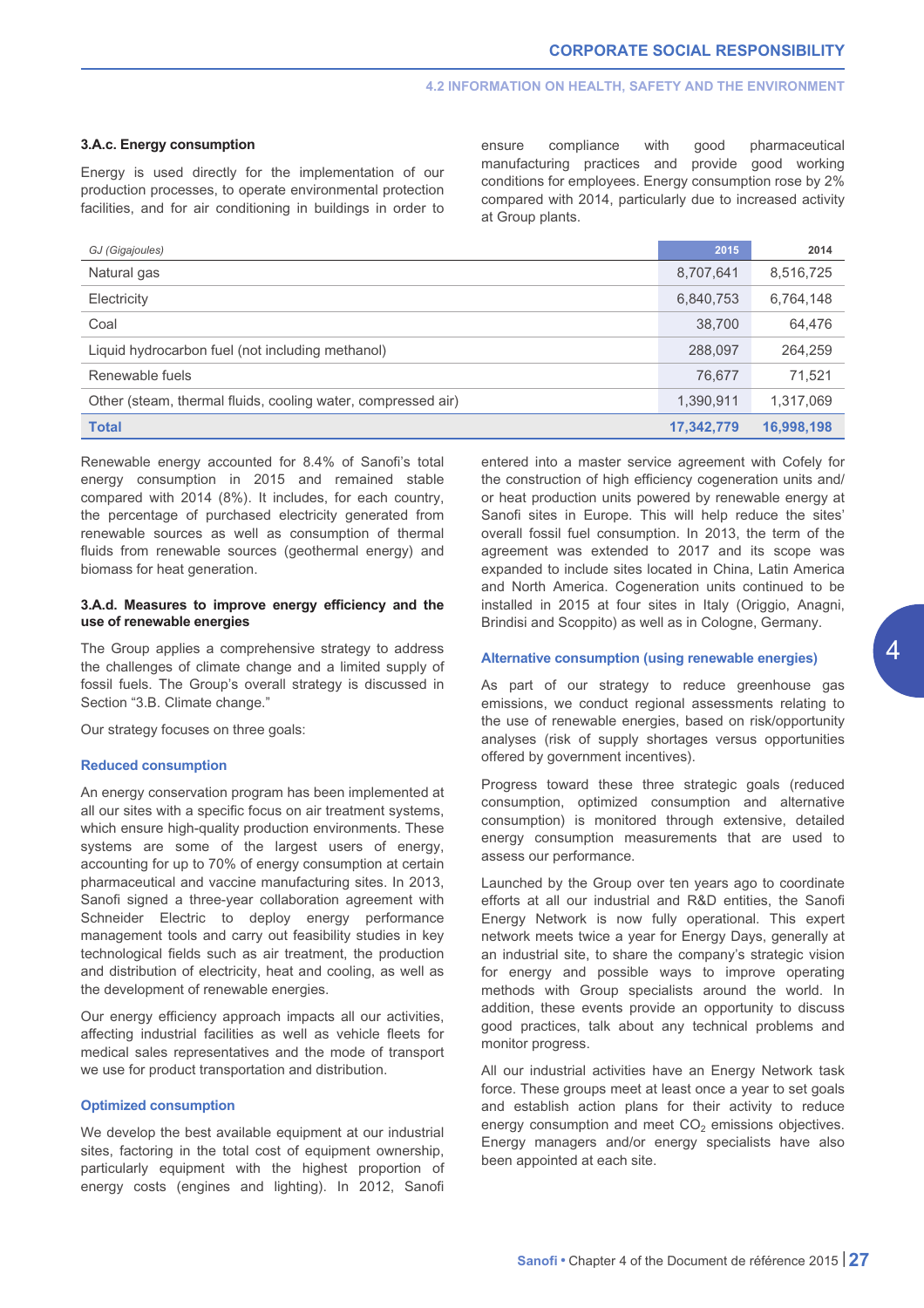### 3.A.c. Energy consumption

Energy is used directly for the implementation of our production processes, to operate environmental protection facilities, and for air conditioning in buildings in order to ensure compliance with good pharmaceutical manufacturing practices and provide good working conditions for employees. Energy consumption rose by 2% compared with 2014, particularly due to increased activity at Group plants.

| *GJ (Gigajoules)* | 2015 | 2014 |
|---|---|---|
| Natural gas | 8,707,641 | 8,516,725 |
| Electricity | 6,840,753 | 6,764,148 |
| Coal | 38,700 | 64,476 |
| Liquid hydrocarbon fuel (not including methanol) | 288,097 | 264,259 |
| Renewable fuels | 76,677 | 71,521 |
| Other (steam, thermal fluids, cooling water, compressed air) | 1,390,911 | 1,317,069 |
| **Total** | **17,342,779** | **16,998,198** |

Renewable energy accounted for 8.4% of Sanofi's total energy consumption in 2015 and remained stable compared with 2014 (8%). It includes, for each country, the percentage of purchased electricity generated from renewable sources as well as consumption of thermal fluids from renewable sources (geothermal energy) and biomass for heat generation.

### 3.A.d. Measures to improve energy efficiency and the use of renewable energies

The Group applies a comprehensive strategy to address the challenges of climate change and a limited supply of fossil fuels. The Group's overall strategy is discussed in Section "3.B. Climate change."

Our strategy focuses on three goals:

#### Reduced consumption

An energy conservation program has been implemented at all our sites with a specific focus on air treatment systems, which ensure high-quality production environments. These systems are some of the largest users of energy, accounting for up to 70% of energy consumption at certain pharmaceutical and vaccine manufacturing sites. In 2013, Sanofi signed a three-year collaboration agreement with Schneider Electric to deploy energy performance management tools and carry out feasibility studies in key technological fields such as air treatment, the production and distribution of electricity, heat and cooling, as well as the development of renewable energies.

Our energy efficiency approach impacts all our activities, affecting industrial facilities as well as vehicle fleets for medical sales representatives and the mode of transport we use for product transportation and distribution.

#### Optimized consumption

We develop the best available equipment at our industrial sites, factoring in the total cost of equipment ownership, particularly equipment with the highest proportion of energy costs (engines and lighting). In 2012, Sanofi entered into a master service agreement with Cofely for the construction of high efficiency cogeneration units and/or heat production units powered by renewable energy at Sanofi sites in Europe. This will help reduce the sites' overall fossil fuel consumption. In 2013, the term of the agreement was extended to 2017 and its scope was expanded to include sites located in China, Latin America and North America. Cogeneration units continued to be installed in 2015 at four sites in Italy (Origgio, Anagni, Brindisi and Scoppito) as well as in Cologne, Germany.

#### Alternative consumption (using renewable energies)

As part of our strategy to reduce greenhouse gas emissions, we conduct regional assessments relating to the use of renewable energies, based on risk/opportunity analyses (risk of supply shortages versus opportunities offered by government incentives).

Progress toward these three strategic goals (reduced consumption, optimized consumption and alternative consumption) is monitored through extensive, detailed energy consumption measurements that are used to assess our performance.

Launched by the Group over ten years ago to coordinate efforts at all our industrial and R&D entities, the Sanofi Energy Network is now fully operational. This expert network meets twice a year for Energy Days, generally at an industrial site, to share the company's strategic vision for energy and possible ways to improve operating methods with Group specialists around the world. In addition, these events provide an opportunity to discuss good practices, talk about any technical problems and monitor progress.

All our industrial activities have an Energy Network task force. These groups meet at least once a year to set goals and establish action plans for their activity to reduce energy consumption and meet $CO_2$ emissions objectives. Energy managers and/or energy specialists have also been appointed at each site.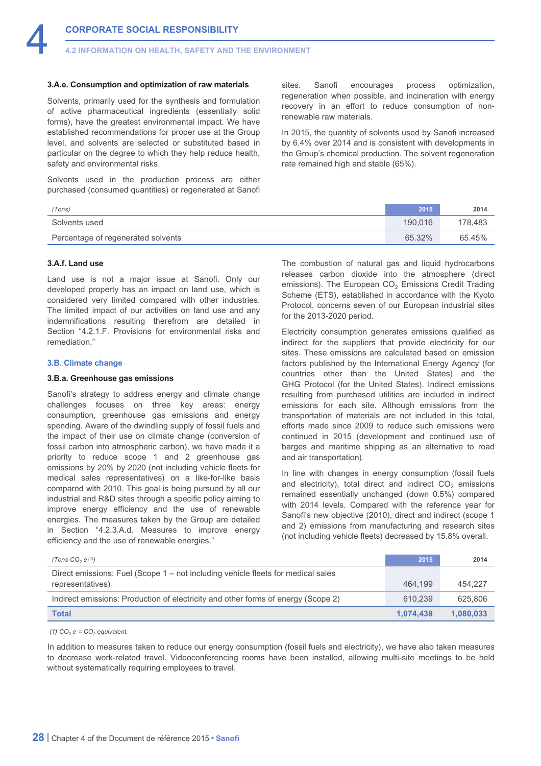### 3.A.e. Consumption and optimization of raw materials

Solvents, primarily used for the synthesis and formulation of active pharmaceutical ingredients (essentially solid forms), have the greatest environmental impact. We have established recommendations for proper use at the Group level, and solvents are selected or substituted based in particular on the degree to which they help reduce health, safety and environmental risks.

Solvents used in the production process are either purchased (consumed quantities) or regenerated at Sanofi sites. Sanofi encourages process optimization, regeneration when possible, and incineration with energy recovery in an effort to reduce consumption of non-renewable raw materials.

In 2015, the quantity of solvents used by Sanofi increased by 6.4% over 2014 and is consistent with developments in the Group's chemical production. The solvent regeneration rate remained high and stable (65%).

| *(Tons)* | 2015 | 2014 |
|---|---|---|
| Solvents used | 190,016 | 178,483 |
| Percentage of regenerated solvents | 65.32% | 65.45% |

### 3.A.f. Land use

Land use is not a major issue at Sanofi. Only our developed property has an impact on land use, which is considered very limited compared with other industries. The limited impact of our activities on land use and any indemnifications resulting therefrom are detailed in Section "4.2.1.F. Provisions for environmental risks and remediation."

## 3.B. Climate change

### 3.B.a. Greenhouse gas emissions

Sanofi's strategy to address energy and climate change challenges focuses on three key areas: energy consumption, greenhouse gas emissions and energy spending. Aware of the dwindling supply of fossil fuels and the impact of their use on climate change (conversion of fossil carbon into atmospheric carbon), we have made it a priority to reduce scope 1 and 2 greenhouse gas emissions by 20% by 2020 (not including vehicle fleets for medical sales representatives) on a like-for-like basis compared with 2010. This goal is being pursued by all our industrial and R&D sites through a specific policy aiming to improve energy efficiency and the use of renewable energies. The measures taken by the Group are detailed in Section "4.2.3.A.d. Measures to improve energy efficiency and the use of renewable energies."

The combustion of natural gas and liquid hydrocarbons releases carbon dioxide into the atmosphere (direct emissions). The European $CO_2$ Emissions Credit Trading Scheme (ETS), established in accordance with the Kyoto Protocol, concerns seven of our European industrial sites for the 2013-2020 period.

Electricity consumption generates emissions qualified as indirect for the suppliers that provide electricity for our sites. These emissions are calculated based on emission factors published by the International Energy Agency (for countries other than the United States) and the GHG Protocol (for the United States). Indirect emissions resulting from purchased utilities are included in indirect emissions for each site. Although emissions from the transportation of materials are not included in this total, efforts made since 2009 to reduce such emissions were continued in 2015 (development and continued use of barges and maritime shipping as an alternative to road and air transportation).

In line with changes in energy consumption (fossil fuels and electricity), total direct and indirect $CO_2$ emissions remained essentially unchanged (down 0.5%) compared with 2014 levels. Compared with the reference year for Sanofi's new objective (2010), direct and indirect (scope 1 and 2) emissions from manufacturing and research sites (not including vehicle fleets) decreased by 15.8% overall.

| *(Tons $CO_2$ e [1])* | 2015 | 2014 |
|---|---|---|
| Direct emissions: Fuel (Scope 1 – not including vehicle fleets for medical sales representatives) | 464,199 | 454,227 |
| Indirect emissions: Production of electricity and other forms of energy (Scope 2) | 610,239 | 625,806 |
| **Total** | **1,074,438** | **1,080,033** |

*(1) $CO_2$ e = $CO_2$ equivalent.*

In addition to measures taken to reduce our energy consumption (fossil fuels and electricity), we have also taken measures to decrease work-related travel. Videoconferencing rooms have been installed, allowing multi-site meetings to be held without systematically requiring employees to travel.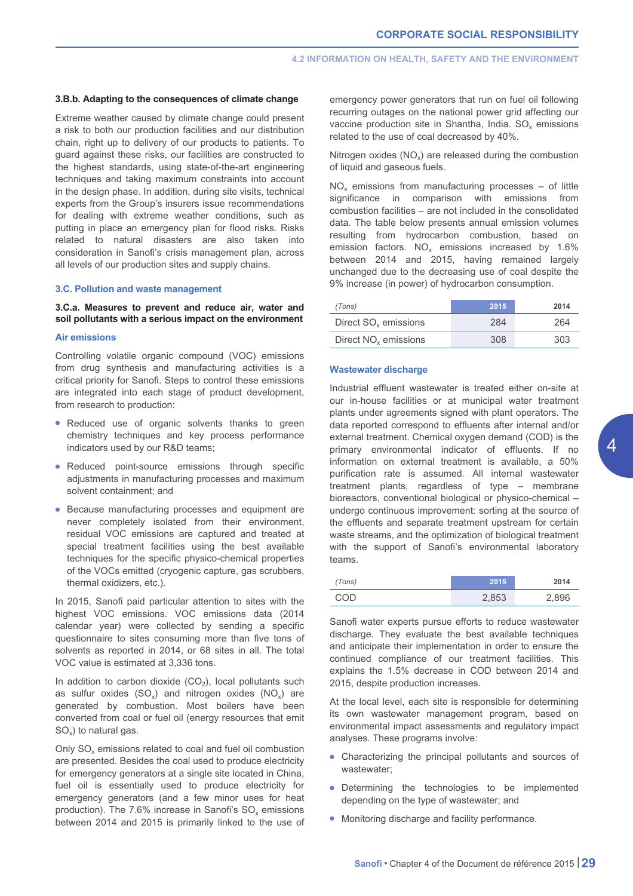#### 3.B.b. Adapting to the consequences of climate change

Extreme weather caused by climate change could present a risk to both our production facilities and our distribution chain, right up to delivery of our products to patients. To guard against these risks, our facilities are constructed to the highest standards, using state-of-the-art engineering techniques and taking maximum constraints into account in the design phase. In addition, during site visits, technical experts from the Group's insurers issue recommendations for dealing with extreme weather conditions, such as putting in place an emergency plan for flood risks. Risks related to natural disasters are also taken into consideration in Sanofi's crisis management plan, across all levels of our production sites and supply chains.

### 3.C. Pollution and waste management

#### 3.C.a. Measures to prevent and reduce air, water and soil pollutants with a serious impact on the environment

#### Air emissions

Controlling volatile organic compound (VOC) emissions from drug synthesis and manufacturing activities is a critical priority for Sanofi. Steps to control these emissions are integrated into each stage of product development, from research to production:

- Reduced use of organic solvents thanks to green chemistry techniques and key process performance indicators used by our R&D teams;
- Reduced point-source emissions through specific adjustments in manufacturing processes and maximum solvent containment; and
- Because manufacturing processes and equipment are never completely isolated from their environment, residual VOC emissions are captured and treated at special treatment facilities using the best available techniques for the specific physico-chemical properties of the VOCs emitted (cryogenic capture, gas scrubbers, thermal oxidizers, etc.).

In 2015, Sanofi paid particular attention to sites with the highest VOC emissions. VOC emissions data (2014 calendar year) were collected by sending a specific questionnaire to sites consuming more than five tons of solvents as reported in 2014, or 68 sites in all. The total VOC value is estimated at 3,336 tons.

In addition to carbon dioxide ($CO_2$), local pollutants such as sulfur oxides ($SO_x$) and nitrogen oxides ($NO_x$) are generated by combustion. Most boilers have been converted from coal or fuel oil (energy resources that emit $SO_x$) to natural gas.

Only $SO_x$ emissions related to coal and fuel oil combustion are presented. Besides the coal used to produce electricity for emergency generators at a single site located in China, fuel oil is essentially used to produce electricity for emergency generators (and a few minor uses for heat production). The 7.6% increase in Sanofi's $SO_x$ emissions between 2014 and 2015 is primarily linked to the use of emergency power generators that run on fuel oil following recurring outages on the national power grid affecting our vaccine production site in Shantha, India. $SO_x$ emissions related to the use of coal decreased by 40%.

Nitrogen oxides ($NO_x$) are released during the combustion of liquid and gaseous fuels.

$NO_x$ emissions from manufacturing processes – of little significance in comparison with emissions from combustion facilities – are not included in the consolidated data. The table below presents annual emission volumes resulting from hydrocarbon combustion, based on emission factors. $NO_x$ emissions increased by 1.6% between 2014 and 2015, having remained largely unchanged due to the decreasing use of coal despite the 9% increase (in power) of hydrocarbon consumption.

| *(Tons)* | 2015 | 2014 |
|---|---|---|
| Direct $SO_x$ emissions | 284 | 264 |
| Direct $NO_x$ emissions | 308 | 303 |

#### Wastewater discharge

Industrial effluent wastewater is treated either on-site at our in-house facilities or at municipal water treatment plants under agreements signed with plant operators. The data reported correspond to effluents after internal and/or external treatment. Chemical oxygen demand (COD) is the primary environmental indicator of effluents. If no information on external treatment is available, a 50% purification rate is assumed. All internal wastewater treatment plants, regardless of type – membrane bioreactors, conventional biological or physico-chemical – undergo continuous improvement: sorting at the source of the effluents and separate treatment upstream for certain waste streams, and the optimization of biological treatment with the support of Sanofi's environmental laboratory teams.

| *(Tons)* | 2015 | 2014 |
|---|---|---|
| COD | 2,853 | 2,896 |

Sanofi water experts pursue efforts to reduce wastewater discharge. They evaluate the best available techniques and anticipate their implementation in order to ensure the continued compliance of our treatment facilities. This explains the 1.5% decrease in COD between 2014 and 2015, despite production increases.

At the local level, each site is responsible for determining its own wastewater management program, based on environmental impact assessments and regulatory impact analyses. These programs involve:

- Characterizing the principal pollutants and sources of wastewater;
- Determining the technologies to be implemented depending on the type of wastewater; and
- Monitoring discharge and facility performance.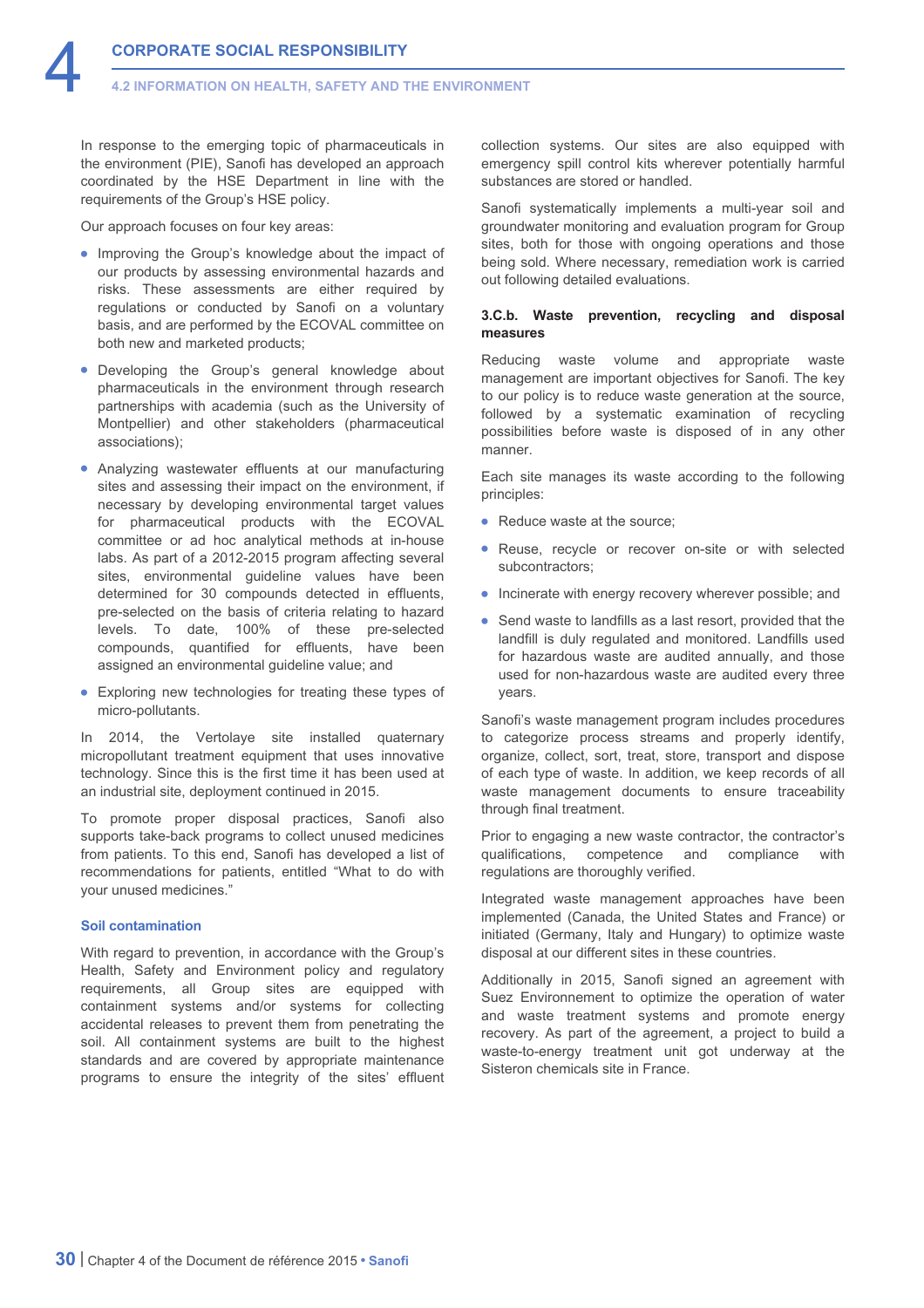In response to the emerging topic of pharmaceuticals in the environment (PIE), Sanofi has developed an approach coordinated by the HSE Department in line with the requirements of the Group's HSE policy.

Our approach focuses on four key areas:

- Improving the Group's knowledge about the impact of our products by assessing environmental hazards and risks. These assessments are either required by regulations or conducted by Sanofi on a voluntary basis, and are performed by the ECOVAL committee on both new and marketed products;
- Developing the Group's general knowledge about pharmaceuticals in the environment through research partnerships with academia (such as the University of Montpellier) and other stakeholders (pharmaceutical associations);
- Analyzing wastewater effluents at our manufacturing sites and assessing their impact on the environment, if necessary by developing environmental target values for pharmaceutical products with the ECOVAL committee or ad hoc analytical methods at in-house labs. As part of a 2012-2015 program affecting several sites, environmental guideline values have been determined for 30 compounds detected in effluents, pre-selected on the basis of criteria relating to hazard levels. To date, 100% of these pre-selected compounds, quantified for effluents, have been assigned an environmental guideline value; and
- Exploring new technologies for treating these types of micro-pollutants.

In 2014, the Vertolaye site installed quaternary micropollutant treatment equipment that uses innovative technology. Since this is the first time it has been used at an industrial site, deployment continued in 2015.

To promote proper disposal practices, Sanofi also supports take-back programs to collect unused medicines from patients. To this end, Sanofi has developed a list of recommendations for patients, entitled "What to do with your unused medicines."

#### Soil contamination

With regard to prevention, in accordance with the Group's Health, Safety and Environment policy and regulatory requirements, all Group sites are equipped with containment systems and/or systems for collecting accidental releases to prevent them from penetrating the soil. All containment systems are built to the highest standards and are covered by appropriate maintenance programs to ensure the integrity of the sites' effluent collection systems. Our sites are also equipped with emergency spill control kits wherever potentially harmful substances are stored or handled.

Sanofi systematically implements a multi-year soil and groundwater monitoring and evaluation program for Group sites, both for those with ongoing operations and those being sold. Where necessary, remediation work is carried out following detailed evaluations.

#### 3.C.b. Waste prevention, recycling and disposal measures

Reducing waste volume and appropriate waste management are important objectives for Sanofi. The key to our policy is to reduce waste generation at the source, followed by a systematic examination of recycling possibilities before waste is disposed of in any other manner.

Each site manages its waste according to the following principles:

- Reduce waste at the source;
- Reuse, recycle or recover on-site or with selected subcontractors;
- Incinerate with energy recovery wherever possible; and
- Send waste to landfills as a last resort, provided that the landfill is duly regulated and monitored. Landfills used for hazardous waste are audited annually, and those used for non-hazardous waste are audited every three years.

Sanofi's waste management program includes procedures to categorize process streams and properly identify, organize, collect, sort, treat, store, transport and dispose of each type of waste. In addition, we keep records of all waste management documents to ensure traceability through final treatment.

Prior to engaging a new waste contractor, the contractor's qualifications, competence and compliance with regulations are thoroughly verified.

Integrated waste management approaches have been implemented (Canada, the United States and France) or initiated (Germany, Italy and Hungary) to optimize waste disposal at our different sites in these countries.

Additionally in 2015, Sanofi signed an agreement with Suez Environnement to optimize the operation of water and waste treatment systems and promote energy recovery. As part of the agreement, a project to build a waste-to-energy treatment unit got underway at the Sisteron chemicals site in France.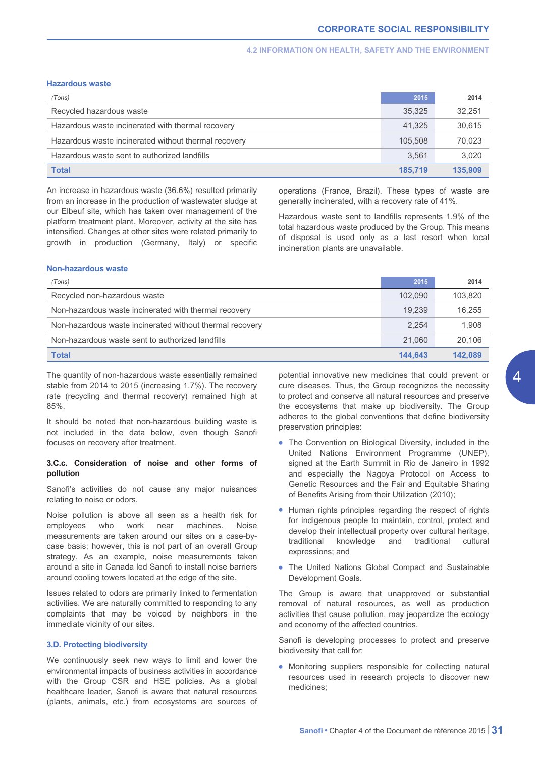#### Hazardous waste

| (Tons) | 2015 | 2014 |
|---|---|---|
| Recycled hazardous waste | 35,325 | 32,251 |
| Hazardous waste incinerated with thermal recovery | 41,325 | 30,615 |
| Hazardous waste incinerated without thermal recovery | 105,508 | 70,023 |
| Hazardous waste sent to authorized landfills | 3,561 | 3,020 |
| **Total** | **185,719** | **135,909** |

An increase in hazardous waste (36.6%) resulted primarily from an increase in the production of wastewater sludge at our Elbeuf site, which has taken over management of the platform treatment plant. Moreover, activity at the site has intensified. Changes at other sites were related primarily to growth in production (Germany, Italy) or specific operations (France, Brazil). These types of waste are generally incinerated, with a recovery rate of 41%.

Hazardous waste sent to landfills represents 1.9% of the total hazardous waste produced by the Group. This means of disposal is used only as a last resort when local incineration plants are unavailable.

#### Non-hazardous waste

| (Tons) | 2015 | 2014 |
|---|---|---|
| Recycled non-hazardous waste | 102,090 | 103,820 |
| Non-hazardous waste incinerated with thermal recovery | 19,239 | 16,255 |
| Non-hazardous waste incinerated without thermal recovery | 2,254 | 1,908 |
| Non-hazardous waste sent to authorized landfills | 21,060 | 20,106 |
| **Total** | **144,643** | **142,089** |

The quantity of non-hazardous waste essentially remained stable from 2014 to 2015 (increasing 1.7%). The recovery rate (recycling and thermal recovery) remained high at 85%.

It should be noted that non-hazardous building waste is not included in the data below, even though Sanofi focuses on recovery after treatment.

#### 3.C.c. Consideration of noise and other forms of pollution

Sanofi's activities do not cause any major nuisances relating to noise or odors.

Noise pollution is above all seen as a health risk for employees who work near machines. Noise measurements are taken around our sites on a case-by-case basis; however, this is not part of an overall Group strategy. As an example, noise measurements taken around a site in Canada led Sanofi to install noise barriers around cooling towers located at the edge of the site.

Issues related to odors are primarily linked to fermentation activities. We are naturally committed to responding to any complaints that may be voiced by neighbors in the immediate vicinity of our sites.

### 3.D. Protecting biodiversity

We continuously seek new ways to limit and lower the environmental impacts of business activities in accordance with the Group CSR and HSE policies. As a global healthcare leader, Sanofi is aware that natural resources (plants, animals, etc.) from ecosystems are sources of potential innovative new medicines that could prevent or cure diseases. Thus, the Group recognizes the necessity to protect and conserve all natural resources and preserve the ecosystems that make up biodiversity. The Group adheres to the global conventions that define biodiversity preservation principles:

- The Convention on Biological Diversity, included in the United Nations Environment Programme (UNEP), signed at the Earth Summit in Rio de Janeiro in 1992 and especially the Nagoya Protocol on Access to Genetic Resources and the Fair and Equitable Sharing of Benefits Arising from their Utilization (2010);
- Human rights principles regarding the respect of rights for indigenous people to maintain, control, protect and develop their intellectual property over cultural heritage, traditional knowledge and traditional cultural expressions; and
- The United Nations Global Compact and Sustainable Development Goals.

The Group is aware that unapproved or substantial removal of natural resources, as well as production activities that cause pollution, may jeopardize the ecology and economy of the affected countries.

Sanofi is developing processes to protect and preserve biodiversity that call for:

- Monitoring suppliers responsible for collecting natural resources used in research projects to discover new medicines;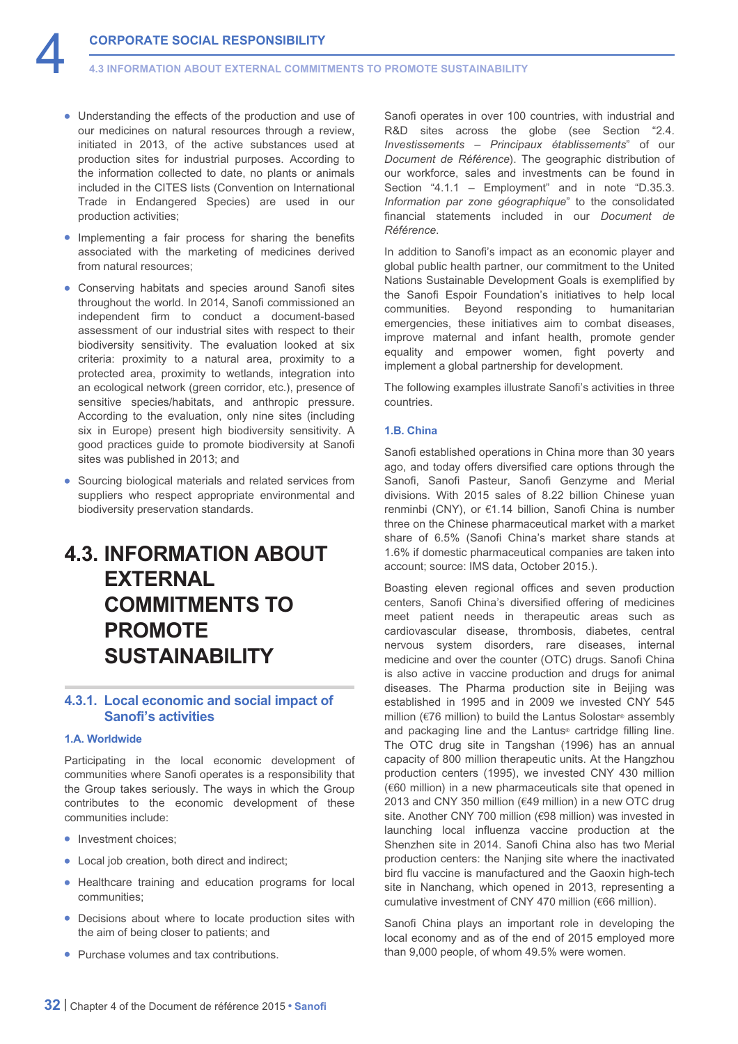- Understanding the effects of the production and use of our medicines on natural resources through a review, initiated in 2013, of the active substances used at production sites for industrial purposes. According to the information collected to date, no plants or animals included in the CITES lists (Convention on International Trade in Endangered Species) are used in our production activities;
- Implementing a fair process for sharing the benefits associated with the marketing of medicines derived from natural resources;
- Conserving habitats and species around Sanofi sites throughout the world. In 2014, Sanofi commissioned an independent firm to conduct a document-based assessment of our industrial sites with respect to their biodiversity sensitivity. The evaluation looked at six criteria: proximity to a natural area, proximity to a protected area, proximity to wetlands, integration into an ecological network (green corridor, etc.), presence of sensitive species/habitats, and anthropic pressure. According to the evaluation, only nine sites (including six in Europe) present high biodiversity sensitivity. A good practices guide to promote biodiversity at Sanofi sites was published in 2013; and
- Sourcing biological materials and related services from suppliers who respect appropriate environmental and biodiversity preservation standards.

# 4.3. INFORMATION ABOUT EXTERNAL COMMITMENTS TO PROMOTE SUSTAINABILITY

## 4.3.1. Local economic and social impact of Sanofi's activities

### 1.A. Worldwide

Participating in the local economic development of communities where Sanofi operates is a responsibility that the Group takes seriously. The ways in which the Group contributes to the economic development of these communities include:

- Investment choices;
- Local job creation, both direct and indirect;
- Healthcare training and education programs for local communities;
- Decisions about where to locate production sites with the aim of being closer to patients; and
- Purchase volumes and tax contributions.

Sanofi operates in over 100 countries, with industrial and R&D sites across the globe (see Section "2.4. *Investissements – Principaux établissements*" of our *Document de Référence*). The geographic distribution of our workforce, sales and investments can be found in Section "4.1.1 – Employment" and in note "D.35.3. *Information par zone géographique*" to the consolidated financial statements included in our *Document de Référence*.

In addition to Sanofi's impact as an economic player and global public health partner, our commitment to the United Nations Sustainable Development Goals is exemplified by the Sanofi Espoir Foundation's initiatives to help local communities. Beyond responding to humanitarian emergencies, these initiatives aim to combat diseases, improve maternal and infant health, promote gender equality and empower women, fight poverty and implement a global partnership for development.

The following examples illustrate Sanofi's activities in three countries.

### 1.B. China

Sanofi established operations in China more than 30 years ago, and today offers diversified care options through the Sanofi, Sanofi Pasteur, Sanofi Genzyme and Merial divisions. With 2015 sales of 8.22 billion Chinese yuan renminbi (CNY), or €1.14 billion, Sanofi China is number three on the Chinese pharmaceutical market with a market share of 6.5% (Sanofi China's market share stands at 1.6% if domestic pharmaceutical companies are taken into account; source: IMS data, October 2015.).

Boasting eleven regional offices and seven production centers, Sanofi China's diversified offering of medicines meet patient needs in therapeutic areas such as cardiovascular disease, thrombosis, diabetes, central nervous system disorders, rare diseases, internal medicine and over the counter (OTC) drugs. Sanofi China is also active in vaccine production and drugs for animal diseases. The Pharma production site in Beijing was established in 1995 and in 2009 we invested CNY 545 million (€76 million) to build the Lantus Solostar® assembly and packaging line and the Lantus® cartridge filling line. The OTC drug site in Tangshan (1996) has an annual capacity of 800 million therapeutic units. At the Hangzhou production centers (1995), we invested CNY 430 million (€60 million) in a new pharmaceuticals site that opened in 2013 and CNY 350 million (€49 million) in a new OTC drug site. Another CNY 700 million (€98 million) was invested in launching local influenza vaccine production at the Shenzhen site in 2014. Sanofi China also has two Merial production centers: the Nanjing site where the inactivated bird flu vaccine is manufactured and the Gaoxin high-tech site in Nanchang, which opened in 2013, representing a cumulative investment of CNY 470 million (€66 million).

Sanofi China plays an important role in developing the local economy and as of the end of 2015 employed more than 9,000 people, of whom 49.5% were women.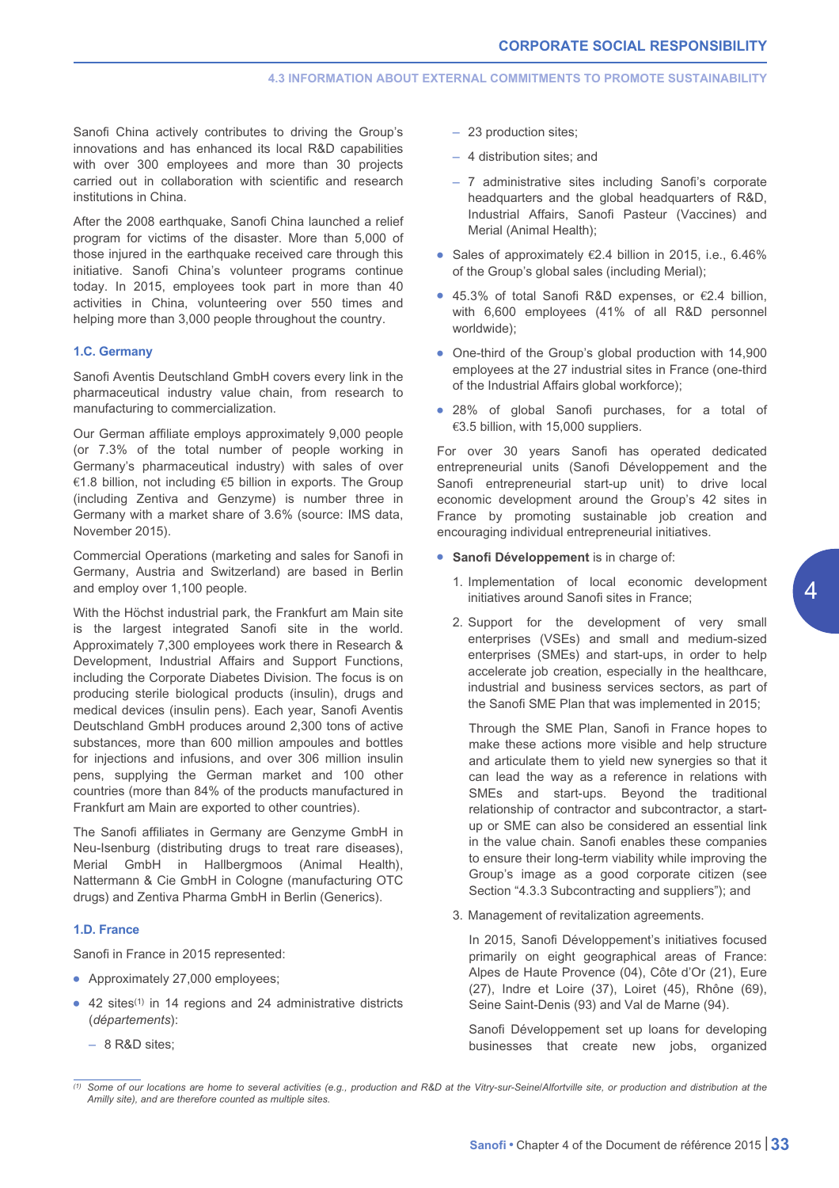Sanofi China actively contributes to driving the Group's innovations and has enhanced its local R&D capabilities with over 300 employees and more than 30 projects carried out in collaboration with scientific and research institutions in China.

After the 2008 earthquake, Sanofi China launched a relief program for victims of the disaster. More than 5,000 of those injured in the earthquake received care through this initiative. Sanofi China's volunteer programs continue today. In 2015, employees took part in more than 40 activities in China, volunteering over 550 times and helping more than 3,000 people throughout the country.

### 1.C. Germany

Sanofi Aventis Deutschland GmbH covers every link in the pharmaceutical industry value chain, from research to manufacturing to commercialization.

Our German affiliate employs approximately 9,000 people (or 7.3% of the total number of people working in Germany's pharmaceutical industry) with sales of over €1.8 billion, not including €5 billion in exports. The Group (including Zentiva and Genzyme) is number three in Germany with a market share of 3.6% (source: IMS data, November 2015).

Commercial Operations (marketing and sales for Sanofi in Germany, Austria and Switzerland) are based in Berlin and employ over 1,100 people.

With the Höchst industrial park, the Frankfurt am Main site is the largest integrated Sanofi site in the world. Approximately 7,300 employees work there in Research & Development, Industrial Affairs and Support Functions, including the Corporate Diabetes Division. The focus is on producing sterile biological products (insulin), drugs and medical devices (insulin pens). Each year, Sanofi Aventis Deutschland GmbH produces around 2,300 tons of active substances, more than 600 million ampoules and bottles for injections and infusions, and over 306 million insulin pens, supplying the German market and 100 other countries (more than 84% of the products manufactured in Frankfurt am Main are exported to other countries).

The Sanofi affiliates in Germany are Genzyme GmbH in Neu-Isenburg (distributing drugs to treat rare diseases), Merial GmbH in Hallbergmoos (Animal Health), Nattermann & Cie GmbH in Cologne (manufacturing OTC drugs) and Zentiva Pharma GmbH in Berlin (Generics).

### 1.D. France

Sanofi in France in 2015 represented:

- Approximately 27,000 employees;
- 42 sites[(1)] in 14 regions and 24 administrative districts (*départements*):
  - 8 R&D sites;
  - 23 production sites;
  - 4 distribution sites; and
  - 7 administrative sites including Sanofi's corporate headquarters and the global headquarters of R&D, Industrial Affairs, Sanofi Pasteur (Vaccines) and Merial (Animal Health);
- Sales of approximately €2.4 billion in 2015, i.e., 6.46% of the Group's global sales (including Merial);
- 45.3% of total Sanofi R&D expenses, or €2.4 billion, with 6,600 employees (41% of all R&D personnel worldwide);
- One-third of the Group's global production with 14,900 employees at the 27 industrial sites in France (one-third of the Industrial Affairs global workforce);
- 28% of global Sanofi purchases, for a total of €3.5 billion, with 15,000 suppliers.

For over 30 years Sanofi has operated dedicated entrepreneurial units (Sanofi Développement and the Sanofi entrepreneurial start-up unit) to drive local economic development around the Group's 42 sites in France by promoting sustainable job creation and encouraging individual entrepreneurial initiatives.

- **Sanofi Développement** is in charge of:
  1. Implementation of local economic development initiatives around Sanofi sites in France;
  2. Support for the development of very small enterprises (VSEs) and small and medium-sized enterprises (SMEs) and start-ups, in order to help accelerate job creation, especially in the healthcare, industrial and business services sectors, as part of the Sanofi SME Plan that was implemented in 2015;

     Through the SME Plan, Sanofi in France hopes to make these actions more visible and help structure and articulate them to yield new synergies so that it can lead the way as a reference in relations with SMEs and start-ups. Beyond the traditional relationship of contractor and subcontractor, a start-up or SME can also be considered an essential link in the value chain. Sanofi enables these companies to ensure their long-term viability while improving the Group's image as a good corporate citizen (see Section "4.3.3 Subcontracting and suppliers"); and
  3. Management of revitalization agreements.

     In 2015, Sanofi Développement's initiatives focused primarily on eight geographical areas of France: Alpes de Haute Provence (04), Côte d'Or (21), Eure (27), Indre et Loire (37), Loiret (45), Rhône (69), Seine Saint-Denis (93) and Val de Marne (94).

     Sanofi Développement set up loans for developing businesses that create new jobs, organized

---

(1) *Some of our locations are home to several activities (e.g., production and R&D at the Vitry-sur-Seine/Alfortville site, or production and distribution at the Amilly site), and are therefore counted as multiple sites.*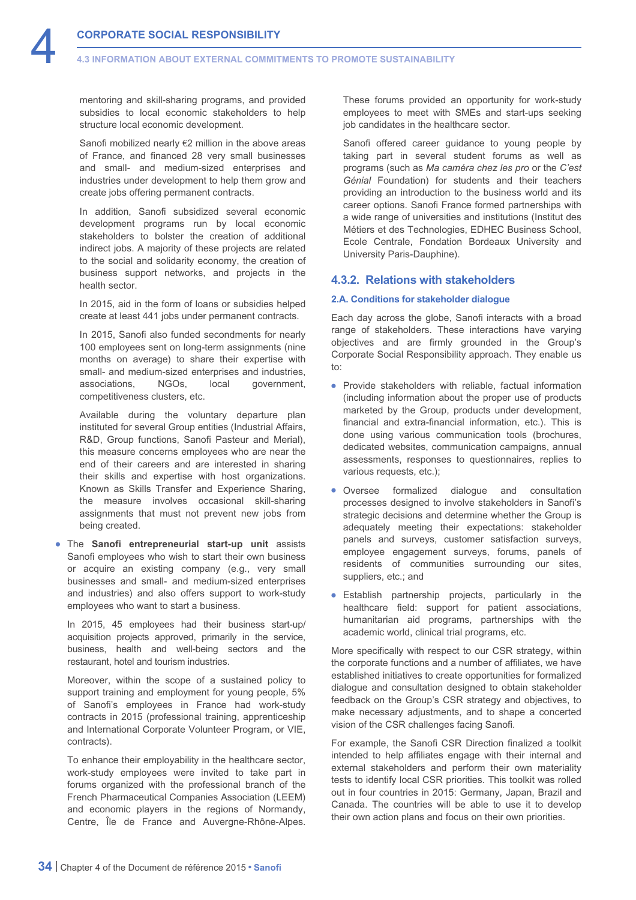mentoring and skill-sharing programs, and provided subsidies to local economic stakeholders to help structure local economic development.

Sanofi mobilized nearly €2 million in the above areas of France, and financed 28 very small businesses and small- and medium-sized enterprises and industries under development to help them grow and create jobs offering permanent contracts.

In addition, Sanofi subsidized several economic development programs run by local economic stakeholders to bolster the creation of additional indirect jobs. A majority of these projects are related to the social and solidarity economy, the creation of business support networks, and projects in the health sector.

In 2015, aid in the form of loans or subsidies helped create at least 441 jobs under permanent contracts.

In 2015, Sanofi also funded secondments for nearly 100 employees sent on long-term assignments (nine months on average) to share their expertise with small- and medium-sized enterprises and industries, associations, NGOs, local government, competitiveness clusters, etc.

Available during the voluntary departure plan instituted for several Group entities (Industrial Affairs, R&D, Group functions, Sanofi Pasteur and Merial), this measure concerns employees who are near the end of their careers and are interested in sharing their skills and expertise with host organizations. Known as Skills Transfer and Experience Sharing, the measure involves occasional skill-sharing assignments that must not prevent new jobs from being created.

- The **Sanofi entrepreneurial start-up unit** assists Sanofi employees who wish to start their own business or acquire an existing company (e.g., very small businesses and small- and medium-sized enterprises and industries) and also offers support to work-study employees who want to start a business.

  In 2015, 45 employees had their business start-up/acquisition projects approved, primarily in the service, business, health and well-being sectors and the restaurant, hotel and tourism industries.

  Moreover, within the scope of a sustained policy to support training and employment for young people, 5% of Sanofi's employees in France had work-study contracts in 2015 (professional training, apprenticeship and International Corporate Volunteer Program, or VIE, contracts).

  To enhance their employability in the healthcare sector, work-study employees were invited to take part in forums organized with the professional branch of the French Pharmaceutical Companies Association (LEEM) and economic players in the regions of Normandy, Centre, Île de France and Auvergne-Rhône-Alpes. These forums provided an opportunity for work-study employees to meet with SMEs and start-ups seeking job candidates in the healthcare sector.

  Sanofi offered career guidance to young people by taking part in several student forums as well as programs (such as *Ma caméra chez les pro* or the *C'est Génial* Foundation) for students and their teachers providing an introduction to the business world and its career options. Sanofi France formed partnerships with a wide range of universities and institutions (Institut des Métiers et des Technologies, EDHEC Business School, Ecole Centrale, Fondation Bordeaux University and University Paris-Dauphine).

## 4.3.2. Relations with stakeholders

### 2.A. Conditions for stakeholder dialogue

Each day across the globe, Sanofi interacts with a broad range of stakeholders. These interactions have varying objectives and are firmly grounded in the Group's Corporate Social Responsibility approach. They enable us to:

- Provide stakeholders with reliable, factual information (including information about the proper use of products marketed by the Group, products under development, financial and extra-financial information, etc.). This is done using various communication tools (brochures, dedicated websites, communication campaigns, annual assessments, responses to questionnaires, replies to various requests, etc.);
- Oversee formalized dialogue and consultation processes designed to involve stakeholders in Sanofi's strategic decisions and determine whether the Group is adequately meeting their expectations: stakeholder panels and surveys, customer satisfaction surveys, employee engagement surveys, forums, panels of residents of communities surrounding our sites, suppliers, etc.; and
- Establish partnership projects, particularly in the healthcare field: support for patient associations, humanitarian aid programs, partnerships with the academic world, clinical trial programs, etc.

More specifically with respect to our CSR strategy, within the corporate functions and a number of affiliates, we have established initiatives to create opportunities for formalized dialogue and consultation designed to obtain stakeholder feedback on the Group's CSR strategy and objectives, to make necessary adjustments, and to shape a concerted vision of the CSR challenges facing Sanofi.

For example, the Sanofi CSR Direction finalized a toolkit intended to help affiliates engage with their internal and external stakeholders and perform their own materiality tests to identify local CSR priorities. This toolkit was rolled out in four countries in 2015: Germany, Japan, Brazil and Canada. The countries will be able to use it to develop their own action plans and focus on their own priorities.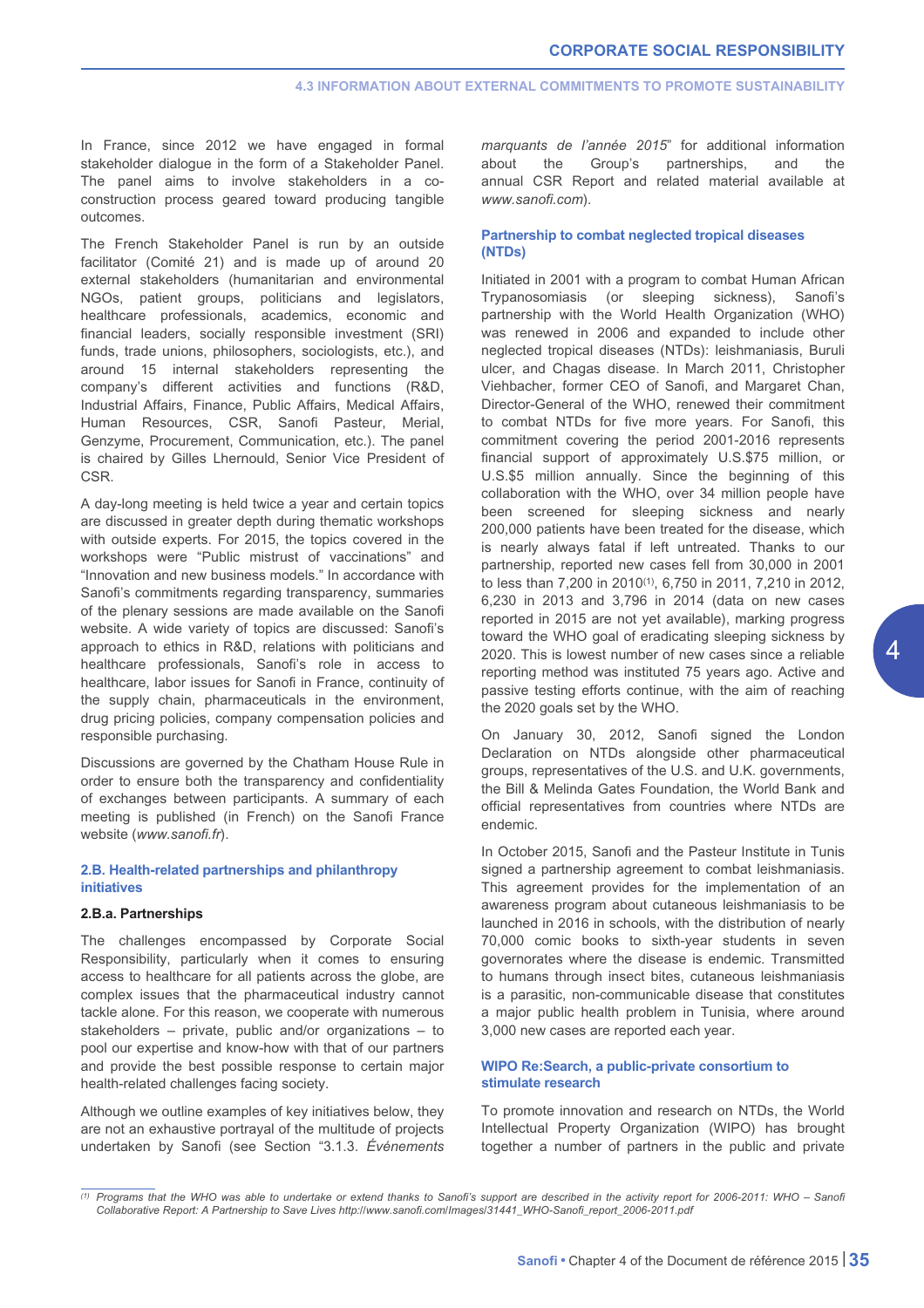In France, since 2012 we have engaged in formal stakeholder dialogue in the form of a Stakeholder Panel. The panel aims to involve stakeholders in a co-construction process geared toward producing tangible outcomes.

The French Stakeholder Panel is run by an outside facilitator (Comité 21) and is made up of around 20 external stakeholders (humanitarian and environmental NGOs, patient groups, politicians and legislators, healthcare professionals, academics, economic and financial leaders, socially responsible investment (SRI) funds, trade unions, philosophers, sociologists, etc.), and around 15 internal stakeholders representing the company's different activities and functions (R&D, Industrial Affairs, Finance, Public Affairs, Medical Affairs, Human Resources, CSR, Sanofi Pasteur, Merial, Genzyme, Procurement, Communication, etc.). The panel is chaired by Gilles Lhernould, Senior Vice President of CSR.

A day-long meeting is held twice a year and certain topics are discussed in greater depth during thematic workshops with outside experts. For 2015, the topics covered in the workshops were "Public mistrust of vaccinations" and "Innovation and new business models." In accordance with Sanofi's commitments regarding transparency, summaries of the plenary sessions are made available on the Sanofi website. A wide variety of topics are discussed: Sanofi's approach to ethics in R&D, relations with politicians and healthcare professionals, Sanofi's role in access to healthcare, labor issues for Sanofi in France, continuity of the supply chain, pharmaceuticals in the environment, drug pricing policies, company compensation policies and responsible purchasing.

Discussions are governed by the Chatham House Rule in order to ensure both the transparency and confidentiality of exchanges between participants. A summary of each meeting is published (in French) on the Sanofi France website (*www.sanofi.fr*).

### 2.B. Health-related partnerships and philanthropy initiatives

#### 2.B.a. Partnerships

The challenges encompassed by Corporate Social Responsibility, particularly when it comes to ensuring access to healthcare for all patients across the globe, are complex issues that the pharmaceutical industry cannot tackle alone. For this reason, we cooperate with numerous stakeholders – private, public and/or organizations – to pool our expertise and know-how with that of our partners and provide the best possible response to certain major health-related challenges facing society.

Although we outline examples of key initiatives below, they are not an exhaustive portrayal of the multitude of projects undertaken by Sanofi (see Section "3.1.3. *Événements marquants de l'année 2015*" for additional information about the Group's partnerships, and the annual CSR Report and related material available at *www.sanofi.com*).

#### Partnership to combat neglected tropical diseases (NTDs)

Initiated in 2001 with a program to combat Human African Trypanosomiasis (or sleeping sickness), Sanofi's partnership with the World Health Organization (WHO) was renewed in 2006 and expanded to include other neglected tropical diseases (NTDs): leishmaniasis, Buruli ulcer, and Chagas disease. In March 2011, Christopher Viehbacher, former CEO of Sanofi, and Margaret Chan, Director-General of the WHO, renewed their commitment to combat NTDs for five more years. For Sanofi, this commitment covering the period 2001-2016 represents financial support of approximately U.S.$75 million, or U.S.$5 million annually. Since the beginning of this collaboration with the WHO, over 34 million people have been screened for sleeping sickness and nearly 200,000 patients have been treated for the disease, which is nearly always fatal if left untreated. Thanks to our partnership, reported new cases fell from 30,000 in 2001 to less than 7,200 in 2010[(1)], 6,750 in 2011, 7,210 in 2012, 6,230 in 2013 and 3,796 in 2014 (data on new cases reported in 2015 are not yet available), marking progress toward the WHO goal of eradicating sleeping sickness by 2020. This is lowest number of new cases since a reliable reporting method was instituted 75 years ago. Active and passive testing efforts continue, with the aim of reaching the 2020 goals set by the WHO.

On January 30, 2012, Sanofi signed the London Declaration on NTDs alongside other pharmaceutical groups, representatives of the U.S. and U.K. governments, the Bill & Melinda Gates Foundation, the World Bank and official representatives from countries where NTDs are endemic.

In October 2015, Sanofi and the Pasteur Institute in Tunis signed a partnership agreement to combat leishmaniasis. This agreement provides for the implementation of an awareness program about cutaneous leishmaniasis to be launched in 2016 in schools, with the distribution of nearly 70,000 comic books to sixth-year students in seven governorates where the disease is endemic. Transmitted to humans through insect bites, cutaneous leishmaniasis is a parasitic, non-communicable disease that constitutes a major public health problem in Tunisia, where around 3,000 new cases are reported each year.

#### WIPO Re:Search, a public-private consortium to stimulate research

To promote innovation and research on NTDs, the World Intellectual Property Organization (WIPO) has brought together a number of partners in the public and private

---

(1) *Programs that the WHO was able to undertake or extend thanks to Sanofi's support are described in the activity report for 2006-2011: WHO – Sanofi Collaborative Report: A Partnership to Save Lives http://www.sanofi.com/Images/31441_WHO-Sanofi_report_2006-2011.pdf*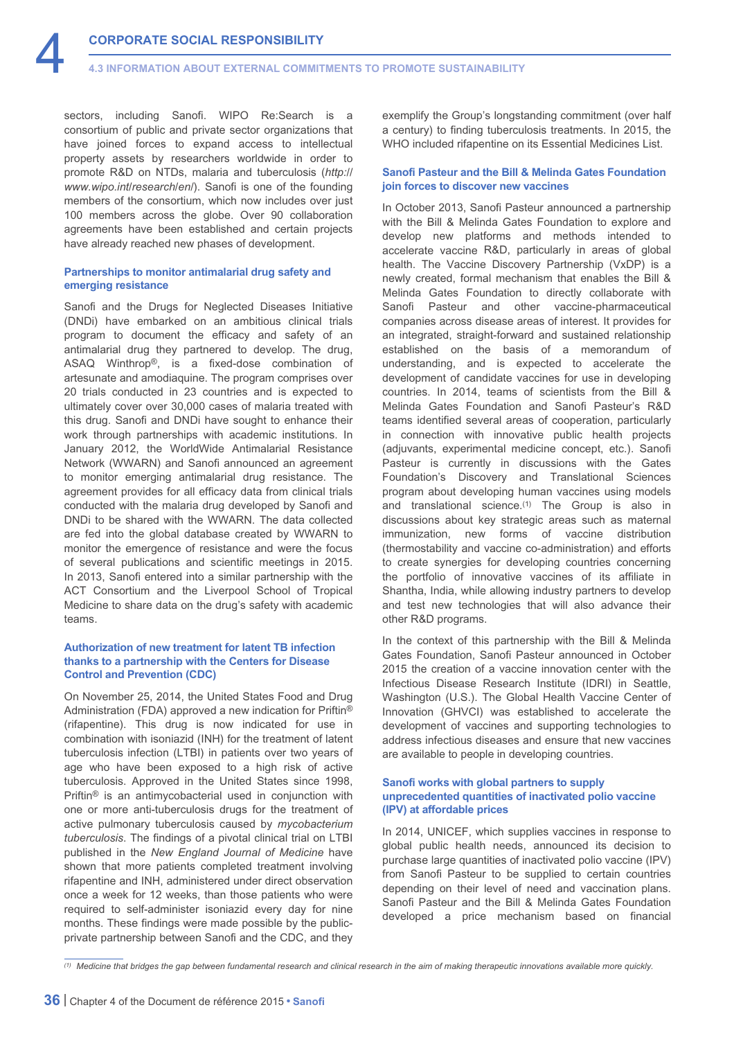sectors, including Sanofi. WIPO Re:Search is a consortium of public and private sector organizations that have joined forces to expand access to intellectual property assets by researchers worldwide in order to promote R&D on NTDs, malaria and tuberculosis (*http://www.wipo.int/research/en/*). Sanofi is one of the founding members of the consortium, which now includes over just 100 members across the globe. Over 90 collaboration agreements have been established and certain projects have already reached new phases of development.

### Partnerships to monitor antimalarial drug safety and emerging resistance

Sanofi and the Drugs for Neglected Diseases Initiative (DNDi) have embarked on an ambitious clinical trials program to document the efficacy and safety of an antimalarial drug they partnered to develop. The drug, ASAQ Winthrop®, is a fixed-dose combination of artesunate and amodiaquine. The program comprises over 20 trials conducted in 23 countries and is expected to ultimately cover over 30,000 cases of malaria treated with this drug. Sanofi and DNDi have sought to enhance their work through partnerships with academic institutions. In January 2012, the WorldWide Antimalarial Resistance Network (WWARN) and Sanofi announced an agreement to monitor emerging antimalarial drug resistance. The agreement provides for all efficacy data from clinical trials conducted with the malaria drug developed by Sanofi and DNDi to be shared with the WWARN. The data collected are fed into the global database created by WWARN to monitor the emergence of resistance and were the focus of several publications and scientific meetings in 2015. In 2013, Sanofi entered into a similar partnership with the ACT Consortium and the Liverpool School of Tropical Medicine to share data on the drug's safety with academic teams.

### Authorization of new treatment for latent TB infection thanks to a partnership with the Centers for Disease Control and Prevention (CDC)

On November 25, 2014, the United States Food and Drug Administration (FDA) approved a new indication for Priftin® (rifapentine). This drug is now indicated for use in combination with isoniazid (INH) for the treatment of latent tuberculosis infection (LTBI) in patients over two years of age who have been exposed to a high risk of active tuberculosis. Approved in the United States since 1998, Priftin® is an antimycobacterial used in conjunction with one or more anti-tuberculosis drugs for the treatment of active pulmonary tuberculosis caused by *mycobacterium tuberculosis*. The findings of a pivotal clinical trial on LTBI published in the *New England Journal of Medicine* have shown that more patients completed treatment involving rifapentine and INH, administered under direct observation once a week for 12 weeks, than those patients who were required to self-administer isoniazid every day for nine months. These findings were made possible by the public-private partnership between Sanofi and the CDC, and they exemplify the Group's longstanding commitment (over half a century) to finding tuberculosis treatments. In 2015, the WHO included rifapentine on its Essential Medicines List.

### Sanofi Pasteur and the Bill & Melinda Gates Foundation join forces to discover new vaccines

In October 2013, Sanofi Pasteur announced a partnership with the Bill & Melinda Gates Foundation to explore and develop new platforms and methods intended to accelerate vaccine R&D, particularly in areas of global health. The Vaccine Discovery Partnership (VxDP) is a newly created, formal mechanism that enables the Bill & Melinda Gates Foundation to directly collaborate with Sanofi Pasteur and other vaccine-pharmaceutical companies across disease areas of interest. It provides for an integrated, straight-forward and sustained relationship established on the basis of a memorandum of understanding, and is expected to accelerate the development of candidate vaccines for use in developing countries. In 2014, teams of scientists from the Bill & Melinda Gates Foundation and Sanofi Pasteur's R&D teams identified several areas of cooperation, particularly in connection with innovative public health projects (adjuvants, experimental medicine concept, etc.). Sanofi Pasteur is currently in discussions with the Gates Foundation's Discovery and Translational Sciences program about developing human vaccines using models and translational science.[1] The Group is also in discussions about key strategic areas such as maternal immunization, new forms of vaccine distribution (thermostability and vaccine co-administration) and efforts to create synergies for developing countries concerning the portfolio of innovative vaccines of its affiliate in Shantha, India, while allowing industry partners to develop and test new technologies that will also advance their other R&D programs.

In the context of this partnership with the Bill & Melinda Gates Foundation, Sanofi Pasteur announced in October 2015 the creation of a vaccine innovation center with the Infectious Disease Research Institute (IDRI) in Seattle, Washington (U.S.). The Global Health Vaccine Center of Innovation (GHVCI) was established to accelerate the development of vaccines and supporting technologies to address infectious diseases and ensure that new vaccines are available to people in developing countries.

### Sanofi works with global partners to supply unprecedented quantities of inactivated polio vaccine (IPV) at affordable prices

In 2014, UNICEF, which supplies vaccines in response to global public health needs, announced its decision to purchase large quantities of inactivated polio vaccine (IPV) from Sanofi Pasteur to be supplied to certain countries depending on their level of need and vaccination plans. Sanofi Pasteur and the Bill & Melinda Gates Foundation developed a price mechanism based on financial

---

[1] *Medicine that bridges the gap between fundamental research and clinical research in the aim of making therapeutic innovations available more quickly.*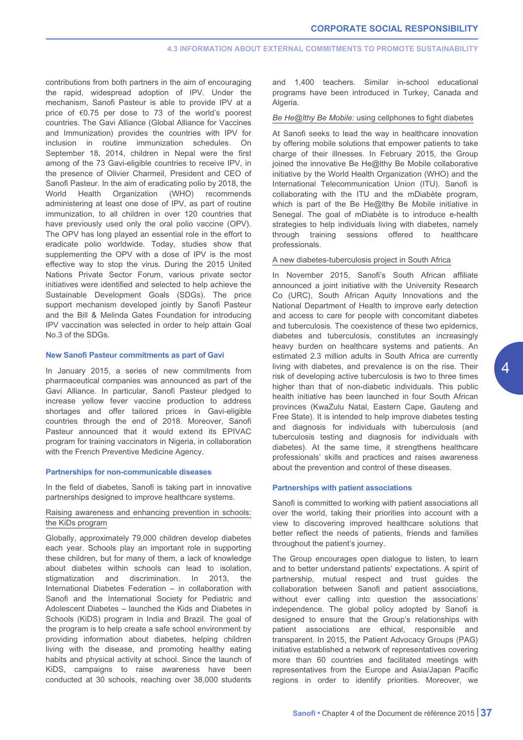contributions from both partners in the aim of encouraging the rapid, widespread adoption of IPV. Under the mechanism, Sanofi Pasteur is able to provide IPV at a price of €0.75 per dose to 73 of the world's poorest countries. The Gavi Alliance (Global Alliance for Vaccines and Immunization) provides the countries with IPV for inclusion in routine immunization schedules. On September 18, 2014, children in Nepal were the first among of the 73 Gavi-eligible countries to receive IPV, in the presence of Olivier Charmeil, President and CEO of Sanofi Pasteur. In the aim of eradicating polio by 2018, the World Health Organization (WHO) recommends administering at least one dose of IPV, as part of routine immunization, to all children in over 120 countries that have previously used only the oral polio vaccine (OPV). The OPV has long played an essential role in the effort to eradicate polio worldwide. Today, studies show that supplementing the OPV with a dose of IPV is the most effective way to stop the virus. During the 2015 United Nations Private Sector Forum, various private sector initiatives were identified and selected to help achieve the Sustainable Development Goals (SDGs). The price support mechanism developed jointly by Sanofi Pasteur and the Bill & Melinda Gates Foundation for introducing IPV vaccination was selected in order to help attain Goal No.3 of the SDGs.

### New Sanofi Pasteur commitments as part of Gavi

In January 2015, a series of new commitments from pharmaceutical companies was announced as part of the Gavi Alliance. In particular, Sanofi Pasteur pledged to increase yellow fever vaccine production to address shortages and offer tailored prices in Gavi-eligible countries through the end of 2018. Moreover, Sanofi Pasteur announced that it would extend its EPIVAC program for training vaccinators in Nigeria, in collaboration with the French Preventive Medicine Agency.

### Partnerships for non-communicable diseases

In the field of diabetes, Sanofi is taking part in innovative partnerships designed to improve healthcare systems.

#### Raising awareness and enhancing prevention in schools: the KiDs program

Globally, approximately 79,000 children develop diabetes each year. Schools play an important role in supporting these children, but for many of them, a lack of knowledge about diabetes within schools can lead to isolation, stigmatization and discrimination. In 2013, the International Diabetes Federation – in collaboration with Sanofi and the International Society for Pediatric and Adolescent Diabetes – launched the Kids and Diabetes in Schools (KiDS) program in India and Brazil. The goal of the program is to help create a safe school environment by providing information about diabetes, helping children living with the disease, and promoting healthy eating habits and physical activity at school. Since the launch of KiDS, campaigns to raise awareness have been conducted at 30 schools, reaching over 38,000 students and 1,400 teachers. Similar in-school educational programs have been introduced in Turkey, Canada and Algeria.

#### *Be He@lthy Be Mobile:* using cellphones to fight diabetes

At Sanofi seeks to lead the way in healthcare innovation by offering mobile solutions that empower patients to take charge of their illnesses. In February 2015, the Group joined the innovative Be He@lthy Be Mobile collaborative initiative by the World Health Organization (WHO) and the International Telecommunication Union (ITU). Sanofi is collaborating with the ITU and the mDiabète program, which is part of the Be He@lthy Be Mobile initiative in Senegal. The goal of mDiabète is to introduce e-health strategies to help individuals living with diabetes, namely through training sessions offered to healthcare professionals.

#### A new diabetes-tuberculosis project in South Africa

In November 2015, Sanofi's South African affiliate announced a joint initiative with the University Research Co (URC), South African Aquity Innovations and the National Department of Health to improve early detection and access to care for people with concomitant diabetes and tuberculosis. The coexistence of these two epidemics, diabetes and tuberculosis, constitutes an increasingly heavy burden on healthcare systems and patients. An estimated 2.3 million adults in South Africa are currently living with diabetes, and prevalence is on the rise. Their risk of developing active tuberculosis is two to three times higher than that of non-diabetic individuals. This public health initiative has been launched in four South African provinces (KwaZulu Natal, Eastern Cape, Gauteng and Free State). It is intended to help improve diabetes testing and diagnosis for individuals with tuberculosis (and tuberculosis testing and diagnosis for individuals with diabetes). At the same time, it strengthens healthcare professionals' skills and practices and raises awareness about the prevention and control of these diseases.

### Partnerships with patient associations

Sanofi is committed to working with patient associations all over the world, taking their priorities into account with a view to discovering improved healthcare solutions that better reflect the needs of patients, friends and families throughout the patient's journey.

The Group encourages open dialogue to listen, to learn and to better understand patients' expectations. A spirit of partnership, mutual respect and trust guides the collaboration between Sanofi and patient associations, without ever calling into question the associations' independence. The global policy adopted by Sanofi is designed to ensure that the Group's relationships with patient associations are ethical, responsible and transparent. In 2015, the Patient Advocacy Groups (PAG) initiative established a network of representatives covering more than 60 countries and facilitated meetings with representatives from the Europe and Asia/Japan Pacific regions in order to identify priorities. Moreover, we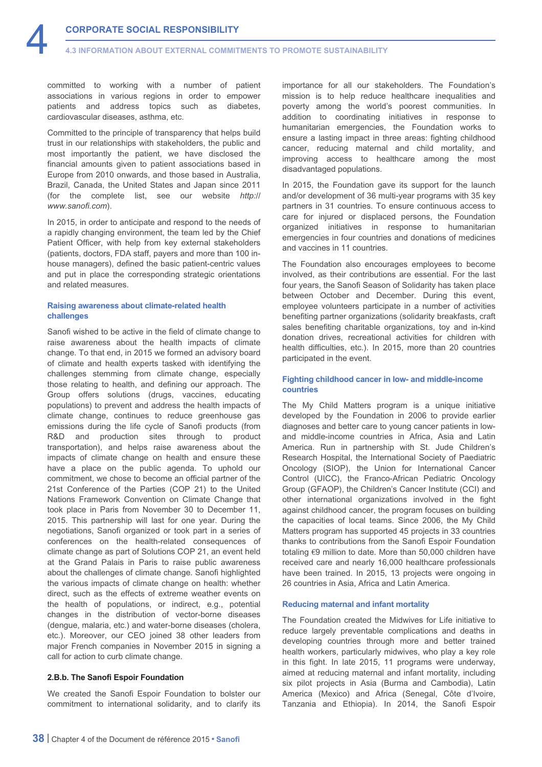committed to working with a number of patient associations in various regions in order to empower patients and address topics such as diabetes, cardiovascular diseases, asthma, etc.

Committed to the principle of transparency that helps build trust in our relationships with stakeholders, the public and most importantly the patient, we have disclosed the financial amounts given to patient associations based in Europe from 2010 onwards, and those based in Australia, Brazil, Canada, the United States and Japan since 2011 (for the complete list, see our website *http://www.sanofi.com*).

In 2015, in order to anticipate and respond to the needs of a rapidly changing environment, the team led by the Chief Patient Officer, with help from key external stakeholders (patients, doctors, FDA staff, payers and more than 100 in-house managers), defined the basic patient-centric values and put in place the corresponding strategic orientations and related measures.

### Raising awareness about climate-related health challenges

Sanofi wished to be active in the field of climate change to raise awareness about the health impacts of climate change. To that end, in 2015 we formed an advisory board of climate and health experts tasked with identifying the challenges stemming from climate change, especially those relating to health, and defining our approach. The Group offers solutions (drugs, vaccines, educating populations) to prevent and address the health impacts of climate change, continues to reduce greenhouse gas emissions during the life cycle of Sanofi products (from R&D and production sites through to product transportation), and helps raise awareness about the impacts of climate change on health and ensure these have a place on the public agenda. To uphold our commitment, we chose to become an official partner of the 21st Conference of the Parties (COP 21) to the United Nations Framework Convention on Climate Change that took place in Paris from November 30 to December 11, 2015. This partnership will last for one year. During the negotiations, Sanofi organized or took part in a series of conferences on the health-related consequences of climate change as part of Solutions COP 21, an event held at the Grand Palais in Paris to raise public awareness about the challenges of climate change. Sanofi highlighted the various impacts of climate change on health: whether direct, such as the effects of extreme weather events on the health of populations, or indirect, e.g., potential changes in the distribution of vector-borne diseases (dengue, malaria, etc.) and water-borne diseases (cholera, etc.). Moreover, our CEO joined 38 other leaders from major French companies in November 2015 in signing a call for action to curb climate change.

### 2.B.b. The Sanofi Espoir Foundation

We created the Sanofi Espoir Foundation to bolster our commitment to international solidarity, and to clarify its importance for all our stakeholders. The Foundation's mission is to help reduce healthcare inequalities and poverty among the world's poorest communities. In addition to coordinating initiatives in response to humanitarian emergencies, the Foundation works to ensure a lasting impact in three areas: fighting childhood cancer, reducing maternal and child mortality, and improving access to healthcare among the most disadvantaged populations.

In 2015, the Foundation gave its support for the launch and/or development of 36 multi-year programs with 35 key partners in 31 countries. To ensure continuous access to care for injured or displaced persons, the Foundation organized initiatives in response to humanitarian emergencies in four countries and donations of medicines and vaccines in 11 countries.

The Foundation also encourages employees to become involved, as their contributions are essential. For the last four years, the Sanofi Season of Solidarity has taken place between October and December. During this event, employee volunteers participate in a number of activities benefiting partner organizations (solidarity breakfasts, craft sales benefiting charitable organizations, toy and in-kind donation drives, recreational activities for children with health difficulties, etc.). In 2015, more than 20 countries participated in the event.

### Fighting childhood cancer in low- and middle-income countries

The My Child Matters program is a unique initiative developed by the Foundation in 2006 to provide earlier diagnoses and better care to young cancer patients in low- and middle-income countries in Africa, Asia and Latin America. Run in partnership with St. Jude Children's Research Hospital, the International Society of Paediatric Oncology (SIOP), the Union for International Cancer Control (UICC), the Franco-African Pediatric Oncology Group (GFAOP), the Children's Cancer Institute (CCI) and other international organizations involved in the fight against childhood cancer, the program focuses on building the capacities of local teams. Since 2006, the My Child Matters program has supported 45 projects in 33 countries thanks to contributions from the Sanofi Espoir Foundation totaling €9 million to date. More than 50,000 children have received care and nearly 16,000 healthcare professionals have been trained. In 2015, 13 projects were ongoing in 26 countries in Asia, Africa and Latin America.

### Reducing maternal and infant mortality

The Foundation created the Midwives for Life initiative to reduce largely preventable complications and deaths in developing countries through more and better trained health workers, particularly midwives, who play a key role in this fight. In late 2015, 11 programs were underway, aimed at reducing maternal and infant mortality, including six pilot projects in Asia (Burma and Cambodia), Latin America (Mexico) and Africa (Senegal, Côte d'Ivoire, Tanzania and Ethiopia). In 2014, the Sanofi Espoir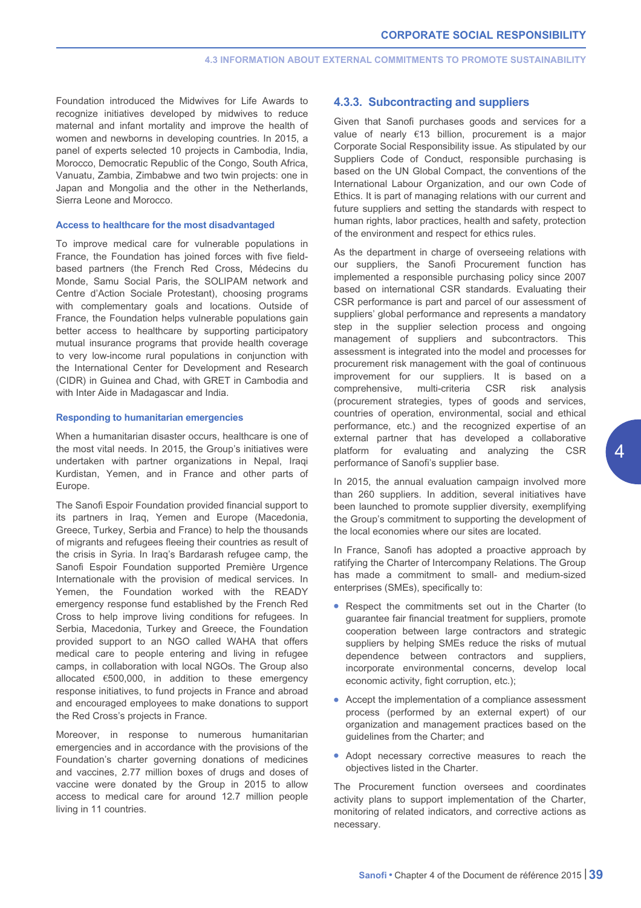Foundation introduced the Midwives for Life Awards to recognize initiatives developed by midwives to reduce maternal and infant mortality and improve the health of women and newborns in developing countries. In 2015, a panel of experts selected 10 projects in Cambodia, India, Morocco, Democratic Republic of the Congo, South Africa, Vanuatu, Zambia, Zimbabwe and two twin projects: one in Japan and Mongolia and the other in the Netherlands, Sierra Leone and Morocco.

#### Access to healthcare for the most disadvantaged

To improve medical care for vulnerable populations in France, the Foundation has joined forces with five field-based partners (the French Red Cross, Médecins du Monde, Samu Social Paris, the SOLIPAM network and Centre d'Action Sociale Protestant), choosing programs with complementary goals and locations. Outside of France, the Foundation helps vulnerable populations gain better access to healthcare by supporting participatory mutual insurance programs that provide health coverage to very low-income rural populations in conjunction with the International Center for Development and Research (CIDR) in Guinea and Chad, with GRET in Cambodia and with Inter Aide in Madagascar and India.

#### Responding to humanitarian emergencies

When a humanitarian disaster occurs, healthcare is one of the most vital needs. In 2015, the Group's initiatives were undertaken with partner organizations in Nepal, Iraqi Kurdistan, Yemen, and in France and other parts of Europe.

The Sanofi Espoir Foundation provided financial support to its partners in Iraq, Yemen and Europe (Macedonia, Greece, Turkey, Serbia and France) to help the thousands of migrants and refugees fleeing their countries as result of the crisis in Syria. In Iraq's Bardarash refugee camp, the Sanofi Espoir Foundation supported Première Urgence Internationale with the provision of medical services. In Yemen, the Foundation worked with the READY emergency response fund established by the French Red Cross to help improve living conditions for refugees. In Serbia, Macedonia, Turkey and Greece, the Foundation provided support to an NGO called WAHA that offers medical care to people entering and living in refugee camps, in collaboration with local NGOs. The Group also allocated €500,000, in addition to these emergency response initiatives, to fund projects in France and abroad and encouraged employees to make donations to support the Red Cross's projects in France.

Moreover, in response to numerous humanitarian emergencies and in accordance with the provisions of the Foundation's charter governing donations of medicines and vaccines, 2.77 million boxes of drugs and doses of vaccine were donated by the Group in 2015 to allow access to medical care for around 12.7 million people living in 11 countries.

### 4.3.3. Subcontracting and suppliers

Given that Sanofi purchases goods and services for a value of nearly €13 billion, procurement is a major Corporate Social Responsibility issue. As stipulated by our Suppliers Code of Conduct, responsible purchasing is based on the UN Global Compact, the conventions of the International Labour Organization, and our own Code of Ethics. It is part of managing relations with our current and future suppliers and setting the standards with respect to human rights, labor practices, health and safety, protection of the environment and respect for ethics rules.

As the department in charge of overseeing relations with our suppliers, the Sanofi Procurement function has implemented a responsible purchasing policy since 2007 based on international CSR standards. Evaluating their CSR performance is part and parcel of our assessment of suppliers' global performance and represents a mandatory step in the supplier selection process and ongoing management of suppliers and subcontractors. This assessment is integrated into the model and processes for procurement risk management with the goal of continuous improvement for our suppliers. It is based on a comprehensive, multi-criteria CSR risk analysis (procurement strategies, types of goods and services, countries of operation, environmental, social and ethical performance, etc.) and the recognized expertise of an external partner that has developed a collaborative platform for evaluating and analyzing the CSR performance of Sanofi's supplier base.

In 2015, the annual evaluation campaign involved more than 260 suppliers. In addition, several initiatives have been launched to promote supplier diversity, exemplifying the Group's commitment to supporting the development of the local economies where our sites are located.

In France, Sanofi has adopted a proactive approach by ratifying the Charter of Intercompany Relations. The Group has made a commitment to small- and medium-sized enterprises (SMEs), specifically to:

- Respect the commitments set out in the Charter (to guarantee fair financial treatment for suppliers, promote cooperation between large contractors and strategic suppliers by helping SMEs reduce the risks of mutual dependence between contractors and suppliers, incorporate environmental concerns, develop local economic activity, fight corruption, etc.);
- Accept the implementation of a compliance assessment process (performed by an external expert) of our organization and management practices based on the guidelines from the Charter; and
- Adopt necessary corrective measures to reach the objectives listed in the Charter.

The Procurement function oversees and coordinates activity plans to support implementation of the Charter, monitoring of related indicators, and corrective actions as necessary.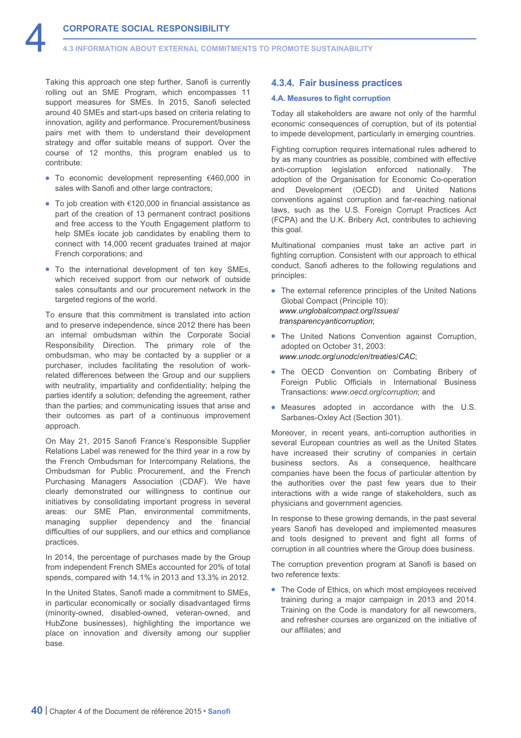Taking this approach one step further, Sanofi is currently rolling out an SME Program, which encompasses 11 support measures for SMEs. In 2015, Sanofi selected around 40 SMEs and start-ups based on criteria relating to innovation, agility and performance. Procurement/business pairs met with them to understand their development strategy and offer suitable means of support. Over the course of 12 months, this program enabled us to contribute:

- To economic development representing €460,000 in sales with Sanofi and other large contractors;
- To job creation with €120,000 in financial assistance as part of the creation of 13 permanent contract positions and free access to the Youth Engagement platform to help SMEs locate job candidates by enabling them to connect with 14,000 recent graduates trained at major French corporations; and
- To the international development of ten key SMEs, which received support from our network of outside sales consultants and our procurement network in the targeted regions of the world.

To ensure that this commitment is translated into action and to preserve independence, since 2012 there has been an internal ombudsman within the Corporate Social Responsibility Direction. The primary role of the ombudsman, who may be contacted by a supplier or a purchaser, includes facilitating the resolution of work-related differences between the Group and our suppliers with neutrality, impartiality and confidentiality; helping the parties identify a solution; defending the agreement, rather than the parties; and communicating issues that arise and their outcomes as part of a continuous improvement approach.

On May 21, 2015 Sanofi France's Responsible Supplier Relations Label was renewed for the third year in a row by the French Ombudsman for Intercompany Relations, the Ombudsman for Public Procurement, and the French Purchasing Managers Association (CDAF). We have clearly demonstrated our willingness to continue our initiatives by consolidating important progress in several areas: our SME Plan, environmental commitments, managing supplier dependency and the financial difficulties of our suppliers, and our ethics and compliance practices.

In 2014, the percentage of purchases made by the Group from independent French SMEs accounted for 20% of total spends, compared with 14.1% in 2013 and 13.3% in 2012.

In the United States, Sanofi made a commitment to SMEs, in particular economically or socially disadvantaged firms (minority-owned, disabled-owned, veteran-owned, and HubZone businesses), highlighting the importance we place on innovation and diversity among our supplier base.

## 4.3.4. Fair business practices

### 4.A. Measures to fight corruption

Today all stakeholders are aware not only of the harmful economic consequences of corruption, but of its potential to impede development, particularly in emerging countries.

Fighting corruption requires international rules adhered to by as many countries as possible, combined with effective anti-corruption legislation enforced nationally. The adoption of the Organisation for Economic Co-operation and Development (OECD) and United Nations conventions against corruption and far-reaching national laws, such as the U.S. Foreign Corrupt Practices Act (FCPA) and the U.K. Bribery Act, contributes to achieving this goal.

Multinational companies must take an active part in fighting corruption. Consistent with our approach to ethical conduct, Sanofi adheres to the following regulations and principles:

- The external reference principles of the United Nations Global Compact (Principle 10): *www.unglobalcompact.org/Issues/transparencyanticorruption*;
- The United Nations Convention against Corruption, adopted on October 31, 2003: *www.unodc.org/unodc/en/treaties/CAC*;
- The OECD Convention on Combating Bribery of Foreign Public Officials in International Business Transactions: *www.oecd.org/corruption*; and
- Measures adopted in accordance with the U.S. Sarbanes-Oxley Act (Section 301).

Moreover, in recent years, anti-corruption authorities in several European countries as well as the United States have increased their scrutiny of companies in certain business sectors. As a consequence, healthcare companies have been the focus of particular attention by the authorities over the past few years due to their interactions with a wide range of stakeholders, such as physicians and government agencies.

In response to these growing demands, in the past several years Sanofi has developed and implemented measures and tools designed to prevent and fight all forms of corruption in all countries where the Group does business.

The corruption prevention program at Sanofi is based on two reference texts:

- The Code of Ethics, on which most employees received training during a major campaign in 2013 and 2014. Training on the Code is mandatory for all newcomers, and refresher courses are organized on the initiative of our affiliates; and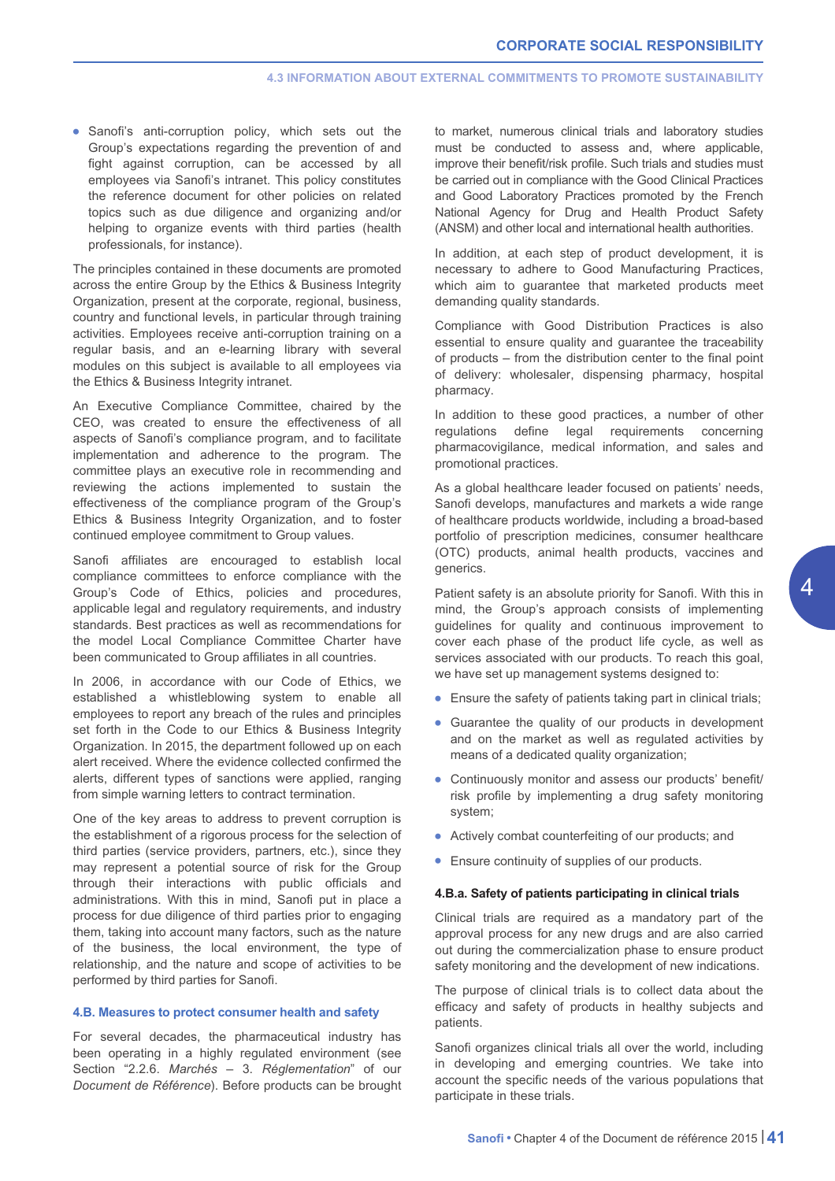- Sanofi's anti-corruption policy, which sets out the Group's expectations regarding the prevention of and fight against corruption, can be accessed by all employees via Sanofi's intranet. This policy constitutes the reference document for other policies on related topics such as due diligence and organizing and/or helping to organize events with third parties (health professionals, for instance).

The principles contained in these documents are promoted across the entire Group by the Ethics & Business Integrity Organization, present at the corporate, regional, business, country and functional levels, in particular through training activities. Employees receive anti-corruption training on a regular basis, and an e-learning library with several modules on this subject is available to all employees via the Ethics & Business Integrity intranet.

An Executive Compliance Committee, chaired by the CEO, was created to ensure the effectiveness of all aspects of Sanofi's compliance program, and to facilitate implementation and adherence to the program. The committee plays an executive role in recommending and reviewing the actions implemented to sustain the effectiveness of the compliance program of the Group's Ethics & Business Integrity Organization, and to foster continued employee commitment to Group values.

Sanofi affiliates are encouraged to establish local compliance committees to enforce compliance with the Group's Code of Ethics, policies and procedures, applicable legal and regulatory requirements, and industry standards. Best practices as well as recommendations for the model Local Compliance Committee Charter have been communicated to Group affiliates in all countries.

In 2006, in accordance with our Code of Ethics, we established a whistleblowing system to enable all employees to report any breach of the rules and principles set forth in the Code to our Ethics & Business Integrity Organization. In 2015, the department followed up on each alert received. Where the evidence collected confirmed the alerts, different types of sanctions were applied, ranging from simple warning letters to contract termination.

One of the key areas to address to prevent corruption is the establishment of a rigorous process for the selection of third parties (service providers, partners, etc.), since they may represent a potential source of risk for the Group through their interactions with public officials and administrations. With this in mind, Sanofi put in place a process for due diligence of third parties prior to engaging them, taking into account many factors, such as the nature of the business, the local environment, the type of relationship, and the nature and scope of activities to be performed by third parties for Sanofi.

### 4.B. Measures to protect consumer health and safety

For several decades, the pharmaceutical industry has been operating in a highly regulated environment (see Section "2.2.6. *Marchés* – 3. *Réglementation*" of our *Document de Référence*). Before products can be brought to market, numerous clinical trials and laboratory studies must be conducted to assess and, where applicable, improve their benefit/risk profile. Such trials and studies must be carried out in compliance with the Good Clinical Practices and Good Laboratory Practices promoted by the French National Agency for Drug and Health Product Safety (ANSM) and other local and international health authorities.

In addition, at each step of product development, it is necessary to adhere to Good Manufacturing Practices, which aim to guarantee that marketed products meet demanding quality standards.

Compliance with Good Distribution Practices is also essential to ensure quality and guarantee the traceability of products – from the distribution center to the final point of delivery: wholesaler, dispensing pharmacy, hospital pharmacy.

In addition to these good practices, a number of other regulations define legal requirements concerning pharmacovigilance, medical information, and sales and promotional practices.

As a global healthcare leader focused on patients' needs, Sanofi develops, manufactures and markets a wide range of healthcare products worldwide, including a broad-based portfolio of prescription medicines, consumer healthcare (OTC) products, animal health products, vaccines and generics.

Patient safety is an absolute priority for Sanofi. With this in mind, the Group's approach consists of implementing guidelines for quality and continuous improvement to cover each phase of the product life cycle, as well as services associated with our products. To reach this goal, we have set up management systems designed to:

- Ensure the safety of patients taking part in clinical trials;
- Guarantee the quality of our products in development and on the market as well as regulated activities by means of a dedicated quality organization;
- Continuously monitor and assess our products' benefit/risk profile by implementing a drug safety monitoring system;
- Actively combat counterfeiting of our products; and
- Ensure continuity of supplies of our products.

#### 4.B.a. Safety of patients participating in clinical trials

Clinical trials are required as a mandatory part of the approval process for any new drugs and are also carried out during the commercialization phase to ensure product safety monitoring and the development of new indications.

The purpose of clinical trials is to collect data about the efficacy and safety of products in healthy subjects and patients.

Sanofi organizes clinical trials all over the world, including in developing and emerging countries. We take into account the specific needs of the various populations that participate in these trials.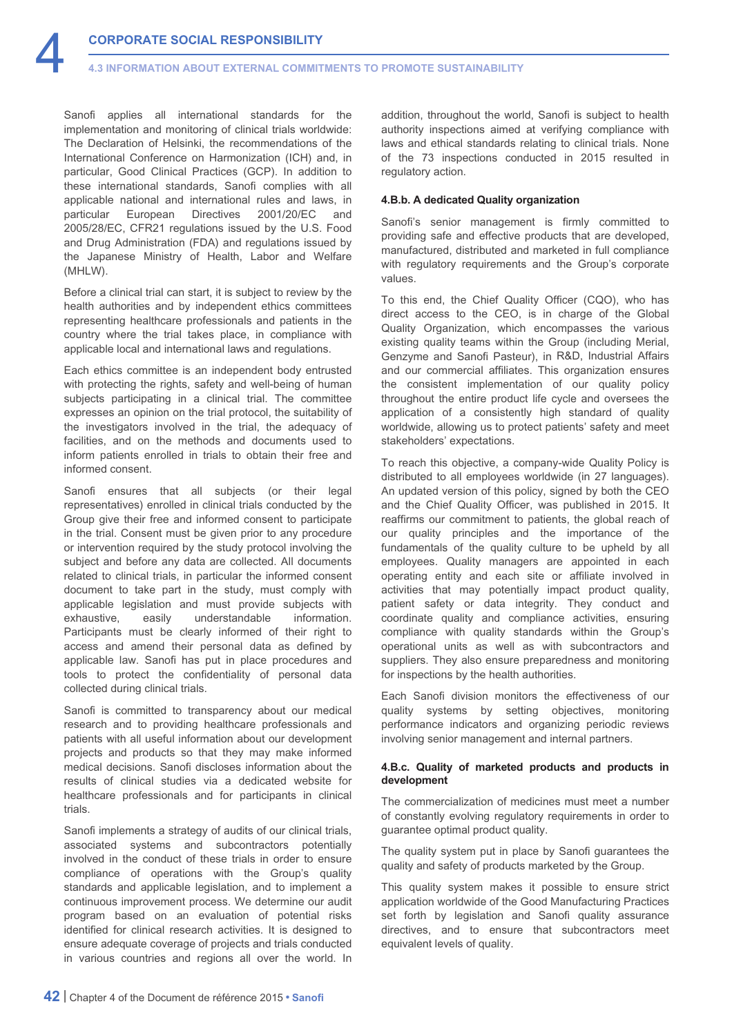Sanofi applies all international standards for the implementation and monitoring of clinical trials worldwide: The Declaration of Helsinki, the recommendations of the International Conference on Harmonization (ICH) and, in particular, Good Clinical Practices (GCP). In addition to these international standards, Sanofi complies with all applicable national and international rules and laws, in particular European Directives 2001/20/EC and 2005/28/EC, CFR21 regulations issued by the U.S. Food and Drug Administration (FDA) and regulations issued by the Japanese Ministry of Health, Labor and Welfare (MHLW).

Before a clinical trial can start, it is subject to review by the health authorities and by independent ethics committees representing healthcare professionals and patients in the country where the trial takes place, in compliance with applicable local and international laws and regulations.

Each ethics committee is an independent body entrusted with protecting the rights, safety and well-being of human subjects participating in a clinical trial. The committee expresses an opinion on the trial protocol, the suitability of the investigators involved in the trial, the adequacy of facilities, and on the methods and documents used to inform patients enrolled in trials to obtain their free and informed consent.

Sanofi ensures that all subjects (or their legal representatives) enrolled in clinical trials conducted by the Group give their free and informed consent to participate in the trial. Consent must be given prior to any procedure or intervention required by the study protocol involving the subject and before any data are collected. All documents related to clinical trials, in particular the informed consent document to take part in the study, must comply with applicable legislation and must provide subjects with exhaustive, easily understandable information. Participants must be clearly informed of their right to access and amend their personal data as defined by applicable law. Sanofi has put in place procedures and tools to protect the confidentiality of personal data collected during clinical trials.

Sanofi is committed to transparency about our medical research and to providing healthcare professionals and patients with all useful information about our development projects and products so that they may make informed medical decisions. Sanofi discloses information about the results of clinical studies via a dedicated website for healthcare professionals and for participants in clinical trials.

Sanofi implements a strategy of audits of our clinical trials, associated systems and subcontractors potentially involved in the conduct of these trials in order to ensure compliance of operations with the Group's quality standards and applicable legislation, and to implement a continuous improvement process. We determine our audit program based on an evaluation of potential risks identified for clinical research activities. It is designed to ensure adequate coverage of projects and trials conducted in various countries and regions all over the world. In addition, throughout the world, Sanofi is subject to health authority inspections aimed at verifying compliance with laws and ethical standards relating to clinical trials. None of the 73 inspections conducted in 2015 resulted in regulatory action.

#### 4.B.b. A dedicated Quality organization

Sanofi's senior management is firmly committed to providing safe and effective products that are developed, manufactured, distributed and marketed in full compliance with regulatory requirements and the Group's corporate values.

To this end, the Chief Quality Officer (CQO), who has direct access to the CEO, is in charge of the Global Quality Organization, which encompasses the various existing quality teams within the Group (including Merial, Genzyme and Sanofi Pasteur), in R&D, Industrial Affairs and our commercial affiliates. This organization ensures the consistent implementation of our quality policy throughout the entire product life cycle and oversees the application of a consistently high standard of quality worldwide, allowing us to protect patients' safety and meet stakeholders' expectations.

To reach this objective, a company-wide Quality Policy is distributed to all employees worldwide (in 27 languages). An updated version of this policy, signed by both the CEO and the Chief Quality Officer, was published in 2015. It reaffirms our commitment to patients, the global reach of our quality principles and the importance of the fundamentals of the quality culture to be upheld by all employees. Quality managers are appointed in each operating entity and each site or affiliate involved in activities that may potentially impact product quality, patient safety or data integrity. They conduct and coordinate quality and compliance activities, ensuring compliance with quality standards within the Group's operational units as well as with subcontractors and suppliers. They also ensure preparedness and monitoring for inspections by the health authorities.

Each Sanofi division monitors the effectiveness of our quality systems by setting objectives, monitoring performance indicators and organizing periodic reviews involving senior management and internal partners.

#### 4.B.c. Quality of marketed products and products in development

The commercialization of medicines must meet a number of constantly evolving regulatory requirements in order to guarantee optimal product quality.

The quality system put in place by Sanofi guarantees the quality and safety of products marketed by the Group.

This quality system makes it possible to ensure strict application worldwide of the Good Manufacturing Practices set forth by legislation and Sanofi quality assurance directives, and to ensure that subcontractors meet equivalent levels of quality.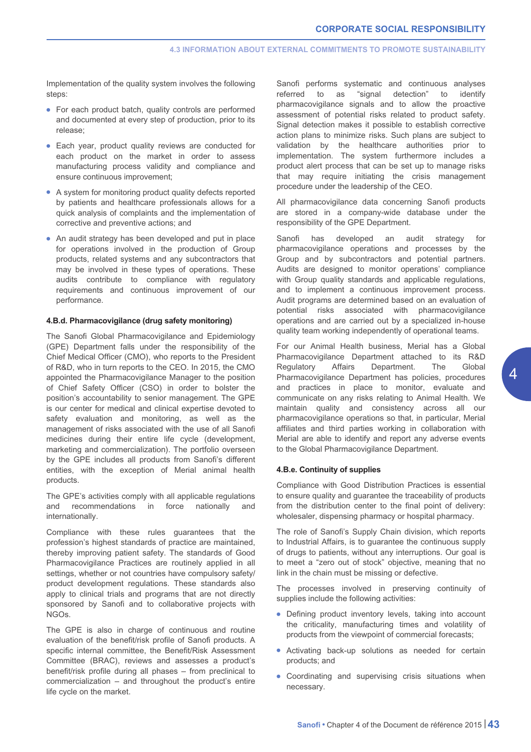Implementation of the quality system involves the following steps:

- For each product batch, quality controls are performed and documented at every step of production, prior to its release;
- Each year, product quality reviews are conducted for each product on the market in order to assess manufacturing process validity and compliance and ensure continuous improvement;
- A system for monitoring product quality defects reported by patients and healthcare professionals allows for a quick analysis of complaints and the implementation of corrective and preventive actions; and
- An audit strategy has been developed and put in place for operations involved in the production of Group products, related systems and any subcontractors that may be involved in these types of operations. These audits contribute to compliance with regulatory requirements and continuous improvement of our performance.

#### 4.B.d. Pharmacovigilance (drug safety monitoring)

The Sanofi Global Pharmacovigilance and Epidemiology (GPE) Department falls under the responsibility of the Chief Medical Officer (CMO), who reports to the President of R&D, who in turn reports to the CEO. In 2015, the CMO appointed the Pharmacovigilance Manager to the position of Chief Safety Officer (CSO) in order to bolster the position's accountability to senior management. The GPE is our center for medical and clinical expertise devoted to safety evaluation and monitoring, as well as the management of risks associated with the use of all Sanofi medicines during their entire life cycle (development, marketing and commercialization). The portfolio overseen by the GPE includes all products from Sanofi's different entities, with the exception of Merial animal health products.

The GPE's activities comply with all applicable regulations and recommendations in force nationally and internationally.

Compliance with these rules guarantees that the profession's highest standards of practice are maintained, thereby improving patient safety. The standards of Good Pharmacovigilance Practices are routinely applied in all settings, whether or not countries have compulsory safety/product development regulations. These standards also apply to clinical trials and programs that are not directly sponsored by Sanofi and to collaborative projects with NGOs.

The GPE is also in charge of continuous and routine evaluation of the benefit/risk profile of Sanofi products. A specific internal committee, the Benefit/Risk Assessment Committee (BRAC), reviews and assesses a product's benefit/risk profile during all phases – from preclinical to commercialization – and throughout the product's entire life cycle on the market.

Sanofi performs systematic and continuous analyses referred to as "signal detection" to identify pharmacovigilance signals and to allow the proactive assessment of potential risks related to product safety. Signal detection makes it possible to establish corrective action plans to minimize risks. Such plans are subject to validation by the healthcare authorities prior to implementation. The system furthermore includes a product alert process that can be set up to manage risks that may require initiating the crisis management procedure under the leadership of the CEO.

All pharmacovigilance data concerning Sanofi products are stored in a company-wide database under the responsibility of the GPE Department.

Sanofi has developed an audit strategy for pharmacovigilance operations and processes by the Group and by subcontractors and potential partners. Audits are designed to monitor operations' compliance with Group quality standards and applicable regulations, and to implement a continuous improvement process. Audit programs are determined based on an evaluation of potential risks associated with pharmacovigilance operations and are carried out by a specialized in-house quality team working independently of operational teams.

For our Animal Health business, Merial has a Global Pharmacovigilance Department attached to its R&D Regulatory Affairs Department. The Global Pharmacovigilance Department has policies, procedures and practices in place to monitor, evaluate and communicate on any risks relating to Animal Health. We maintain quality and consistency across all our pharmacovigilance operations so that, in particular, Merial affiliates and third parties working in collaboration with Merial are able to identify and report any adverse events to the Global Pharmacovigilance Department.

#### 4.B.e. Continuity of supplies

Compliance with Good Distribution Practices is essential to ensure quality and guarantee the traceability of products from the distribution center to the final point of delivery: wholesaler, dispensing pharmacy or hospital pharmacy.

The role of Sanofi's Supply Chain division, which reports to Industrial Affairs, is to guarantee the continuous supply of drugs to patients, without any interruptions. Our goal is to meet a "zero out of stock" objective, meaning that no link in the chain must be missing or defective.

The processes involved in preserving continuity of supplies include the following activities:

- Defining product inventory levels, taking into account the criticality, manufacturing times and volatility of products from the viewpoint of commercial forecasts;
- Activating back-up solutions as needed for certain products; and
- Coordinating and supervising crisis situations when necessary.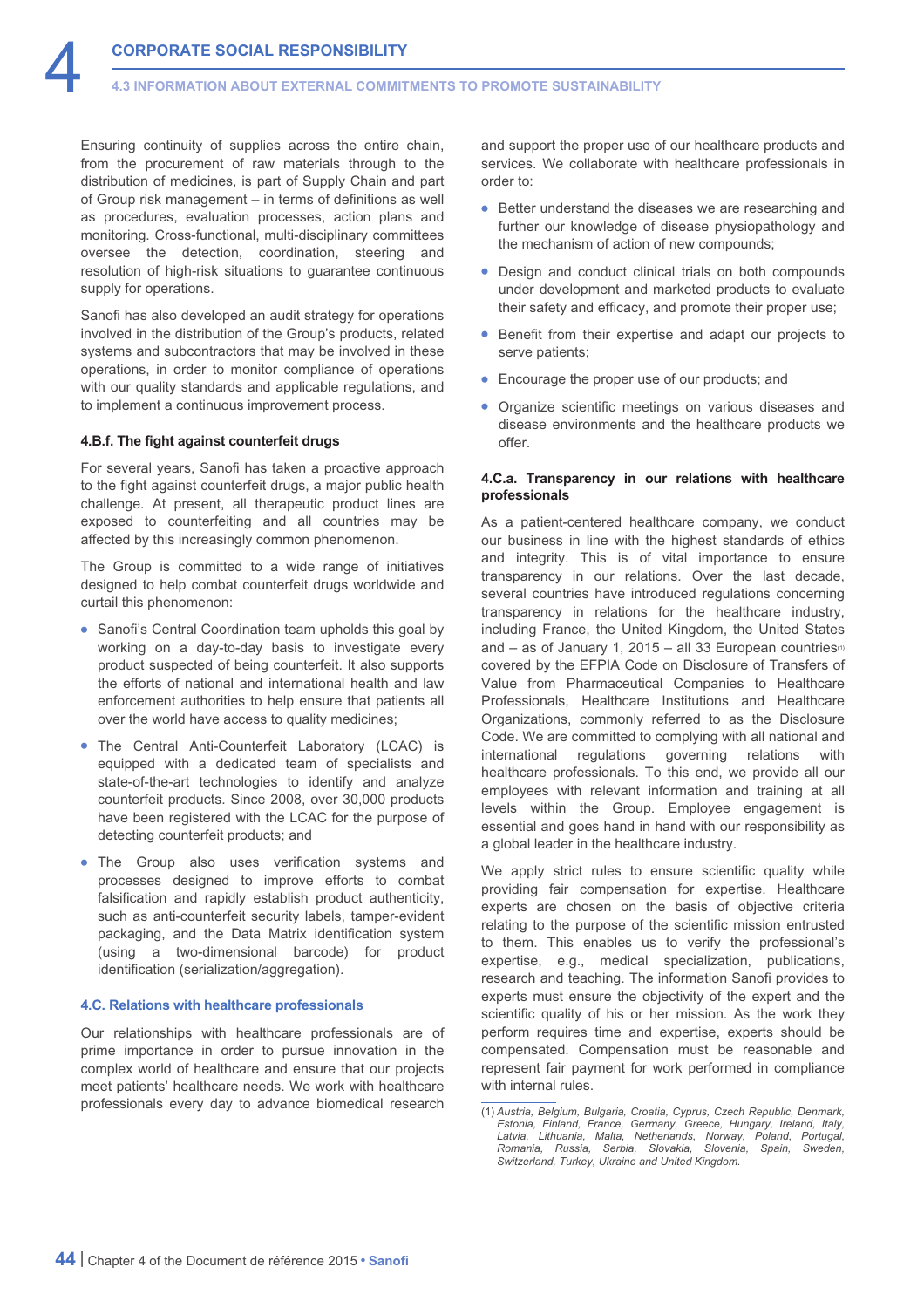Ensuring continuity of supplies across the entire chain, from the procurement of raw materials through to the distribution of medicines, is part of Supply Chain and part of Group risk management – in terms of definitions as well as procedures, evaluation processes, action plans and monitoring. Cross-functional, multi-disciplinary committees oversee the detection, coordination, steering and resolution of high-risk situations to guarantee continuous supply for operations.

Sanofi has also developed an audit strategy for operations involved in the distribution of the Group's products, related systems and subcontractors that may be involved in these operations, in order to monitor compliance of operations with our quality standards and applicable regulations, and to implement a continuous improvement process.

#### 4.B.f. The fight against counterfeit drugs

For several years, Sanofi has taken a proactive approach to the fight against counterfeit drugs, a major public health challenge. At present, all therapeutic product lines are exposed to counterfeiting and all countries may be affected by this increasingly common phenomenon.

The Group is committed to a wide range of initiatives designed to help combat counterfeit drugs worldwide and curtail this phenomenon:

- Sanofi's Central Coordination team upholds this goal by working on a day-to-day basis to investigate every product suspected of being counterfeit. It also supports the efforts of national and international health and law enforcement authorities to help ensure that patients all over the world have access to quality medicines;
- The Central Anti-Counterfeit Laboratory (LCAC) is equipped with a dedicated team of specialists and state-of-the-art technologies to identify and analyze counterfeit products. Since 2008, over 30,000 products have been registered with the LCAC for the purpose of detecting counterfeit products; and
- The Group also uses verification systems and processes designed to improve efforts to combat falsification and rapidly establish product authenticity, such as anti-counterfeit security labels, tamper-evident packaging, and the Data Matrix identification system (using a two-dimensional barcode) for product identification (serialization/aggregation).

### 4.C. Relations with healthcare professionals

Our relationships with healthcare professionals are of prime importance in order to pursue innovation in the complex world of healthcare and ensure that our projects meet patients' healthcare needs. We work with healthcare professionals every day to advance biomedical research and support the proper use of our healthcare products and services. We collaborate with healthcare professionals in order to:

- Better understand the diseases we are researching and further our knowledge of disease physiopathology and the mechanism of action of new compounds;
- Design and conduct clinical trials on both compounds under development and marketed products to evaluate their safety and efficacy, and promote their proper use;
- Benefit from their expertise and adapt our projects to serve patients;
- Encourage the proper use of our products; and
- Organize scientific meetings on various diseases and disease environments and the healthcare products we offer.

#### 4.C.a. Transparency in our relations with healthcare professionals

As a patient-centered healthcare company, we conduct our business in line with the highest standards of ethics and integrity. This is of vital importance to ensure transparency in our relations. Over the last decade, several countries have introduced regulations concerning transparency in relations for the healthcare industry, including France, the United Kingdom, the United States and – as of January 1, 2015 – all 33 European countries[1] covered by the EFPIA Code on Disclosure of Transfers of Value from Pharmaceutical Companies to Healthcare Professionals, Healthcare Institutions and Healthcare Organizations, commonly referred to as the Disclosure Code. We are committed to complying with all national and international regulations governing relations with healthcare professionals. To this end, we provide all our employees with relevant information and training at all levels within the Group. Employee engagement is essential and goes hand in hand with our responsibility as a global leader in the healthcare industry.

We apply strict rules to ensure scientific quality while providing fair compensation for expertise. Healthcare experts are chosen on the basis of objective criteria relating to the purpose of the scientific mission entrusted to them. This enables us to verify the professional's expertise, e.g., medical specialization, publications, research and teaching. The information Sanofi provides to experts must ensure the objectivity of the expert and the scientific quality of his or her mission. As the work they perform requires time and expertise, experts should be compensated. Compensation must be reasonable and represent fair payment for work performed in compliance with internal rules.

(1) *Austria, Belgium, Bulgaria, Croatia, Cyprus, Czech Republic, Denmark, Estonia, Finland, France, Germany, Greece, Hungary, Ireland, Italy, Latvia, Lithuania, Malta, Netherlands, Norway, Poland, Portugal, Romania, Russia, Serbia, Slovakia, Slovenia, Spain, Sweden, Switzerland, Turkey, Ukraine and United Kingdom.*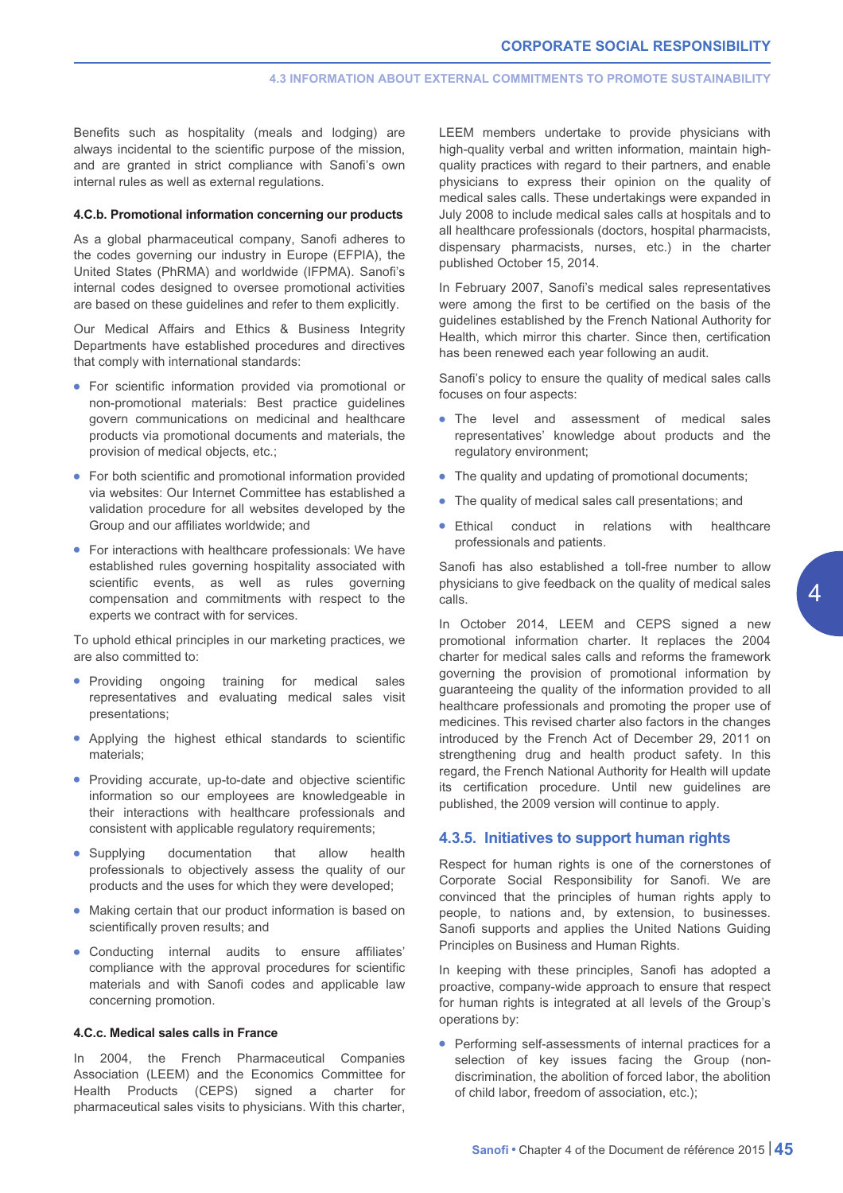Benefits such as hospitality (meals and lodging) are always incidental to the scientific purpose of the mission, and are granted in strict compliance with Sanofi's own internal rules as well as external regulations.

#### 4.C.b. Promotional information concerning our products

As a global pharmaceutical company, Sanofi adheres to the codes governing our industry in Europe (EFPIA), the United States (PhRMA) and worldwide (IFPMA). Sanofi's internal codes designed to oversee promotional activities are based on these guidelines and refer to them explicitly.

Our Medical Affairs and Ethics & Business Integrity Departments have established procedures and directives that comply with international standards:

- For scientific information provided via promotional or non-promotional materials: Best practice guidelines govern communications on medicinal and healthcare products via promotional documents and materials, the provision of medical objects, etc.;
- For both scientific and promotional information provided via websites: Our Internet Committee has established a validation procedure for all websites developed by the Group and our affiliates worldwide; and
- For interactions with healthcare professionals: We have established rules governing hospitality associated with scientific events, as well as rules governing compensation and commitments with respect to the experts we contract with for services.

To uphold ethical principles in our marketing practices, we are also committed to:

- Providing ongoing training for medical sales representatives and evaluating medical sales visit presentations;
- Applying the highest ethical standards to scientific materials;
- Providing accurate, up-to-date and objective scientific information so our employees are knowledgeable in their interactions with healthcare professionals and consistent with applicable regulatory requirements;
- Supplying documentation that allow health professionals to objectively assess the quality of our products and the uses for which they were developed;
- Making certain that our product information is based on scientifically proven results; and
- Conducting internal audits to ensure affiliates' compliance with the approval procedures for scientific materials and with Sanofi codes and applicable law concerning promotion.

#### 4.C.c. Medical sales calls in France

In 2004, the French Pharmaceutical Companies Association (LEEM) and the Economics Committee for Health Products (CEPS) signed a charter for pharmaceutical sales visits to physicians. With this charter, LEEM members undertake to provide physicians with high-quality verbal and written information, maintain high-quality practices with regard to their partners, and enable physicians to express their opinion on the quality of medical sales calls. These undertakings were expanded in July 2008 to include medical sales calls at hospitals and to all healthcare professionals (doctors, hospital pharmacists, dispensary pharmacists, nurses, etc.) in the charter published October 15, 2014.

In February 2007, Sanofi's medical sales representatives were among the first to be certified on the basis of the guidelines established by the French National Authority for Health, which mirror this charter. Since then, certification has been renewed each year following an audit.

Sanofi's policy to ensure the quality of medical sales calls focuses on four aspects:

- The level and assessment of medical sales representatives' knowledge about products and the regulatory environment;
- The quality and updating of promotional documents;
- The quality of medical sales call presentations; and
- Ethical conduct in relations with healthcare professionals and patients.

Sanofi has also established a toll-free number to allow physicians to give feedback on the quality of medical sales calls.

In October 2014, LEEM and CEPS signed a new promotional information charter. It replaces the 2004 charter for medical sales calls and reforms the framework governing the provision of medical information by guaranteeing the quality of the information provided to all healthcare professionals and promoting the proper use of medicines. This revised charter also factors in the changes introduced by the French Act of December 29, 2011 on strengthening drug and health product safety. In this regard, the French National Authority for Health will update its certification procedure. Until new guidelines are published, the 2009 version will continue to apply.

## 4.3.5. Initiatives to support human rights

Respect for human rights is one of the cornerstones of Corporate Social Responsibility for Sanofi. We are convinced that the principles of human rights apply to people, to nations and, by extension, to businesses. Sanofi supports and applies the United Nations Guiding Principles on Business and Human Rights.

In keeping with these principles, Sanofi has adopted a proactive, company-wide approach to ensure that respect for human rights is integrated at all levels of the Group's operations by:

- Performing self-assessments of internal practices for a selection of key issues facing the Group (non-discrimination, the abolition of forced labor, the abolition of child labor, freedom of association, etc.);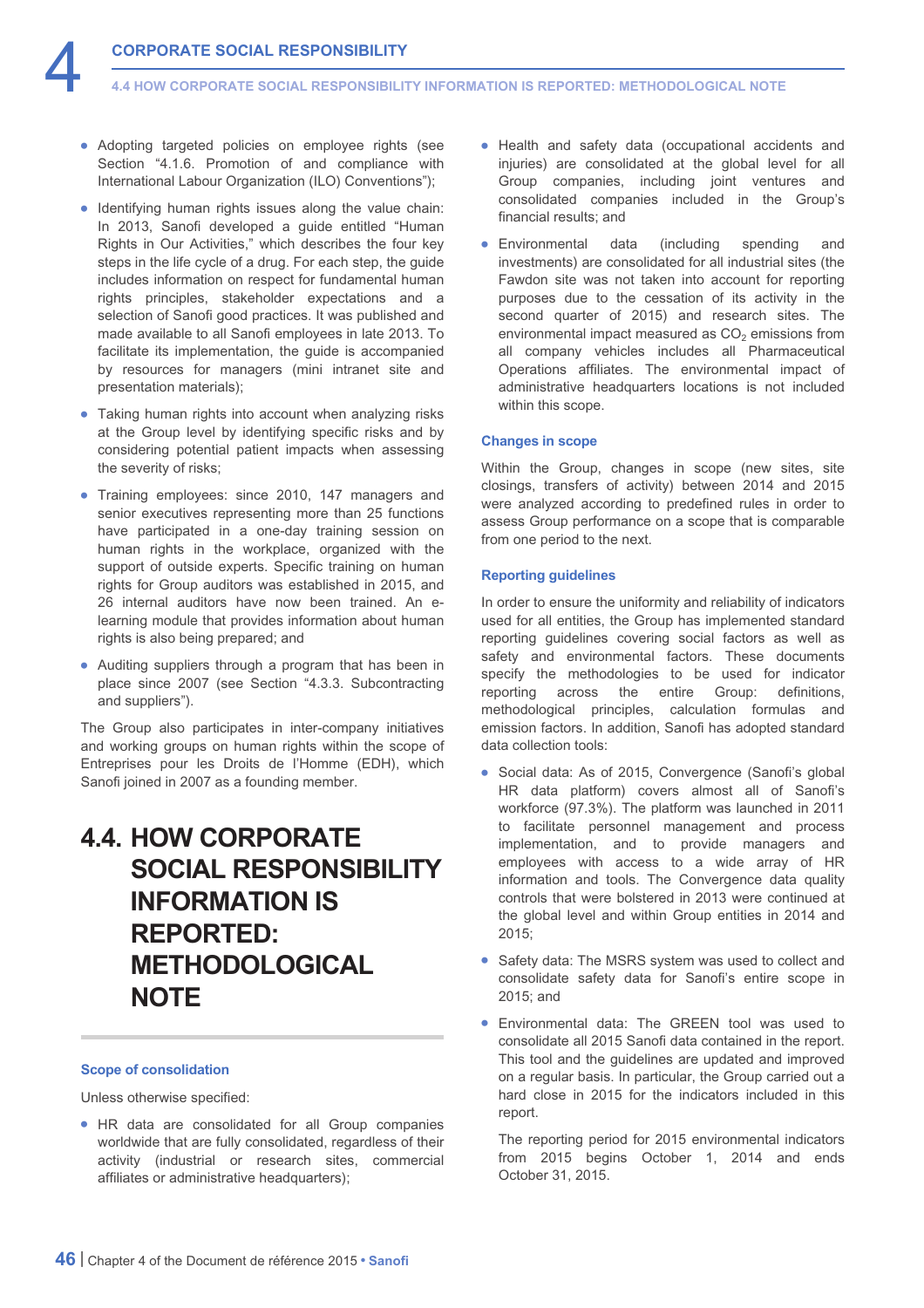- Adopting targeted policies on employee rights (see Section "4.1.6. Promotion of and compliance with International Labour Organization (ILO) Conventions");
- Identifying human rights issues along the value chain: In 2013, Sanofi developed a guide entitled "Human Rights in Our Activities," which describes the four key steps in the life cycle of a drug. For each step, the guide includes information on respect for fundamental human rights principles, stakeholder expectations and a selection of Sanofi good practices. It was published and made available to all Sanofi employees in late 2013. To facilitate its implementation, the guide is accompanied by resources for managers (mini intranet site and presentation materials);
- Taking human rights into account when analyzing risks at the Group level by identifying specific risks and by considering potential patient impacts when assessing the severity of risks;
- Training employees: since 2010, 147 managers and senior executives representing more than 25 functions have participated in a one-day training session on human rights in the workplace, organized with the support of outside experts. Specific training on human rights for Group auditors was established in 2015, and 26 internal auditors have now been trained. An e-learning module that provides information about human rights is also being prepared; and
- Auditing suppliers through a program that has been in place since 2007 (see Section "4.3.3. Subcontracting and suppliers").

The Group also participates in inter-company initiatives and working groups on human rights within the scope of Entreprises pour les Droits de l'Homme (EDH), which Sanofi joined in 2007 as a founding member.

# 4.4. HOW CORPORATE SOCIAL RESPONSIBILITY INFORMATION IS REPORTED: METHODOLOGICAL NOTE

### Scope of consolidation

Unless otherwise specified:

- HR data are consolidated for all Group companies worldwide that are fully consolidated, regardless of their activity (industrial or research sites, commercial affiliates or administrative headquarters);
- Health and safety data (occupational accidents and injuries) are consolidated at the global level for all Group companies, including joint ventures and consolidated companies included in the Group's financial results; and
- Environmental data (including spending and investments) are consolidated for all industrial sites (the Fawdon site was not taken into account for reporting purposes due to the cessation of its activity in the second quarter of 2015) and research sites. The environmental impact measured as $CO_2$ emissions from all company vehicles includes all Pharmaceutical Operations affiliates. The environmental impact of administrative headquarters locations is not included within this scope.

### Changes in scope

Within the Group, changes in scope (new sites, site closings, transfers of activity) between 2014 and 2015 were analyzed according to predefined rules in order to assess Group performance on a scope that is comparable from one period to the next.

### Reporting guidelines

In order to ensure the uniformity and reliability of indicators used for all entities, the Group has implemented standard reporting guidelines covering social factors as well as safety and environmental factors. These documents specify the methodologies to be used for indicator reporting across the entire Group: definitions, methodological principles, calculation formulas and emission factors. In addition, Sanofi has adopted standard data collection tools:

- Social data: As of 2015, Convergence (Sanofi's global HR data platform) covers almost all of Sanofi's workforce (97.3%). The platform was launched in 2011 to facilitate personnel management and process implementation, and to provide managers and employees with access to a wide array of HR information and tools. The Convergence data quality controls that were bolstered in 2013 were continued at the global level and within Group entities in 2014 and 2015;
- Safety data: The MSRS system was used to collect and consolidate safety data for Sanofi's entire scope in 2015; and
- Environmental data: The GREEN tool was used to consolidate all 2015 Sanofi data contained in the report. This tool and the guidelines are updated and improved on a regular basis. In particular, the Group carried out a hard close in 2015 for the indicators included in this report.

  The reporting period for 2015 environmental indicators from 2015 begins October 1, 2014 and ends October 31, 2015.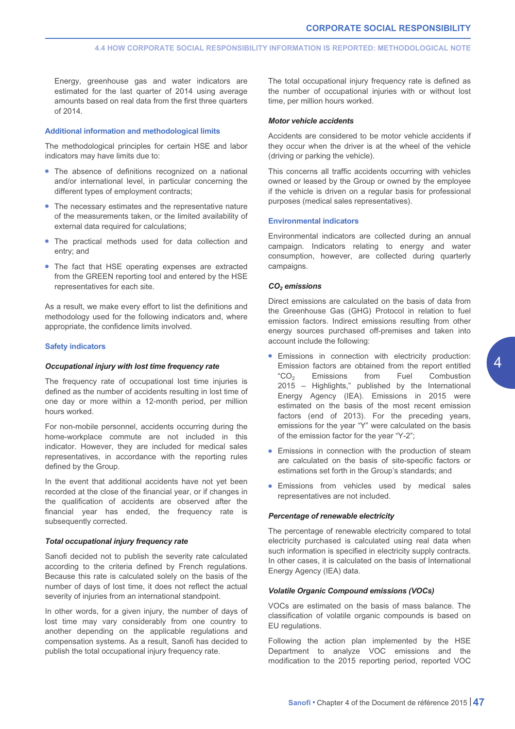Energy, greenhouse gas and water indicators are estimated for the last quarter of 2014 using average amounts based on real data from the first three quarters of 2014.

### Additional information and methodological limits

The methodological principles for certain HSE and labor indicators may have limits due to:

- The absence of definitions recognized on a national and/or international level, in particular concerning the different types of employment contracts;
- The necessary estimates and the representative nature of the measurements taken, or the limited availability of external data required for calculations;
- The practical methods used for data collection and entry; and
- The fact that HSE operating expenses are extracted from the GREEN reporting tool and entered by the HSE representatives for each site.

As a result, we make every effort to list the definitions and methodology used for the following indicators and, where appropriate, the confidence limits involved.

### Safety indicators

#### *Occupational injury with lost time frequency rate*

The frequency rate of occupational lost time injuries is defined as the number of accidents resulting in lost time of one day or more within a 12-month period, per million hours worked.

For non-mobile personnel, accidents occurring during the home-workplace commute are not included in this indicator. However, they are included for medical sales representatives, in accordance with the reporting rules defined by the Group.

In the event that additional accidents have not yet been recorded at the close of the financial year, or if changes in the qualification of accidents are observed after the financial year has ended, the frequency rate is subsequently corrected.

#### *Total occupational injury frequency rate*

Sanofi decided not to publish the severity rate calculated according to the criteria defined by French regulations. Because this rate is calculated solely on the basis of the number of days of lost time, it does not reflect the actual severity of injuries from an international standpoint.

In other words, for a given injury, the number of days of lost time may vary considerably from one country to another depending on the applicable regulations and compensation systems. As a result, Sanofi has decided to publish the total occupational injury frequency rate.

The total occupational injury frequency rate is defined as the number of occupational injuries with or without lost time, per million hours worked.

#### *Motor vehicle accidents*

Accidents are considered to be motor vehicle accidents if they occur when the driver is at the wheel of the vehicle (driving or parking the vehicle).

This concerns all traffic accidents occurring with vehicles owned or leased by the Group or owned by the employee if the vehicle is driven on a regular basis for professional purposes (medical sales representatives).

### Environmental indicators

Environmental indicators are collected during an annual campaign. Indicators relating to energy and water consumption, however, are collected during quarterly campaigns.

#### *$CO_2$ emissions*

Direct emissions are calculated on the basis of data from the Greenhouse Gas (GHG) Protocol in relation to fuel emission factors. Indirect emissions resulting from other energy sources purchased off-premises and taken into account include the following:

- Emissions in connection with electricity production: Emission factors are obtained from the report entitled "$CO_2$ Emissions from Fuel Combustion 2015 – Highlights," published by the International Energy Agency (IEA). Emissions in 2015 were estimated on the basis of the most recent emission factors (end of 2013). For the preceding years, emissions for the year "Y" were calculated on the basis of the emission factor for the year "Y-2";
- Emissions in connection with the production of steam are calculated on the basis of site-specific factors or estimations set forth in the Group's standards; and
- Emissions from vehicles used by medical sales representatives are not included.

#### *Percentage of renewable electricity*

The percentage of renewable electricity compared to total electricity purchased is calculated using real data when such information is specified in electricity supply contracts. In other cases, it is calculated on the basis of International Energy Agency (IEA) data.

#### *Volatile Organic Compound emissions (VOCs)*

VOCs are estimated on the basis of mass balance. The classification of volatile organic compounds is based on EU regulations.

Following the action plan implemented by the HSE Department to analyze VOC emissions and the modification to the 2015 reporting period, reported VOC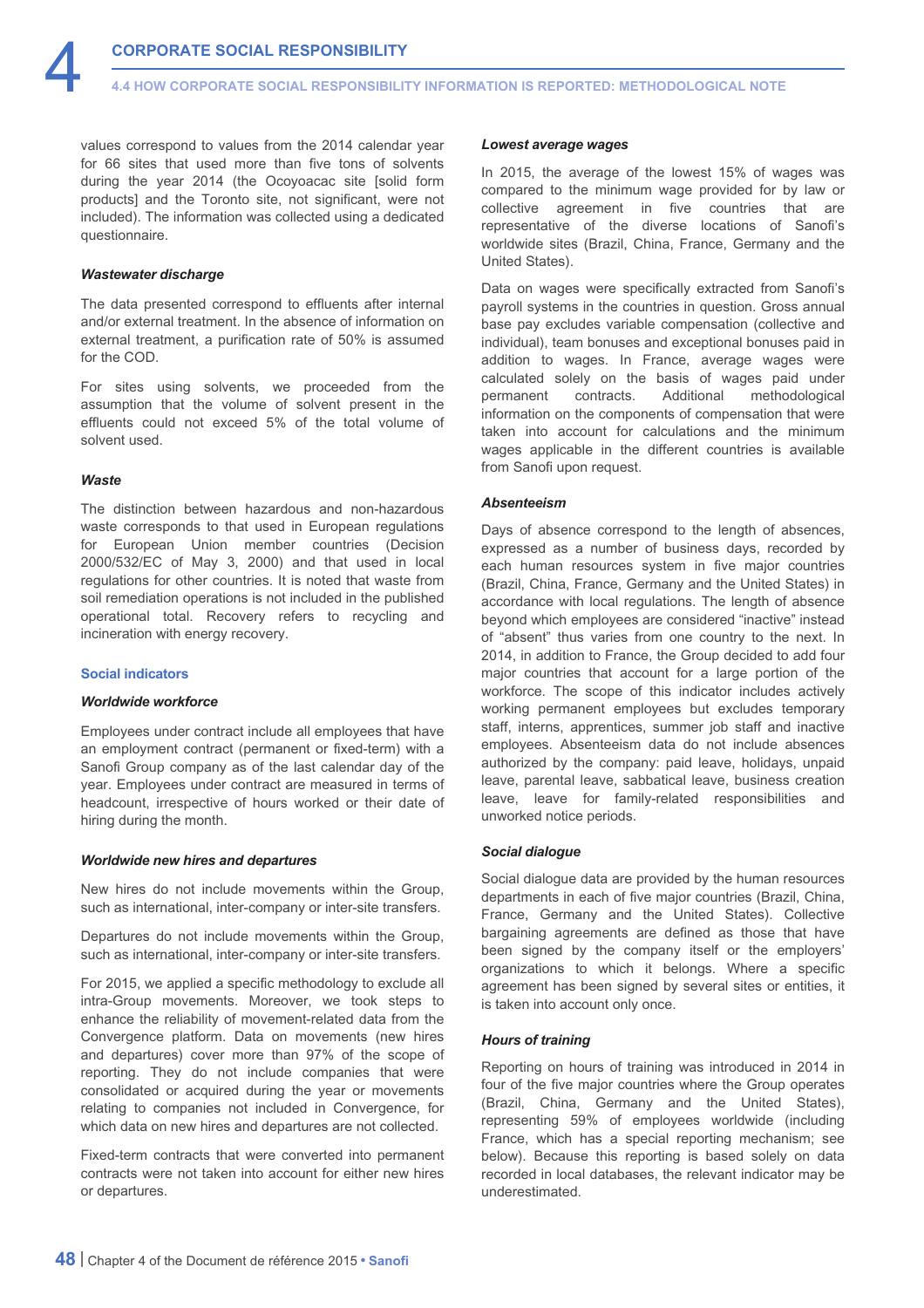values correspond to values from the 2014 calendar year for 66 sites that used more than five tons of solvents during the year 2014 (the Ocoyoacac site [solid form products] and the Toronto site, not significant, were not included). The information was collected using a dedicated questionnaire.

#### *Wastewater discharge*

The data presented correspond to effluents after internal and/or external treatment. In the absence of information on external treatment, a purification rate of 50% is assumed for the COD.

For sites using solvents, we proceeded from the assumption that the volume of solvent present in the effluents could not exceed 5% of the total volume of solvent used.

#### *Waste*

The distinction between hazardous and non-hazardous waste corresponds to that used in European regulations for European Union member countries (Decision 2000/532/EC of May 3, 2000) and that used in local regulations for other countries. It is noted that waste from soil remediation operations is not included in the published operational total. Recovery refers to recycling and incineration with energy recovery.

### Social indicators

#### *Worldwide workforce*

Employees under contract include all employees that have an employment contract (permanent or fixed-term) with a Sanofi Group company as of the last calendar day of the year. Employees under contract are measured in terms of headcount, irrespective of hours worked or their date of hiring during the month.

#### *Worldwide new hires and departures*

New hires do not include movements within the Group, such as international, inter-company or inter-site transfers.

Departures do not include movements within the Group, such as international, inter-company or inter-site transfers.

For 2015, we applied a specific methodology to exclude all intra-Group movements. Moreover, we took steps to enhance the reliability of movement-related data from the Convergence platform. Data on movements (new hires and departures) cover more than 97% of the scope of reporting. They do not include companies that were consolidated or acquired during the year or movements relating to companies not included in Convergence, for which data on new hires and departures are not collected.

Fixed-term contracts that were converted into permanent contracts were not taken into account for either new hires or departures.

#### *Lowest average wages*

In 2015, the average of the lowest 15% of wages was compared to the minimum wage provided for by law or collective agreement in five countries that are representative of the diverse locations of Sanofi's worldwide sites (Brazil, China, France, Germany and the United States).

Data on wages were specifically extracted from Sanofi's payroll systems in the countries in question. Gross annual base pay excludes variable compensation (collective and individual), team bonuses and exceptional bonuses paid in addition to wages. In France, average wages were calculated solely on the basis of wages paid under permanent contracts. Additional methodological information on the components of compensation that were taken into account for calculations and the minimum wages applicable in the different countries is available from Sanofi upon request.

#### *Absenteeism*

Days of absence correspond to the length of absences, expressed as a number of business days, recorded by each human resources system in five major countries (Brazil, China, France, Germany and the United States) in accordance with local regulations. The length of absence beyond which employees are considered "inactive" instead of "absent" thus varies from one country to the next. In 2014, in addition to France, the Group decided to add four major countries that account for a large portion of the workforce. The scope of this indicator includes actively working permanent employees but excludes temporary staff, interns, apprentices, summer job staff and inactive employees. Absenteeism data do not include absences authorized by the company: paid leave, holidays, unpaid leave, parental leave, sabbatical leave, business creation leave, leave for family-related responsibilities and unworked notice periods.

#### *Social dialogue*

Social dialogue data are provided by the human resources departments in each of five major countries (Brazil, China, France, Germany and the United States). Collective bargaining agreements are defined as those that have been signed by the company itself or the employers' organizations to which it belongs. Where a specific agreement has been signed by several sites or entities, it is taken into account only once.

#### *Hours of training*

Reporting on hours of training was introduced in 2014 in four of the five major countries where the Group operates (Brazil, China, Germany and the United States), representing 59% of employees worldwide (including France, which has a special reporting mechanism; see below). Because this reporting is based solely on data recorded in local databases, the relevant indicator may be underestimated.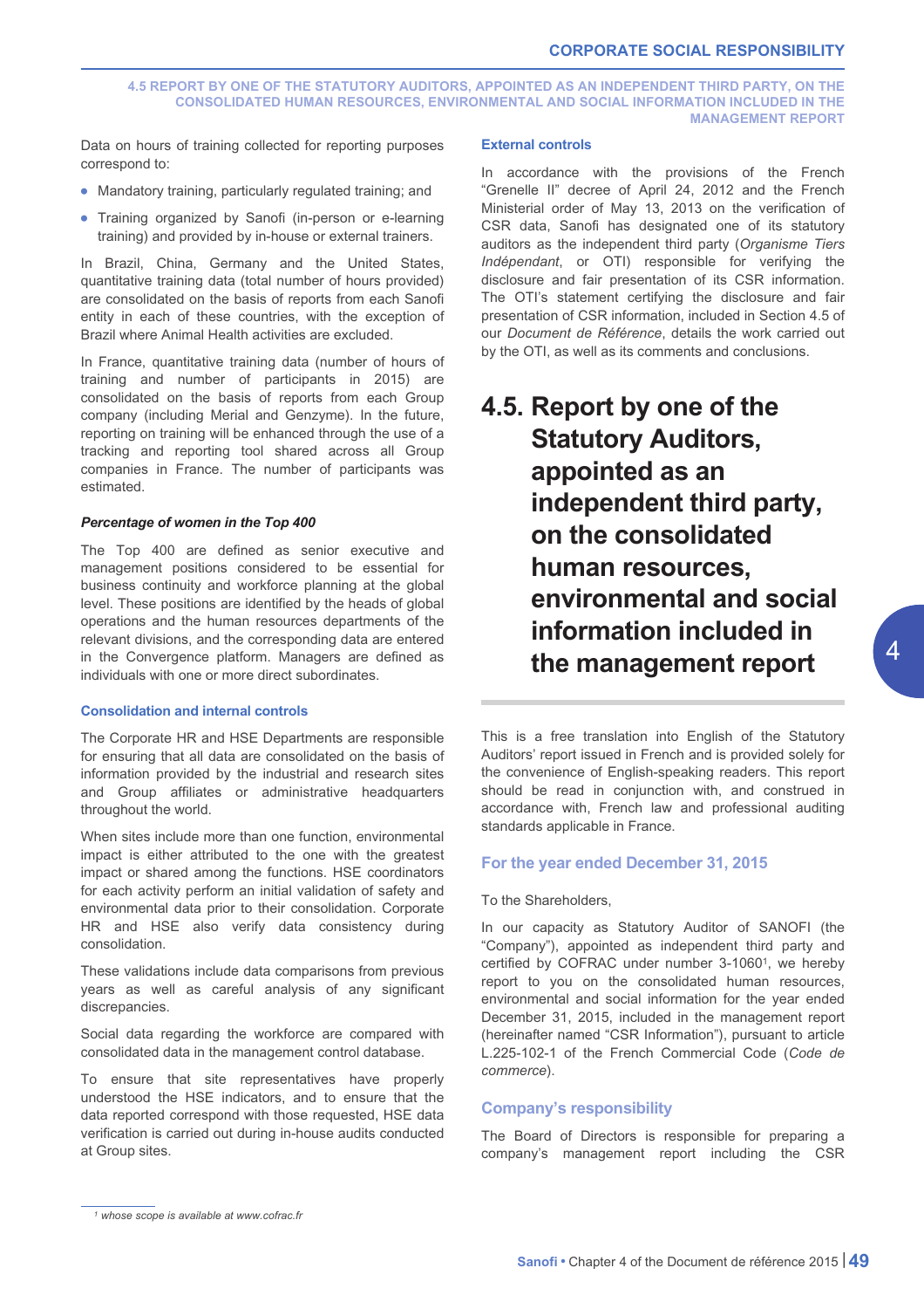Data on hours of training collected for reporting purposes correspond to:

- Mandatory training, particularly regulated training; and
- Training organized by Sanofi (in-person or e-learning training) and provided by in-house or external trainers.

In Brazil, China, Germany and the United States, quantitative training data (total number of hours provided) are consolidated on the basis of reports from each Sanofi entity in each of these countries, with the exception of Brazil where Animal Health activities are excluded.

In France, quantitative training data (number of hours of training and number of participants in 2015) are consolidated on the basis of reports from each Group company (including Merial and Genzyme). In the future, reporting on training will be enhanced through the use of a tracking and reporting tool shared across all Group companies in France. The number of participants was estimated.

***Percentage of women in the Top 400***

The Top 400 are defined as senior executive and management positions considered to be essential for business continuity and workforce planning at the global level. These positions are identified by the heads of global operations and the human resources departments of the relevant divisions, and the corresponding data are entered in the Convergence platform. Managers are defined as individuals with one or more direct subordinates.

### Consolidation and internal controls

The Corporate HR and HSE Departments are responsible for ensuring that all data are consolidated on the basis of information provided by the industrial and research sites and Group affiliates or administrative headquarters throughout the world.

When sites include more than one function, environmental impact is either attributed to the one with the greatest impact or shared among the functions. HSE coordinators for each activity perform an initial validation of safety and environmental data prior to their consolidation. Corporate HR and HSE also verify data consistency during consolidation.

These validations include data comparisons from previous years as well as careful analysis of any significant discrepancies.

Social data regarding the workforce are compared with consolidated data in the management control database.

To ensure that site representatives have properly understood the HSE indicators, and to ensure that the data reported correspond with those requested, HSE data verification is carried out during in-house audits conducted at Group sites.

### External controls

In accordance with the provisions of the French "Grenelle II" decree of April 24, 2012 and the French Ministerial order of May 13, 2013 on the verification of CSR data, Sanofi has designated one of its statutory auditors as the independent third party (*Organisme Tiers Indépendant*, or OTI) responsible for verifying the disclosure and fair presentation of its CSR information. The OTI's statement certifying the disclosure and fair presentation of CSR information, included in Section 4.5 of our *Document de Référence*, details the work carried out by the OTI, as well as its comments and conclusions.

# 4.5. Report by one of the Statutory Auditors, appointed as an independent third party, on the consolidated human resources, environmental and social information included in the management report

This is a free translation into English of the Statutory Auditors' report issued in French and is provided solely for the convenience of English-speaking readers. This report should be read in conjunction with, and construed in accordance with, French law and professional auditing standards applicable in France.

### For the year ended December 31, 2015

To the Shareholders,

In our capacity as Statutory Auditor of SANOFI (the "Company"), appointed as independent third party and certified by COFRAC under number 3-1060[1], we hereby report to you on the consolidated human resources, environmental and social information for the year ended December 31, 2015, included in the management report (hereinafter named "CSR Information"), pursuant to article L.225-102-1 of the French Commercial Code (*Code de commerce*).

### Company's responsibility

The Board of Directors is responsible for preparing a company's management report including the CSR

[1] *whose scope is available at www.cofrac.fr*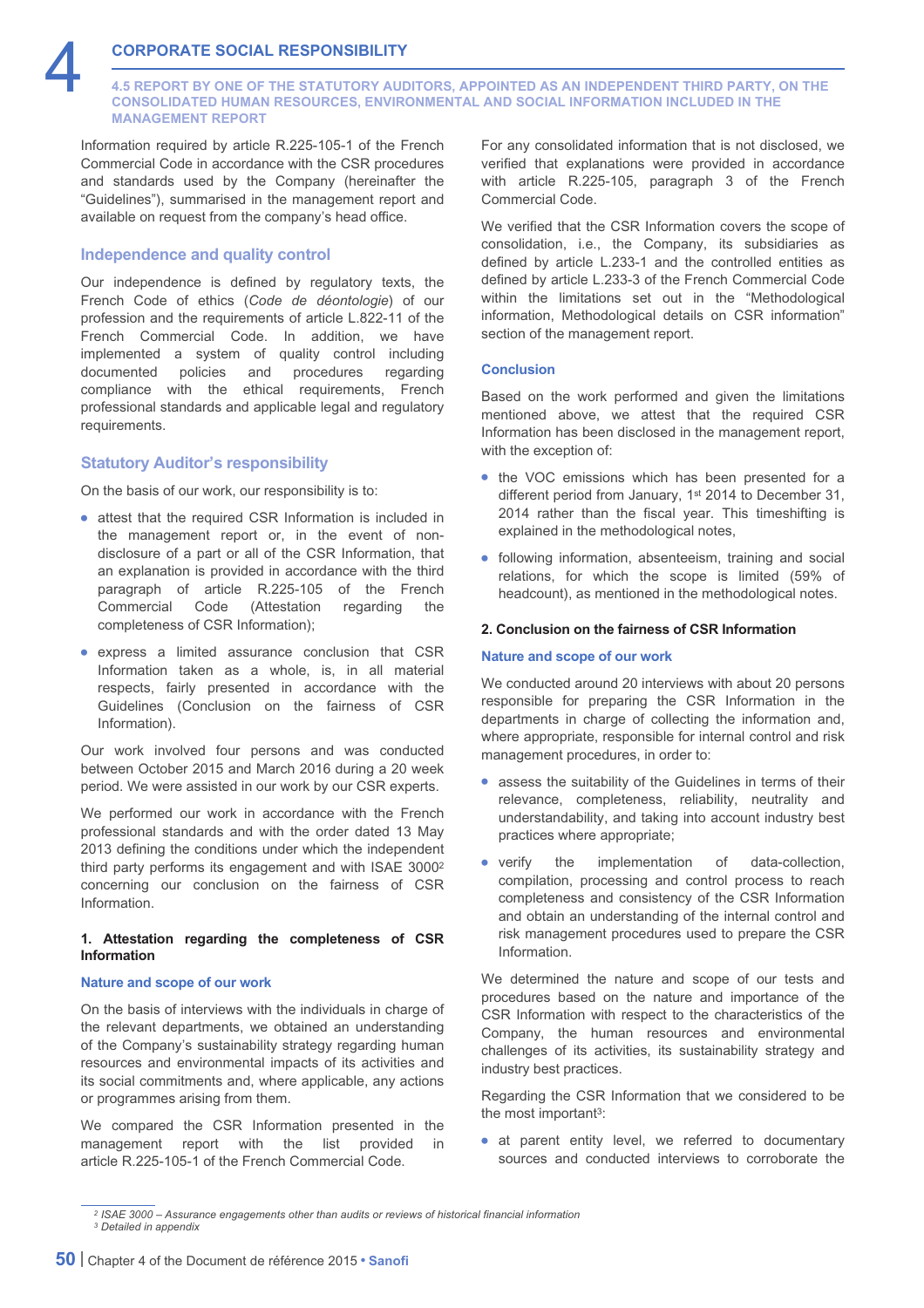Information required by article R.225-105-1 of the French Commercial Code in accordance with the CSR procedures and standards used by the Company (hereinafter the "Guidelines"), summarised in the management report and available on request from the company's head office.

### Independence and quality control

Our independence is defined by regulatory texts, the French Code of ethics (*Code de déontologie*) of our profession and the requirements of article L.822-11 of the French Commercial Code. In addition, we have implemented a system of quality control including documented policies and procedures regarding compliance with the ethical requirements, French professional standards and applicable legal and regulatory requirements.

### Statutory Auditor's responsibility

On the basis of our work, our responsibility is to:

- attest that the required CSR Information is included in the management report or, in the event of non-disclosure of a part or all of the CSR Information, that an explanation is provided in accordance with the third paragraph of article R.225-105 of the French Commercial Code (Attestation regarding the completeness of CSR Information);
- express a limited assurance conclusion that CSR Information taken as a whole, is, in all material respects, fairly presented in accordance with the Guidelines (Conclusion on the fairness of CSR Information).

Our work involved four persons and was conducted between October 2015 and March 2016 during a 20 week period. We were assisted in our work by our CSR experts.

We performed our work in accordance with the French professional standards and with the order dated 13 May 2013 defining the conditions under which the independent third party performs its engagement and with ISAE 3000[2] concerning our conclusion on the fairness of CSR Information.

#### 1. Attestation regarding the completeness of CSR Information

##### Nature and scope of our work

On the basis of interviews with the individuals in charge of the relevant departments, we obtained an understanding of the Company's sustainability strategy regarding human resources and environmental impacts of its activities and its social commitments and, where applicable, any actions or programmes arising from them.

We compared the CSR Information presented in the management report with the list provided in article R.225-105-1 of the French Commercial Code.

For any consolidated information that is not disclosed, we verified that explanations were provided in accordance with article R.225-105, paragraph 3 of the French Commercial Code.

We verified that the CSR Information covers the scope of consolidation, i.e., the Company, its subsidiaries as defined by article L.233-1 and the controlled entities as defined by article L.233-3 of the French Commercial Code within the limitations set out in the "Methodological information, Methodological details on CSR information" section of the management report.

##### Conclusion

Based on the work performed and given the limitations mentioned above, we attest that the required CSR Information has been disclosed in the management report, with the exception of:

- the VOC emissions which has been presented for a different period from January, 1st 2014 to December 31, 2014 rather than the fiscal year. This timeshifting is explained in the methodological notes,
- following information, absenteeism, training and social relations, for which the scope is limited (59% of headcount), as mentioned in the methodological notes.

#### 2. Conclusion on the fairness of CSR Information

##### Nature and scope of our work

We conducted around 20 interviews with about 20 persons responsible for preparing the CSR Information in the departments in charge of collecting the information and, where appropriate, responsible for internal control and risk management procedures, in order to:

- assess the suitability of the Guidelines in terms of their relevance, completeness, reliability, neutrality and understandability, and taking into account industry best practices where appropriate;
- verify the implementation of data-collection, compilation, processing and control process to reach completeness and consistency of the CSR Information and obtain an understanding of the internal control and risk management procedures used to prepare the CSR Information.

We determined the nature and scope of our tests and procedures based on the nature and importance of the CSR Information with respect to the characteristics of the Company, the human resources and environmental challenges of its activities, its sustainability strategy and industry best practices.

Regarding the CSR Information that we considered to be the most important[3]:

- at parent entity level, we referred to documentary sources and conducted interviews to corroborate the

[2] ISAE 3000 – Assurance engagements other than audits or reviews of historical financial information
[3] Detailed in appendix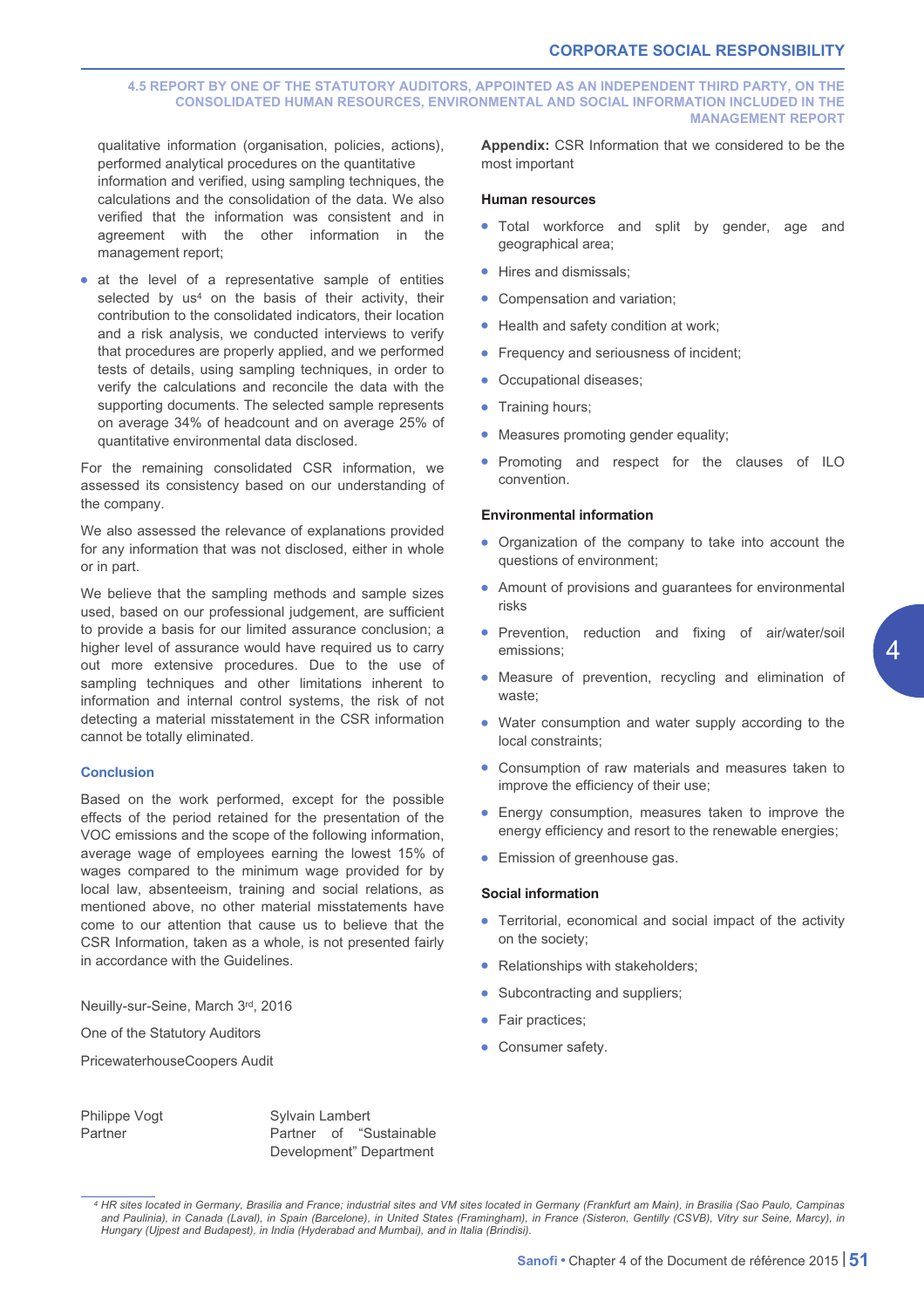qualitative information (organisation, policies, actions), performed analytical procedures on the quantitative information and verified, using sampling techniques, the calculations and the consolidation of the data. We also verified that the information was consistent and in agreement with the other information in the management report;

- at the level of a representative sample of entities selected by us[4] on the basis of their activity, their contribution to the consolidated indicators, their location and a risk analysis, we conducted interviews to verify that procedures are properly applied, and we performed tests of details, using sampling techniques, in order to verify the calculations and reconcile the data with the supporting documents. The selected sample represents on average 34% of headcount and on average 25% of quantitative environmental data disclosed.

For the remaining consolidated CSR information, we assessed its consistency based on our understanding of the company.

We also assessed the relevance of explanations provided for any information that was not disclosed, either in whole or in part.

We believe that the sampling methods and sample sizes used, based on our professional judgement, are sufficient to provide a basis for our limited assurance conclusion; a higher level of assurance would have required us to carry out more extensive procedures. Due to the use of sampling techniques and other limitations inherent to information and internal control systems, the risk of not detecting a material misstatement in the CSR information cannot be totally eliminated.

### Conclusion

Based on the work performed, except for the possible effects of the period retained for the presentation of the VOC emissions and the scope of the following information, average wage of employees earning the lowest 15% of wages compared to the minimum wage provided for by local law, absenteeism, training and social relations, as mentioned above, no other material misstatements have come to our attention that cause us to believe that the CSR Information, taken as a whole, is not presented fairly in accordance with the Guidelines.

Neuilly-sur-Seine, March 3rd, 2016

One of the Statutory Auditors

PricewaterhouseCoopers Audit

Philippe Vogt
Partner

Sylvain Lambert
Partner of "Sustainable Development" Department

**Appendix:** CSR Information that we considered to be the most important

#### Human resources

- Total workforce and split by gender, age and geographical area;
- Hires and dismissals;
- Compensation and variation;
- Health and safety condition at work;
- Frequency and seriousness of incident;
- Occupational diseases;
- Training hours;
- Measures promoting gender equality;
- Promoting and respect for the clauses of ILO convention.

#### Environmental information

- Organization of the company to take into account the questions of environment;
- Amount of provisions and guarantees for environmental risks
- Prevention, reduction and fixing of air/water/soil emissions;
- Measure of prevention, recycling and elimination of waste;
- Water consumption and water supply according to the local constraints;
- Consumption of raw materials and measures taken to improve the efficiency of their use;
- Energy consumption, measures taken to improve the energy efficiency and resort to the renewable energies;
- Emission of greenhouse gas.

#### Social information

- Territorial, economical and social impact of the activity on the society;
- Relationships with stakeholders;
- Subcontracting and suppliers;
- Fair practices;
- Consumer safety.

*[4] HR sites located in Germany, Brasilia and France; industrial sites and VM sites located in Germany (Frankfurt am Main), in Brasilia (Sao Paulo, Campinas and Paulinia), in Canada (Laval), in Spain (Barcelone), in United States (Framingham), in France (Sisteron, Gentilly (CSVB), Vitry sur Seine, Marcy), in Hungary (Ujpest and Budapest), in India (Hyderabad and Mumbai), and in Italia (Brindisi).*